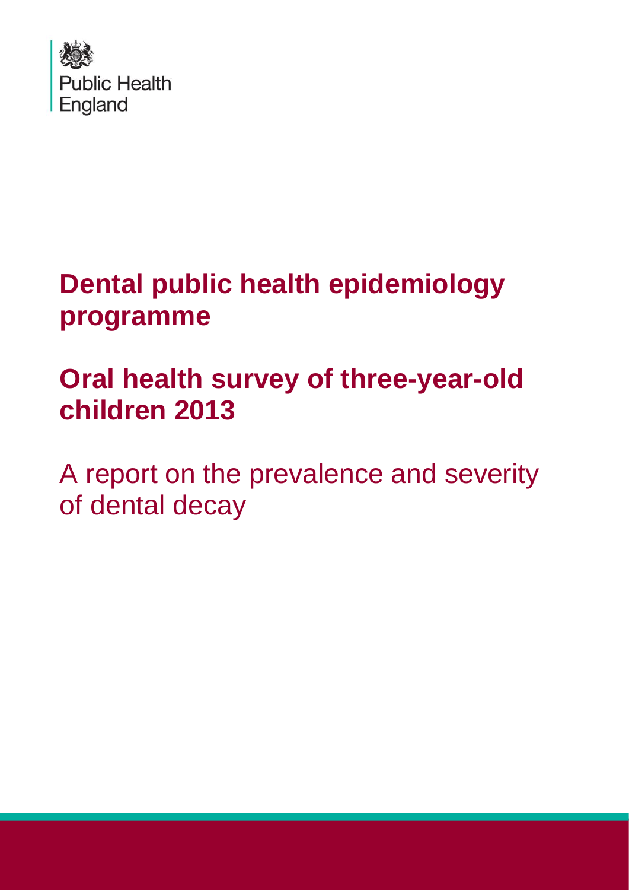Public Health England

# Dental public health epidemiology programme

# Oral health survey of three-year-old children 2013

A report on the prevalence and severity of dental decay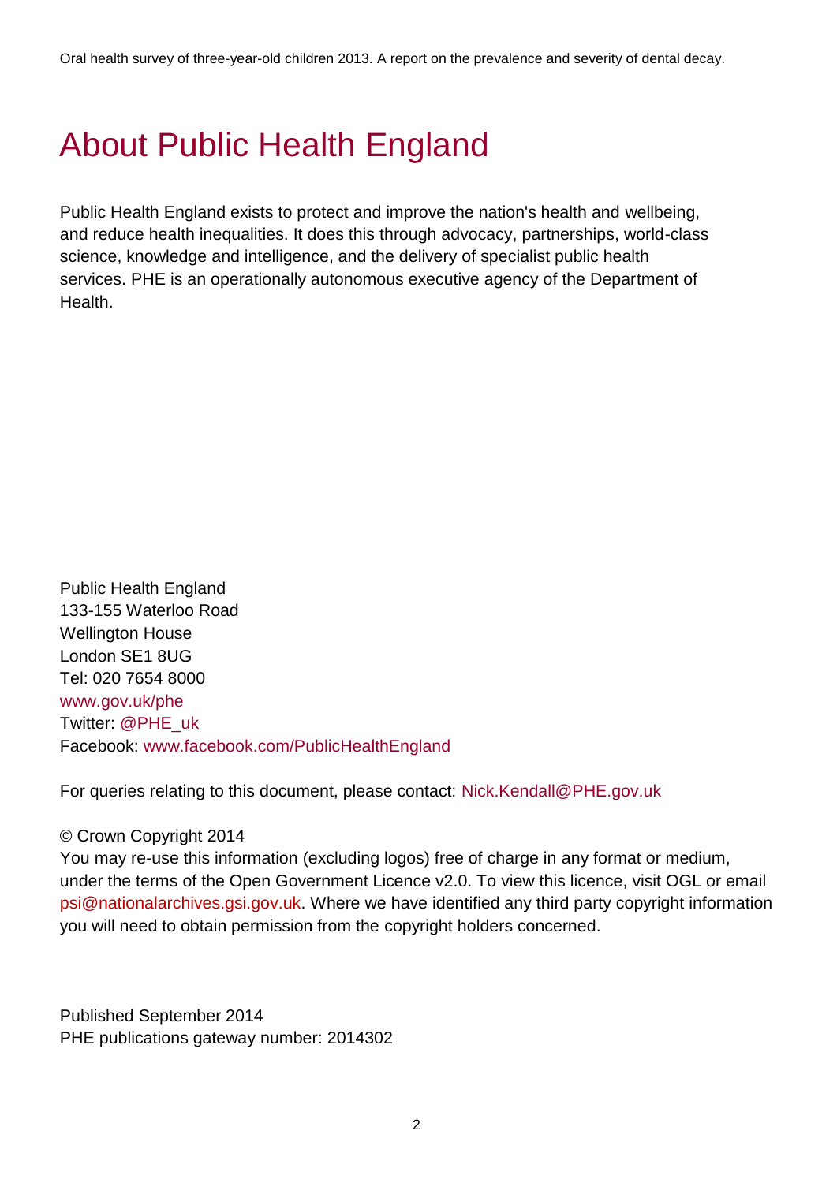# About Public Health England

Public Health England exists to protect and improve the nation's health and wellbeing, and reduce health inequalities. It does this through advocacy, partnerships, world-class science, knowledge and intelligence, and the delivery of specialist public health services. PHE is an operationally autonomous executive agency of the Department of Health.

Public Health England
133-155 Waterloo Road
Wellington House
London SE1 8UG
Tel: 020 7654 8000
www.gov.uk/phe
Twitter: @PHE_uk
Facebook: www.facebook.com/PublicHealthEngland

For queries relating to this document, please contact: Nick.Kendall@PHE.gov.uk

© Crown Copyright 2014
You may re-use this information (excluding logos) free of charge in any format or medium, under the terms of the Open Government Licence v2.0. To view this licence, visit OGL or email psi@nationalarchives.gsi.gov.uk. Where we have identified any third party copyright information you will need to obtain permission from the copyright holders concerned.

Published September 2014
PHE publications gateway number: 2014302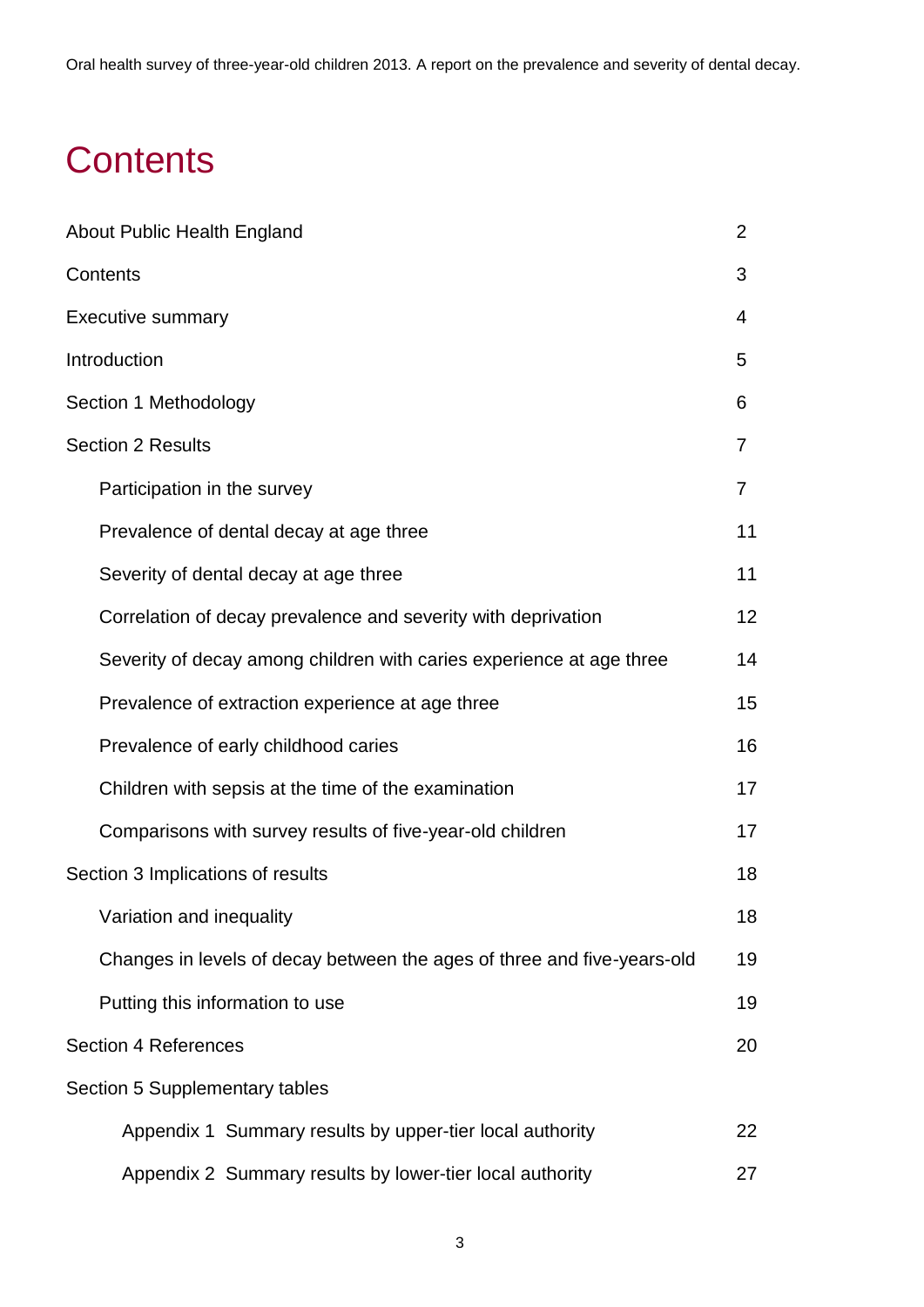# Contents

| | |
|---|---|
| About Public Health England | 2 |
| Contents | 3 |
| Executive summary | 4 |
| Introduction | 5 |
| Section 1 Methodology | 6 |
| Section 2 Results | 7 |
| Participation in the survey | 7 |
| Prevalence of dental decay at age three | 11 |
| Severity of dental decay at age three | 11 |
| Correlation of decay prevalence and severity with deprivation | 12 |
| Severity of decay among children with caries experience at age three | 14 |
| Prevalence of extraction experience at age three | 15 |
| Prevalence of early childhood caries | 16 |
| Children with sepsis at the time of the examination | 17 |
| Comparisons with survey results of five-year-old children | 17 |
| Section 3 Implications of results | 18 |
| Variation and inequality | 18 |
| Changes in levels of decay between the ages of three and five-years-old | 19 |
| Putting this information to use | 19 |
| Section 4 References | 20 |
| Section 5 Supplementary tables | |
| Appendix 1 Summary results by upper-tier local authority | 22 |
| Appendix 2 Summary results by lower-tier local authority | 27 |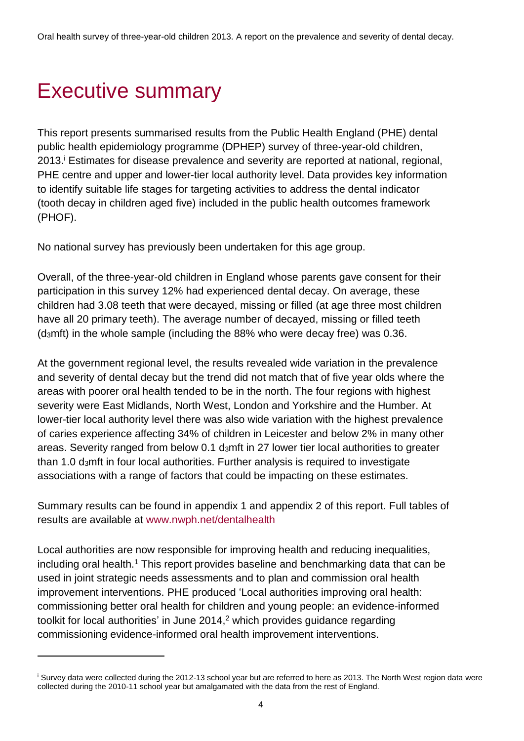# Executive summary

This report presents summarised results from the Public Health England (PHE) dental public health epidemiology programme (DPHEP) survey of three-year-old children, 2013.[i] Estimates for disease prevalence and severity are reported at national, regional, PHE centre and upper and lower-tier local authority level. Data provides key information to identify suitable life stages for targeting activities to address the dental indicator (tooth decay in children aged five) included in the public health outcomes framework (PHOF).

No national survey has previously been undertaken for this age group.

Overall, of the three-year-old children in England whose parents gave consent for their participation in this survey 12% had experienced dental decay. On average, these children had 3.08 teeth that were decayed, missing or filled (at age three most children have all 20 primary teeth). The average number of decayed, missing or filled teeth ($d_3$mft) in the whole sample (including the 88% who were decay free) was 0.36.

At the government regional level, the results revealed wide variation in the prevalence and severity of dental decay but the trend did not match that of five year olds where the areas with poorer oral health tended to be in the north. The four regions with highest severity were East Midlands, North West, London and Yorkshire and the Humber. At lower-tier local authority level there was also wide variation with the highest prevalence of caries experience affecting 34% of children in Leicester and below 2% in many other areas. Severity ranged from below 0.1 $d_3$mft in 27 lower tier local authorities to greater than 1.0 $d_3$mft in four local authorities. Further analysis is required to investigate associations with a range of factors that could be impacting on these estimates.

Summary results can be found in appendix 1 and appendix 2 of this report. Full tables of results are available at www.nwph.net/dentalhealth

Local authorities are now responsible for improving health and reducing inequalities, including oral health.[1] This report provides baseline and benchmarking data that can be used in joint strategic needs assessments and to plan and commission oral health improvement interventions. PHE produced 'Local authorities improving oral health: commissioning better oral health for children and young people: an evidence-informed toolkit for local authorities' in June 2014,[2] which provides guidance regarding commissioning evidence-informed oral health improvement interventions.

---

[i] Survey data were collected during the 2012-13 school year but are referred to here as 2013. The North West region data were collected during the 2010-11 school year but amalgamated with the data from the rest of England.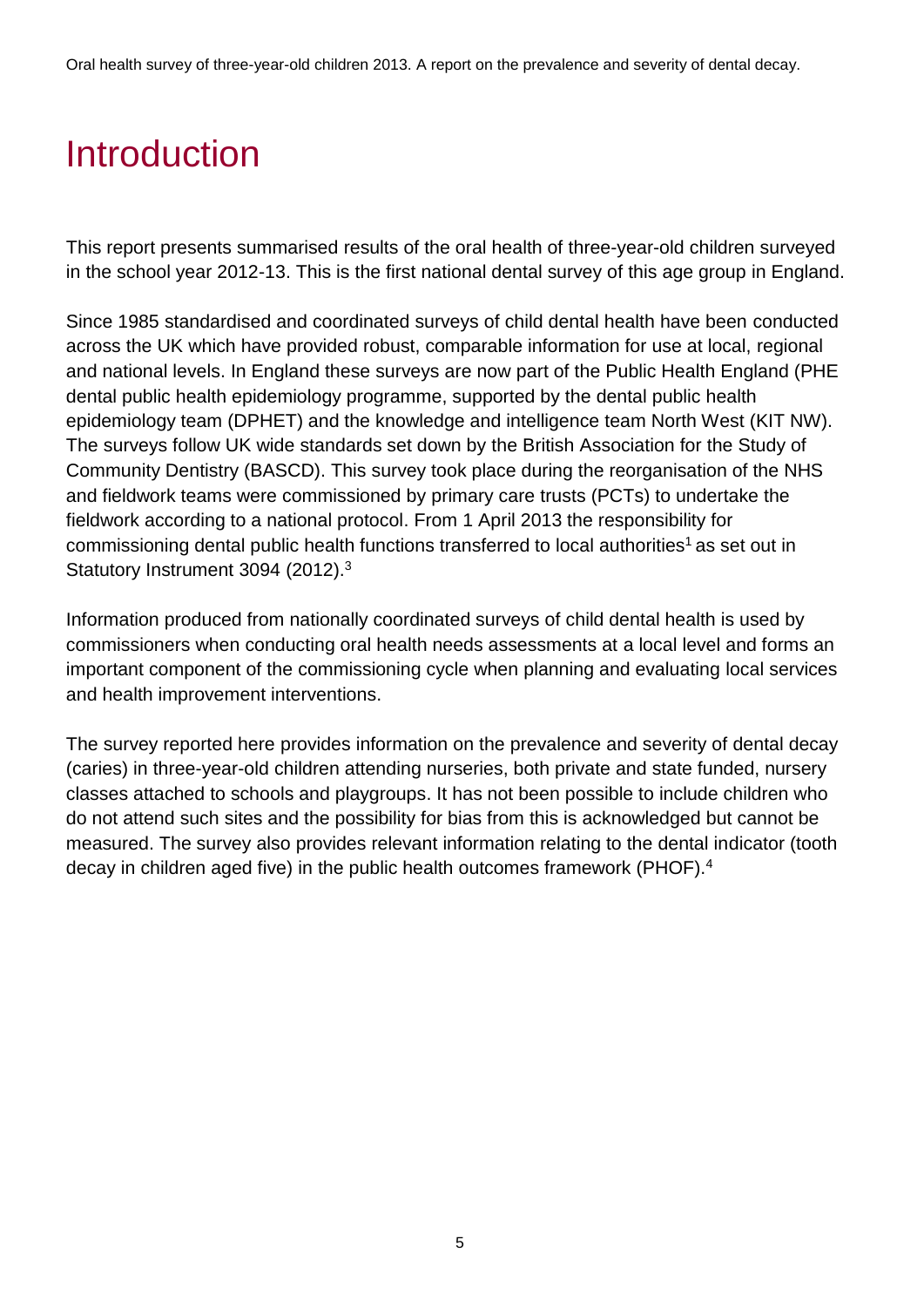# Introduction

This report presents summarised results of the oral health of three-year-old children surveyed in the school year 2012-13. This is the first national dental survey of this age group in England.

Since 1985 standardised and coordinated surveys of child dental health have been conducted across the UK which have provided robust, comparable information for use at local, regional and national levels. In England these surveys are now part of the Public Health England (PHE dental public health epidemiology programme, supported by the dental public health epidemiology team (DPHET) and the knowledge and intelligence team North West (KIT NW). The surveys follow UK wide standards set down by the British Association for the Study of Community Dentistry (BASCD). This survey took place during the reorganisation of the NHS and fieldwork teams were commissioned by primary care trusts (PCTs) to undertake the fieldwork according to a national protocol. From 1 April 2013 the responsibility for commissioning dental public health functions transferred to local authorities[1] as set out in Statutory Instrument 3094 (2012).[3]

Information produced from nationally coordinated surveys of child dental health is used by commissioners when conducting oral health needs assessments at a local level and forms an important component of the commissioning cycle when planning and evaluating local services and health improvement interventions.

The survey reported here provides information on the prevalence and severity of dental decay (caries) in three-year-old children attending nurseries, both private and state funded, nursery classes attached to schools and playgroups. It has not been possible to include children who do not attend such sites and the possibility for bias from this is acknowledged but cannot be measured. The survey also provides relevant information relating to the dental indicator (tooth decay in children aged five) in the public health outcomes framework (PHOF).[4]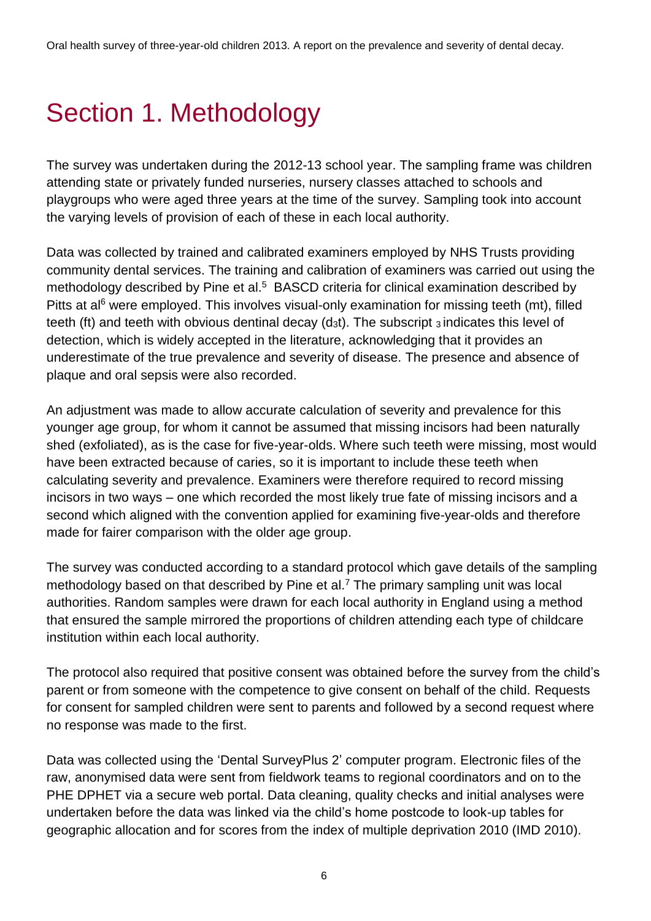# Section 1. Methodology

The survey was undertaken during the 2012-13 school year. The sampling frame was children attending state or privately funded nurseries, nursery classes attached to schools and playgroups who were aged three years at the time of the survey. Sampling took into account the varying levels of provision of each of these in each local authority.

Data was collected by trained and calibrated examiners employed by NHS Trusts providing community dental services. The training and calibration of examiners was carried out using the methodology described by Pine et al.[5] BASCD criteria for clinical examination described by Pitts at al[6] were employed. This involves visual-only examination for missing teeth (mt), filled teeth (ft) and teeth with obvious dentinal decay ($d_3t$). The subscript $_3$ indicates this level of detection, which is widely accepted in the literature, acknowledging that it provides an underestimate of the true prevalence and severity of disease. The presence and absence of plaque and oral sepsis were also recorded.

An adjustment was made to allow accurate calculation of severity and prevalence for this younger age group, for whom it cannot be assumed that missing incisors had been naturally shed (exfoliated), as is the case for five-year-olds. Where such teeth were missing, most would have been extracted because of caries, so it is important to include these teeth when calculating severity and prevalence. Examiners were therefore required to record missing incisors in two ways – one which recorded the most likely true fate of missing incisors and a second which aligned with the convention applied for examining five-year-olds and therefore made for fairer comparison with the older age group.

The survey was conducted according to a standard protocol which gave details of the sampling methodology based on that described by Pine et al.[7] The primary sampling unit was local authorities. Random samples were drawn for each local authority in England using a method that ensured the sample mirrored the proportions of children attending each type of childcare institution within each local authority.

The protocol also required that positive consent was obtained before the survey from the child's parent or from someone with the competence to give consent on behalf of the child. Requests for consent for sampled children were sent to parents and followed by a second request where no response was made to the first.

Data was collected using the 'Dental SurveyPlus 2' computer program. Electronic files of the raw, anonymised data were sent from fieldwork teams to regional coordinators and on to the PHE DPHET via a secure web portal. Data cleaning, quality checks and initial analyses were undertaken before the data was linked via the child's home postcode to look-up tables for geographic allocation and for scores from the index of multiple deprivation 2010 (IMD 2010).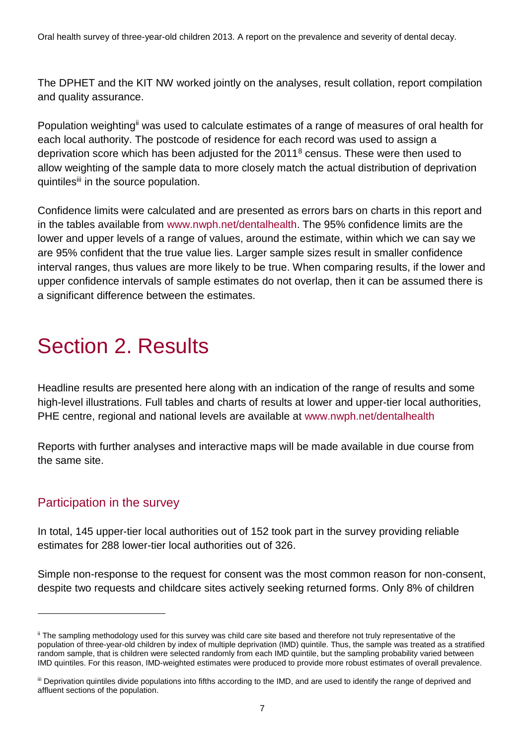The DPHET and the KIT NW worked jointly on the analyses, result collation, report compilation and quality assurance.

Population weighting[ii] was used to calculate estimates of a range of measures of oral health for each local authority. The postcode of residence for each record was used to assign a deprivation score which has been adjusted for the 2011[8] census. These were then used to allow weighting of the sample data to more closely match the actual distribution of deprivation quintiles[iii] in the source population.

Confidence limits were calculated and are presented as errors bars on charts in this report and in the tables available from www.nwph.net/dentalhealth. The 95% confidence limits are the lower and upper levels of a range of values, around the estimate, within which we can say we are 95% confident that the true value lies. Larger sample sizes result in smaller confidence interval ranges, thus values are more likely to be true. When comparing results, if the lower and upper confidence intervals of sample estimates do not overlap, then it can be assumed there is a significant difference between the estimates.

# Section 2. Results

Headline results are presented here along with an indication of the range of results and some high-level illustrations. Full tables and charts of results at lower and upper-tier local authorities, PHE centre, regional and national levels are available at www.nwph.net/dentalhealth

Reports with further analyses and interactive maps will be made available in due course from the same site.

## Participation in the survey

In total, 145 upper-tier local authorities out of 152 took part in the survey providing reliable estimates for 288 lower-tier local authorities out of 326.

Simple non-response to the request for consent was the most common reason for non-consent, despite two requests and childcare sites actively seeking returned forms. Only 8% of children

---

[ii] The sampling methodology used for this survey was child care site based and therefore not truly representative of the population of three-year-old children by index of multiple deprivation (IMD) quintile. Thus, the sample was treated as a stratified random sample, that is children were selected randomly from each IMD quintile, but the sampling probability varied between IMD quintiles. For this reason, IMD-weighted estimates were produced to provide more robust estimates of overall prevalence.

[iii] Deprivation quintiles divide populations into fifths according to the IMD, and are used to identify the range of deprived and affluent sections of the population.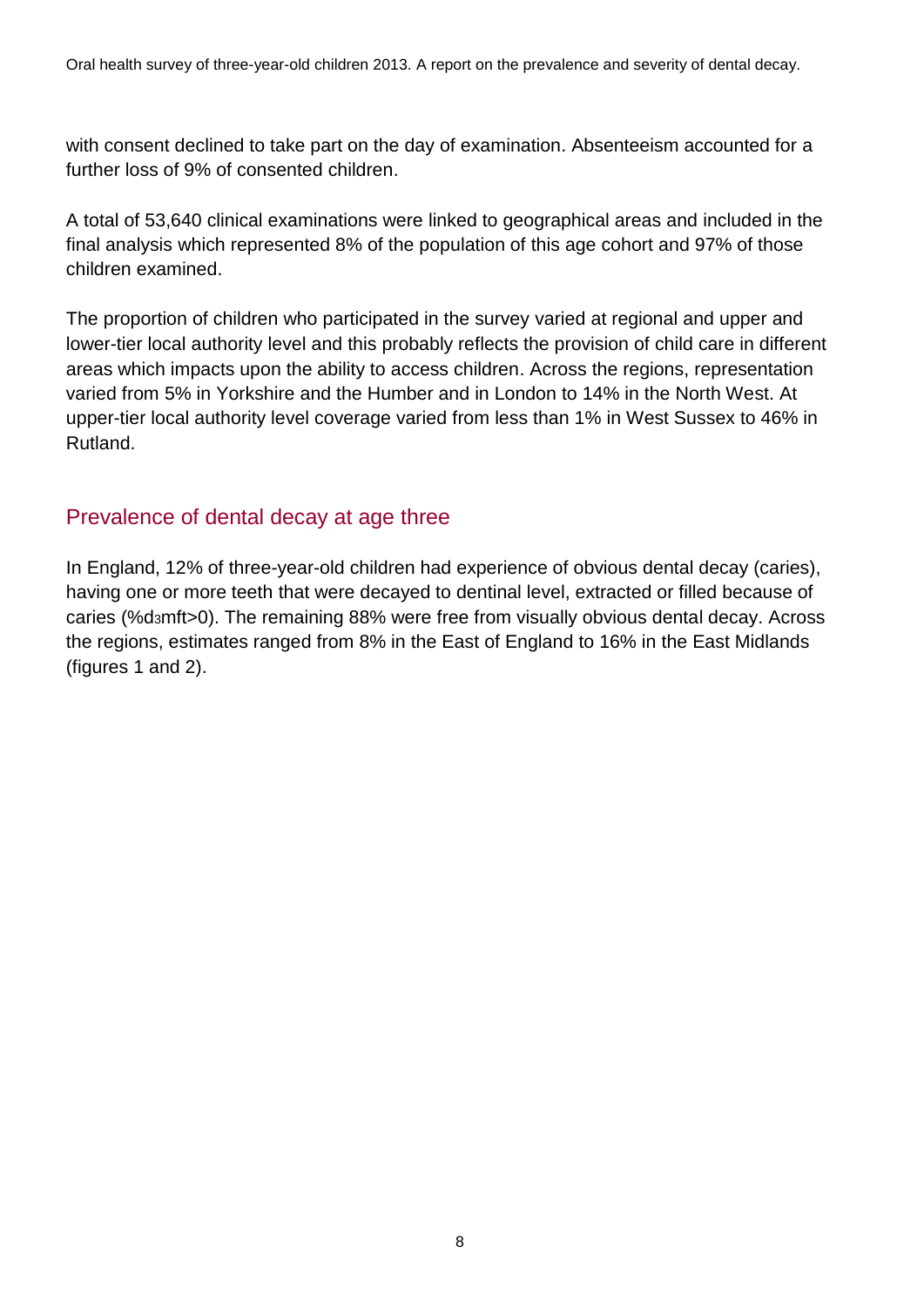with consent declined to take part on the day of examination. Absenteeism accounted for a further loss of 9% of consented children.

A total of 53,640 clinical examinations were linked to geographical areas and included in the final analysis which represented 8% of the population of this age cohort and 97% of those children examined.

The proportion of children who participated in the survey varied at regional and upper and lower-tier local authority level and this probably reflects the provision of child care in different areas which impacts upon the ability to access children. Across the regions, representation varied from 5% in Yorkshire and the Humber and in London to 14% in the North West. At upper-tier local authority level coverage varied from less than 1% in West Sussex to 46% in Rutland.

## Prevalence of dental decay at age three

In England, 12% of three-year-old children had experience of obvious dental decay (caries), having one or more teeth that were decayed to dentinal level, extracted or filled because of caries (%$d_3$mft>0). The remaining 88% were free from visually obvious dental decay. Across the regions, estimates ranged from 8% in the East of England to 16% in the East Midlands (figures 1 and 2).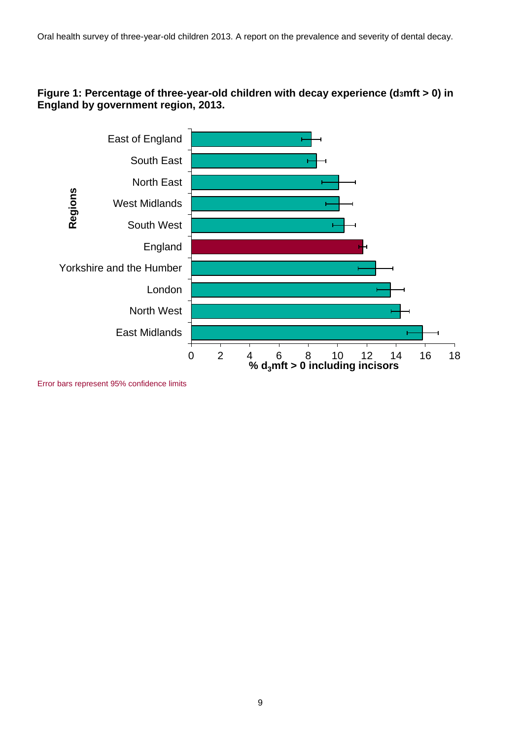**Figure 1: Percentage of three-year-old children with decay experience ($d_3$mft > 0) in England by government region, 2013.**

Regions: East of England, South East, North East, West Midlands, South West, England, Yorkshire and the Humber, London, North West, East Midlands

% $d_3$mft > 0 including incisors

Error bars represent 95% confidence limits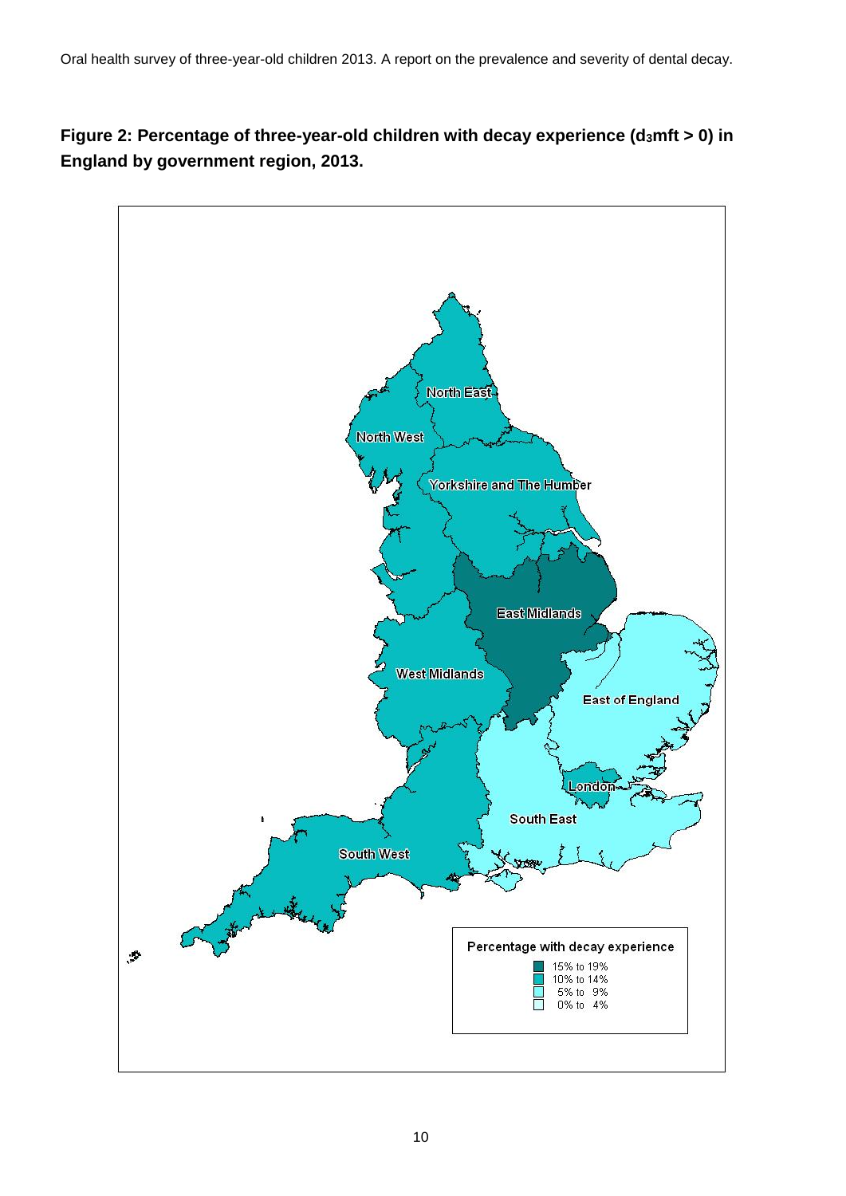**Figure 2: Percentage of three-year-old children with decay experience ($d_3mft > 0$) in England by government region, 2013.**

North East

North West

Yorkshire and The Humber

East Midlands

West Midlands

East of England

London

South East

South West

Percentage with decay experience

15% to 19%

10% to 14%

5% to 9%

0% to 4%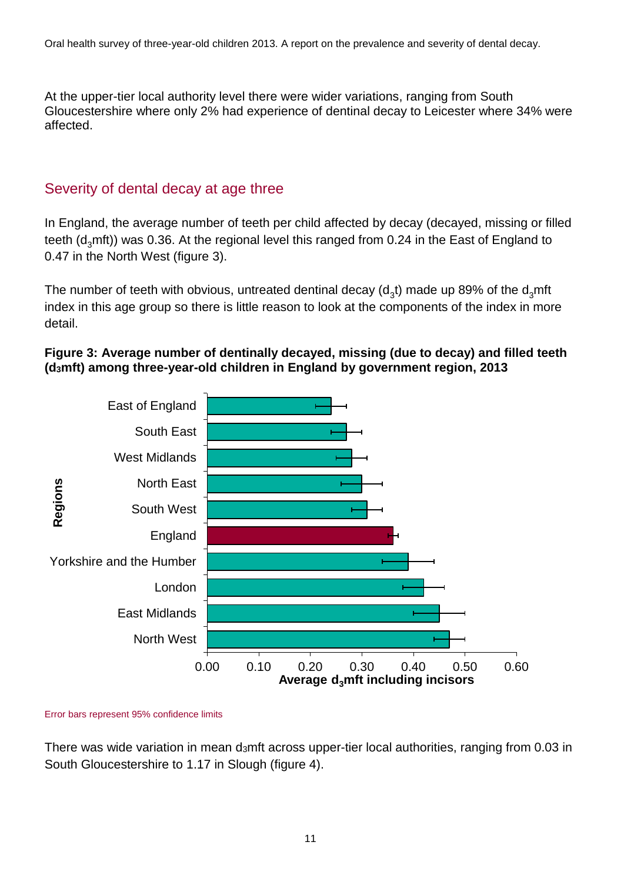At the upper-tier local authority level there were wider variations, ranging from South Gloucestershire where only 2% had experience of dentinal decay to Leicester where 34% were affected.

## Severity of dental decay at age three

In England, the average number of teeth per child affected by decay (decayed, missing or filled teeth ($d_3$mft)) was 0.36. At the regional level this ranged from 0.24 in the East of England to 0.47 in the North West (figure 3).

The number of teeth with obvious, untreated dentinal decay ($d_3$t) made up 89% of the $d_3$mft index in this age group so there is little reason to look at the components of the index in more detail.

**Figure 3: Average number of dentinally decayed, missing (due to decay) and filled teeth ($d_3$mft) among three-year-old children in England by government region, 2013**

| Regions | Average $d_3$mft including incisors |
|---|---|
| East of England | 0.24 |
| South East | 0.27 |
| West Midlands | 0.28 |
| North East | 0.30 |
| South West | 0.31 |
| England | 0.36 |
| Yorkshire and the Humber | 0.39 |
| London | 0.42 |
| East Midlands | 0.45 |
| North West | 0.47 |

Error bars represent 95% confidence limits

There was wide variation in mean $d_3$mft across upper-tier local authorities, ranging from 0.03 in South Gloucestershire to 1.17 in Slough (figure 4).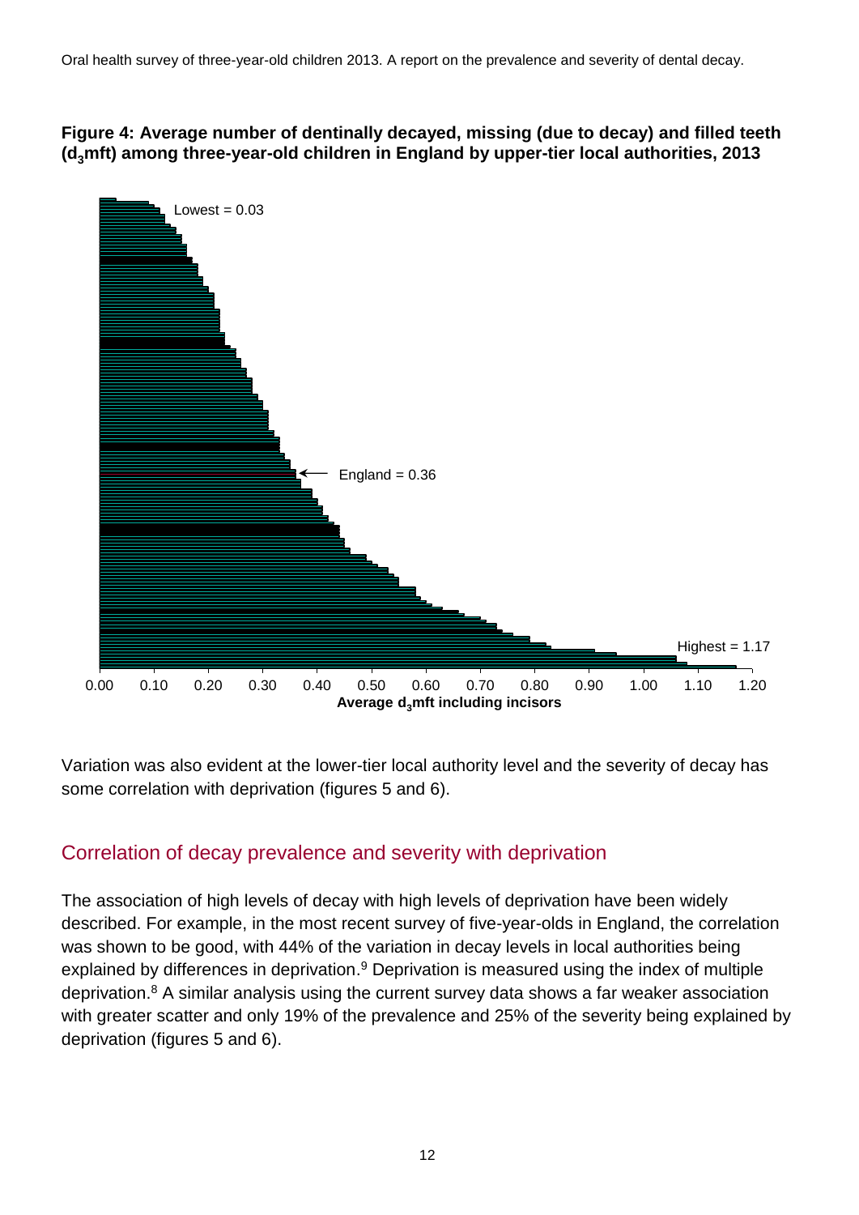**Figure 4: Average number of dentinally decayed, missing (due to decay) and filled teeth ($d_3$mft) among three-year-old children in England by upper-tier local authorities, 2013**

Lowest = 0.03

England = 0.36

Highest = 1.17

Average $d_3$mft including incisors

Variation was also evident at the lower-tier local authority level and the severity of decay has some correlation with deprivation (figures 5 and 6).

## Correlation of decay prevalence and severity with deprivation

The association of high levels of decay with high levels of deprivation have been widely described. For example, in the most recent survey of five-year-olds in England, the correlation was shown to be good, with 44% of the variation in decay levels in local authorities being explained by differences in deprivation.[9] Deprivation is measured using the index of multiple deprivation.[8] A similar analysis using the current survey data shows a far weaker association with greater scatter and only 19% of the prevalence and 25% of the severity being explained by deprivation (figures 5 and 6).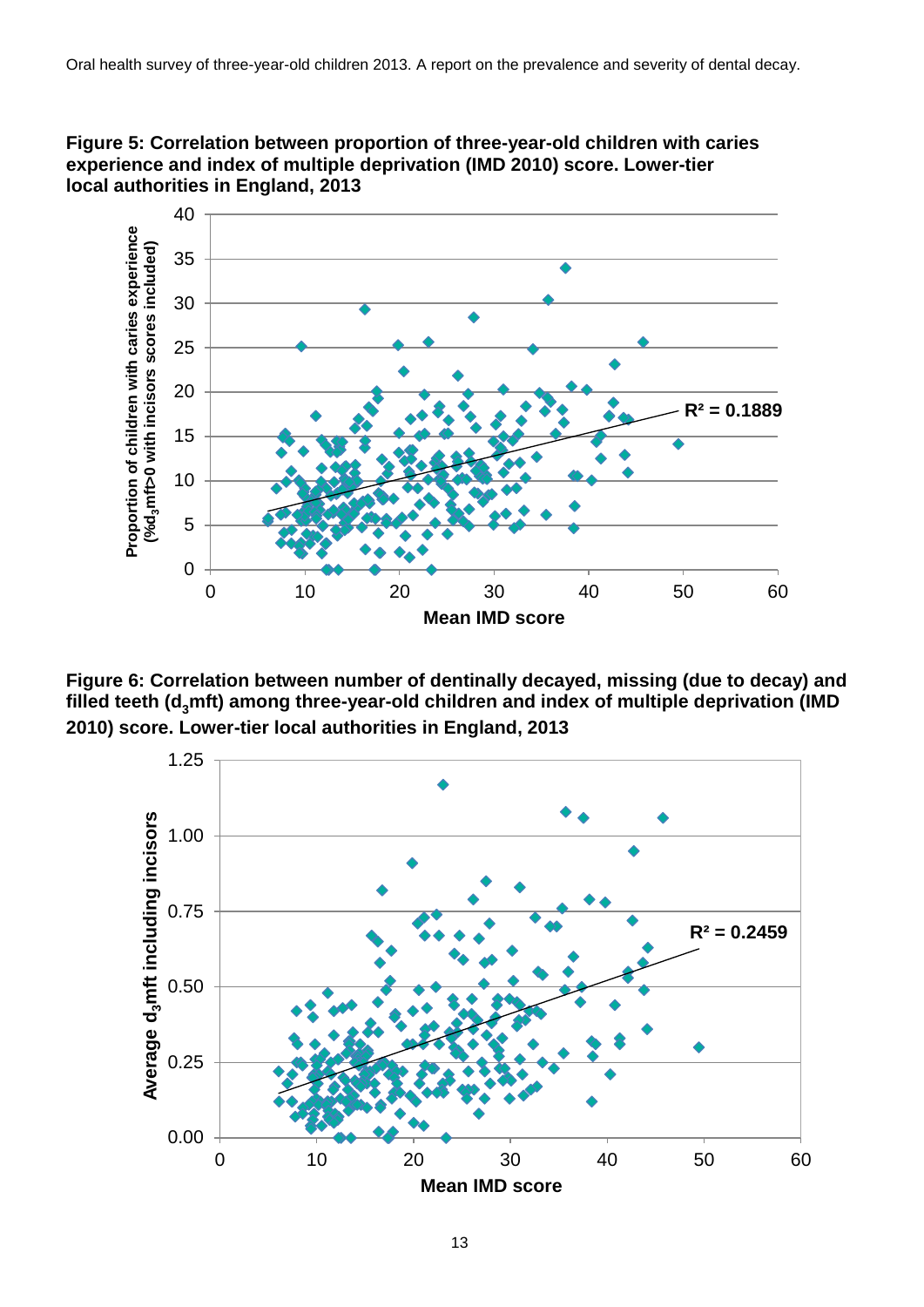**Figure 5: Correlation between proportion of three-year-old children with caries experience and index of multiple deprivation (IMD 2010) score. Lower-tier local authorities in England, 2013**

**Figure 6: Correlation between number of dentinally decayed, missing (due to decay) and filled teeth ($d_3$mft) among three-year-old children and index of multiple deprivation (IMD 2010) score. Lower-tier local authorities in England, 2013**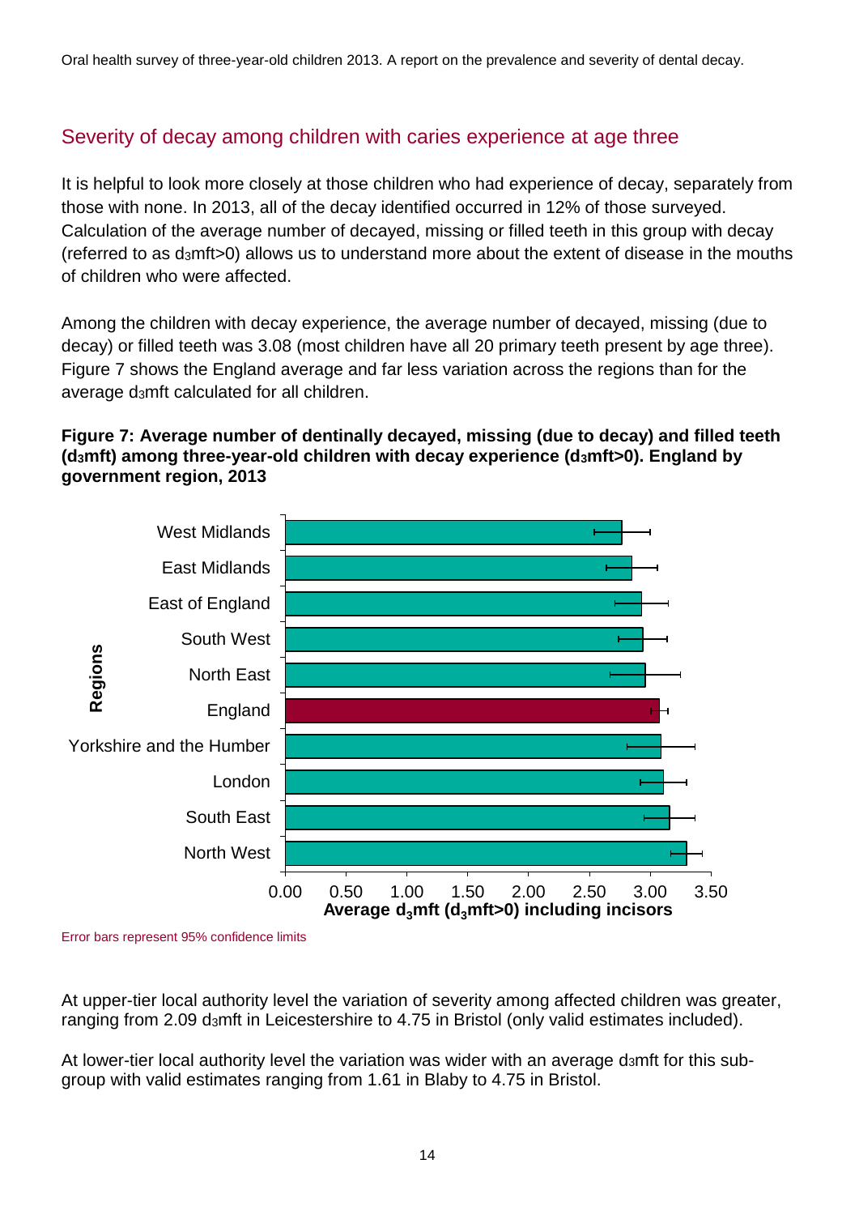## Severity of decay among children with caries experience at age three

It is helpful to look more closely at those children who had experience of decay, separately from those with none. In 2013, all of the decay identified occurred in 12% of those surveyed. Calculation of the average number of decayed, missing or filled teeth in this group with decay (referred to as $d_3$mft>0) allows us to understand more about the extent of disease in the mouths of children who were affected.

Among the children with decay experience, the average number of decayed, missing (due to decay) or filled teeth was 3.08 (most children have all 20 primary teeth present by age three). Figure 7 shows the England average and far less variation across the regions than for the average $d_3$mft calculated for all children.

**Figure 7: Average number of dentinally decayed, missing (due to decay) and filled teeth ($d_3$mft) among three-year-old children with decay experience ($d_3$mft>0). England by government region, 2013**

Error bars represent 95% confidence limits

At upper-tier local authority level the variation of severity among affected children was greater, ranging from 2.09 $d_3$mft in Leicestershire to 4.75 in Bristol (only valid estimates included).

At lower-tier local authority level the variation was wider with an average $d_3$mft for this sub-group with valid estimates ranging from 1.61 in Blaby to 4.75 in Bristol.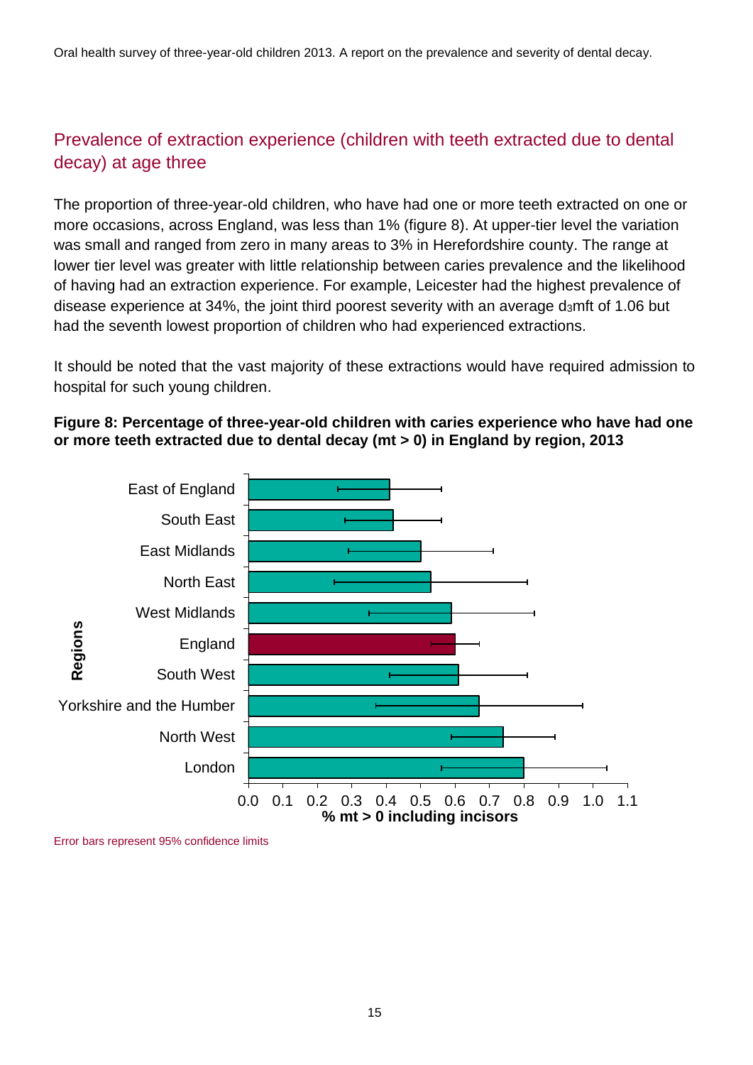## Prevalence of extraction experience (children with teeth extracted due to dental decay) at age three

The proportion of three-year-old children, who have had one or more teeth extracted on one or more occasions, across England, was less than 1% (figure 8). At upper-tier level the variation was small and ranged from zero in many areas to 3% in Herefordshire county. The range at lower tier level was greater with little relationship between caries prevalence and the likelihood of having had an extraction experience. For example, Leicester had the highest prevalence of disease experience at 34%, the joint third poorest severity with an average $d_3mft$ of 1.06 but had the seventh lowest proportion of children who had experienced extractions.

It should be noted that the vast majority of these extractions would have required admission to hospital for such young children.

**Figure 8: Percentage of three-year-old children with caries experience who have had one or more teeth extracted due to dental decay (mt > 0) in England by region, 2013**

Regions: East of England, South East, East Midlands, North East, West Midlands, England, South West, Yorkshire and the Humber, North West, London

% mt > 0 including incisors (axis 0.0 to 1.1)

Error bars represent 95% confidence limits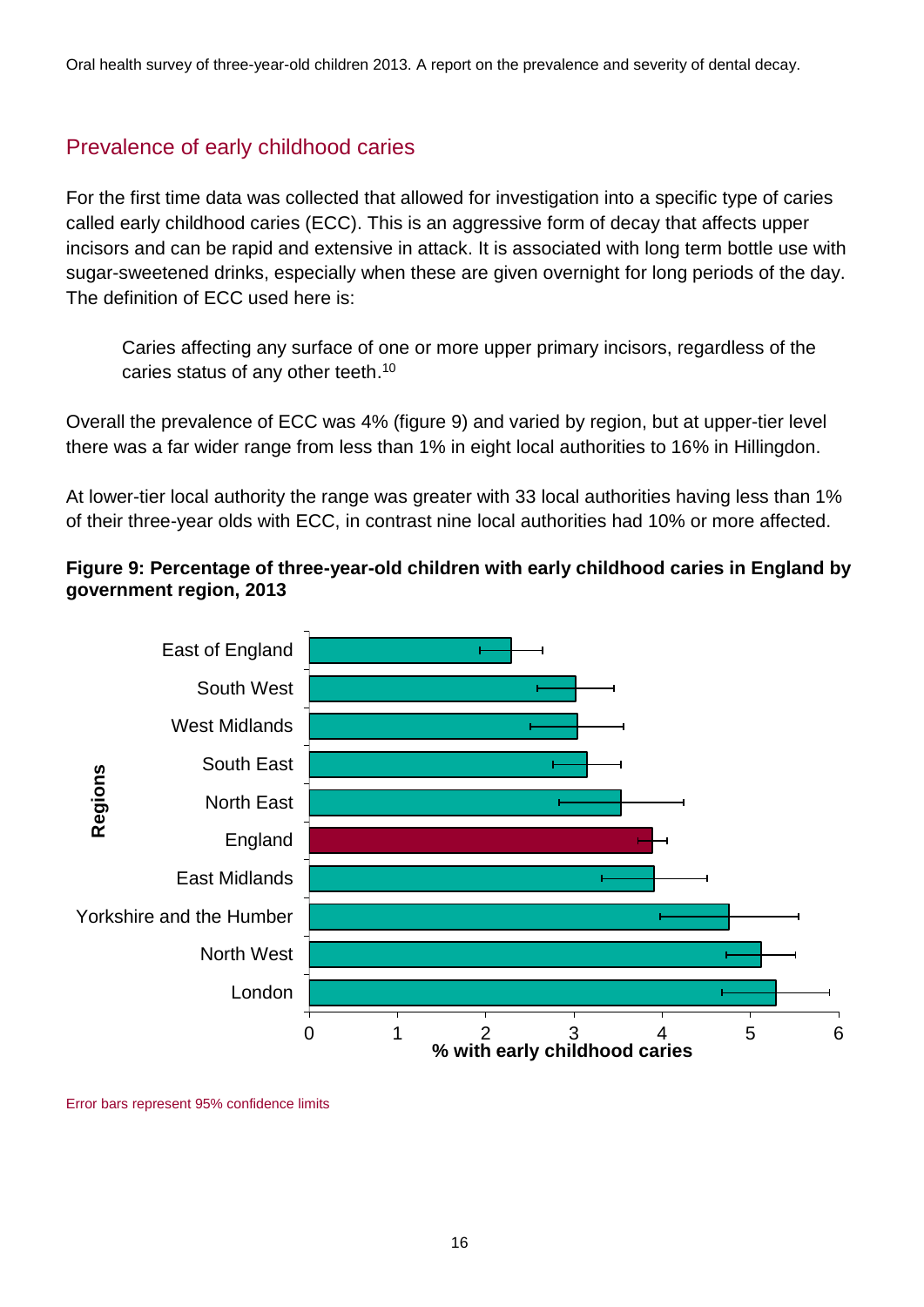## Prevalence of early childhood caries

For the first time data was collected that allowed for investigation into a specific type of caries called early childhood caries (ECC). This is an aggressive form of decay that affects upper incisors and can be rapid and extensive in attack. It is associated with long term bottle use with sugar-sweetened drinks, especially when these are given overnight for long periods of the day. The definition of ECC used here is:

> Caries affecting any surface of one or more upper primary incisors, regardless of the caries status of any other teeth.[10]

Overall the prevalence of ECC was 4% (figure 9) and varied by region, but at upper-tier level there was a far wider range from less than 1% in eight local authorities to 16% in Hillingdon.

At lower-tier local authority the range was greater with 33 local authorities having less than 1% of their three-year olds with ECC, in contrast nine local authorities had 10% or more affected.

**Figure 9: Percentage of three-year-old children with early childhood caries in England by government region, 2013**

Regions: East of England, South West, West Midlands, South East, North East, England, East Midlands, Yorkshire and the Humber, North West, London

% with early childhood caries (axis 0–6)

Error bars represent 95% confidence limits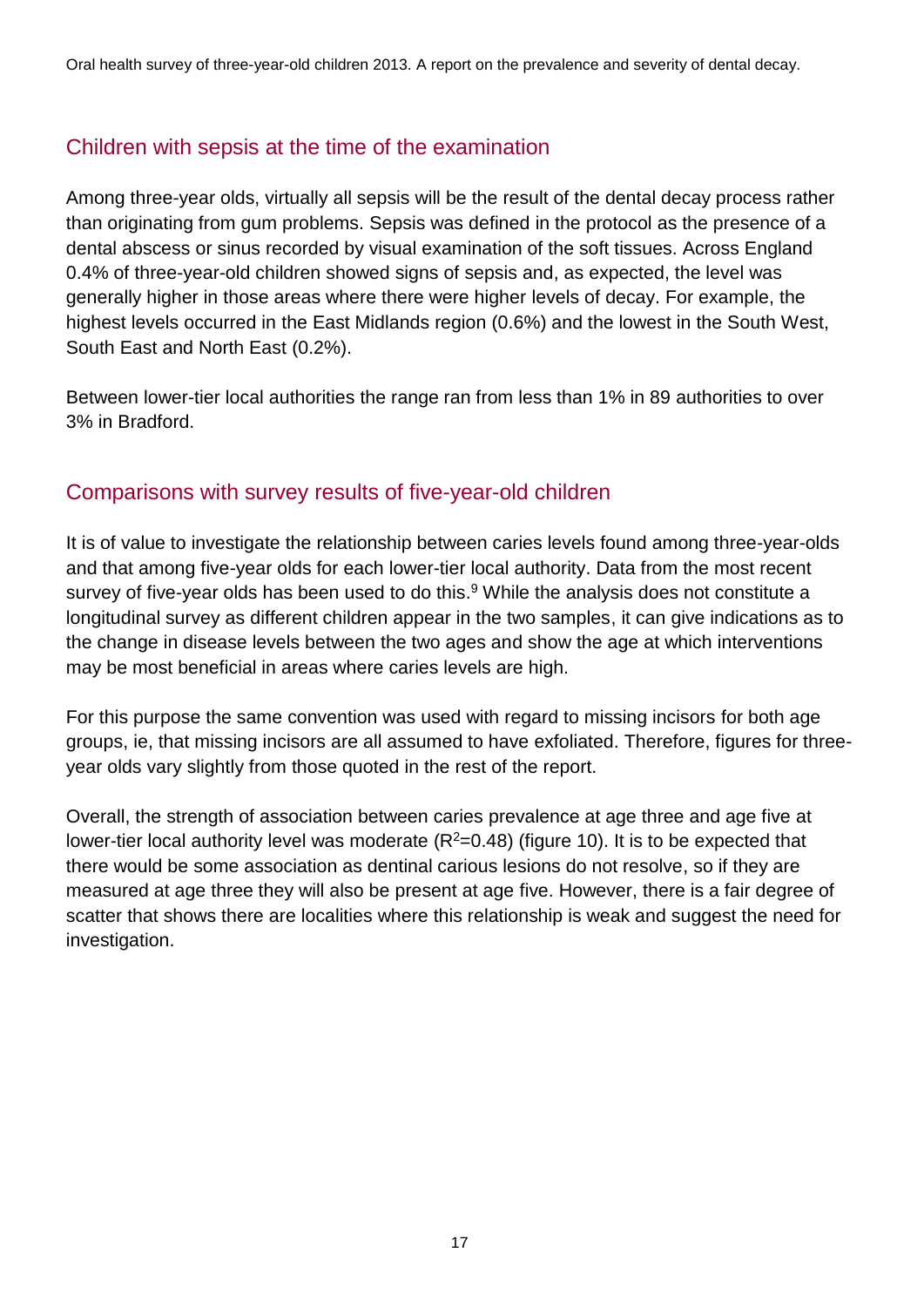## Children with sepsis at the time of the examination

Among three-year olds, virtually all sepsis will be the result of the dental decay process rather than originating from gum problems. Sepsis was defined in the protocol as the presence of a dental abscess or sinus recorded by visual examination of the soft tissues. Across England 0.4% of three-year-old children showed signs of sepsis and, as expected, the level was generally higher in those areas where there were higher levels of decay. For example, the highest levels occurred in the East Midlands region (0.6%) and the lowest in the South West, South East and North East (0.2%).

Between lower-tier local authorities the range ran from less than 1% in 89 authorities to over 3% in Bradford.

## Comparisons with survey results of five-year-old children

It is of value to investigate the relationship between caries levels found among three-year-olds and that among five-year olds for each lower-tier local authority. Data from the most recent survey of five-year olds has been used to do this.[9] While the analysis does not constitute a longitudinal survey as different children appear in the two samples, it can give indications as to the change in disease levels between the two ages and show the age at which interventions may be most beneficial in areas where caries levels are high.

For this purpose the same convention was used with regard to missing incisors for both age groups, ie, that missing incisors are all assumed to have exfoliated. Therefore, figures for three-year olds vary slightly from those quoted in the rest of the report.

Overall, the strength of association between caries prevalence at age three and age five at lower-tier local authority level was moderate ($R^2$=0.48) (figure 10). It is to be expected that there would be some association as dentinal carious lesions do not resolve, so if they are measured at age three they will also be present at age five. However, there is a fair degree of scatter that shows there are localities where this relationship is weak and suggest the need for investigation.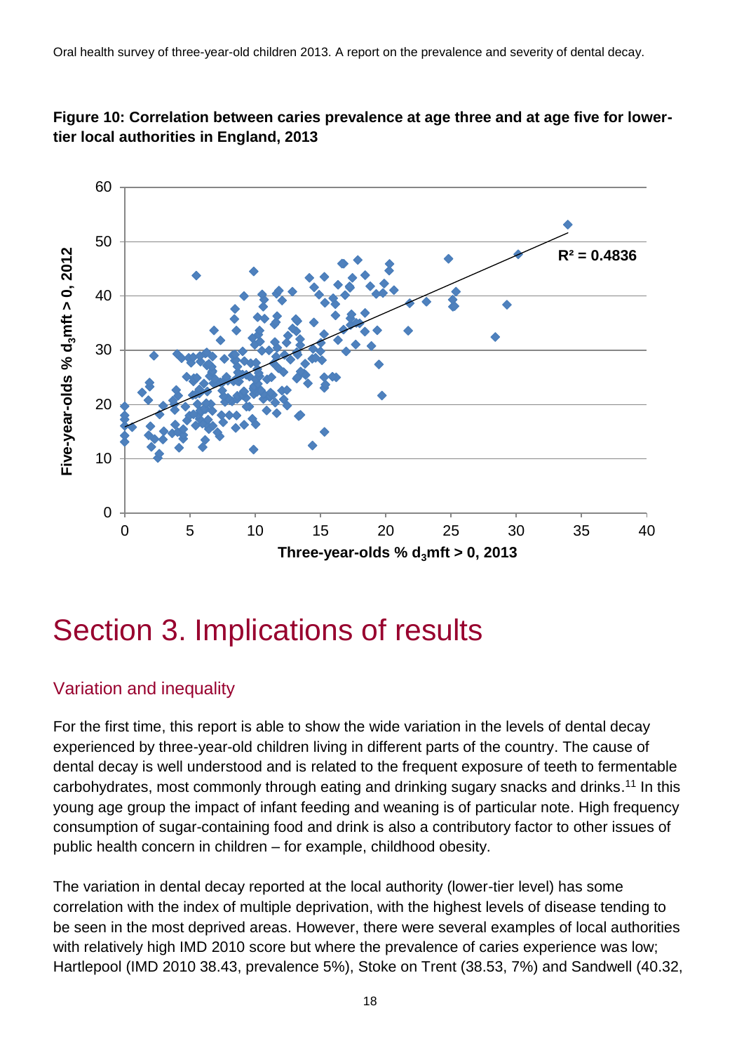**Figure 10: Correlation between caries prevalence at age three and at age five for lower-tier local authorities in England, 2013**

# Section 3. Implications of results

## Variation and inequality

For the first time, this report is able to show the wide variation in the levels of dental decay experienced by three-year-old children living in different parts of the country. The cause of dental decay is well understood and is related to the frequent exposure of teeth to fermentable carbohydrates, most commonly through eating and drinking sugary snacks and drinks.[11] In this young age group the impact of infant feeding and weaning is of particular note. High frequency consumption of sugar-containing food and drink is also a contributory factor to other issues of public health concern in children – for example, childhood obesity.

The variation in dental decay reported at the local authority (lower-tier level) has some correlation with the index of multiple deprivation, with the highest levels of disease tending to be seen in the most deprived areas. However, there were several examples of local authorities with relatively high IMD 2010 score but where the prevalence of caries experience was low; Hartlepool (IMD 2010 38.43, prevalence 5%), Stoke on Trent (38.53, 7%) and Sandwell (40.32,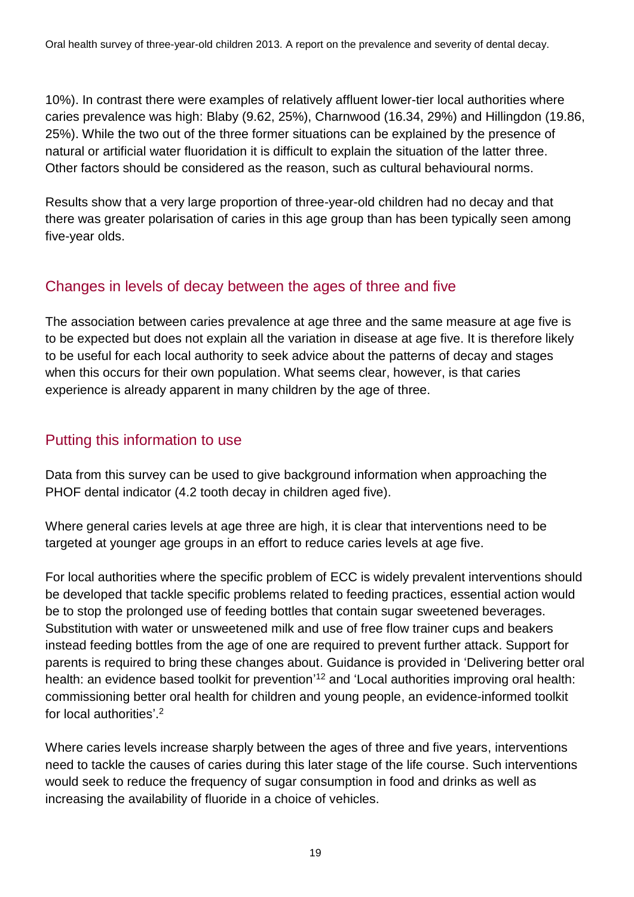10%). In contrast there were examples of relatively affluent lower-tier local authorities where caries prevalence was high: Blaby (9.62, 25%), Charnwood (16.34, 29%) and Hillingdon (19.86, 25%). While the two out of the three former situations can be explained by the presence of natural or artificial water fluoridation it is difficult to explain the situation of the latter three. Other factors should be considered as the reason, such as cultural behavioural norms.

Results show that a very large proportion of three-year-old children had no decay and that there was greater polarisation of caries in this age group than has been typically seen among five-year olds.

## Changes in levels of decay between the ages of three and five

The association between caries prevalence at age three and the same measure at age five is to be expected but does not explain all the variation in disease at age five. It is therefore likely to be useful for each local authority to seek advice about the patterns of decay and stages when this occurs for their own population. What seems clear, however, is that caries experience is already apparent in many children by the age of three.

## Putting this information to use

Data from this survey can be used to give background information when approaching the PHOF dental indicator (4.2 tooth decay in children aged five).

Where general caries levels at age three are high, it is clear that interventions need to be targeted at younger age groups in an effort to reduce caries levels at age five.

For local authorities where the specific problem of ECC is widely prevalent interventions should be developed that tackle specific problems related to feeding practices, essential action would be to stop the prolonged use of feeding bottles that contain sugar sweetened beverages. Substitution with water or unsweetened milk and use of free flow trainer cups and beakers instead feeding bottles from the age of one are required to prevent further attack. Support for parents is required to bring these changes about. Guidance is provided in 'Delivering better oral health: an evidence based toolkit for prevention'[12] and 'Local authorities improving oral health: commissioning better oral health for children and young people, an evidence-informed toolkit for local authorities'.[2]

Where caries levels increase sharply between the ages of three and five years, interventions need to tackle the causes of caries during this later stage of the life course. Such interventions would seek to reduce the frequency of sugar consumption in food and drinks as well as increasing the availability of fluoride in a choice of vehicles.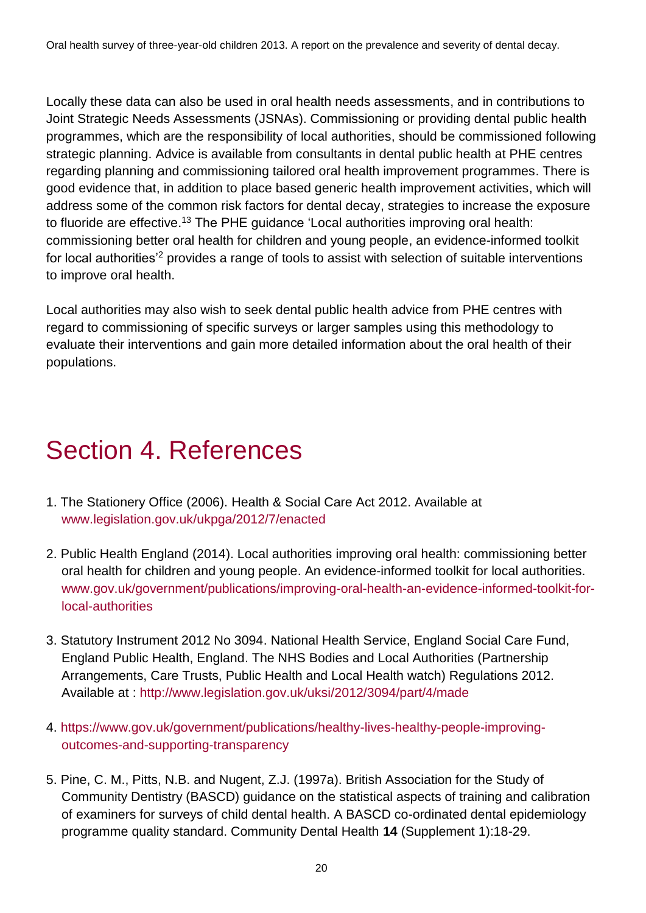Locally these data can also be used in oral health needs assessments, and in contributions to Joint Strategic Needs Assessments (JSNAs). Commissioning or providing dental public health programmes, which are the responsibility of local authorities, should be commissioned following strategic planning. Advice is available from consultants in dental public health at PHE centres regarding planning and commissioning tailored oral health improvement programmes. There is good evidence that, in addition to place based generic health improvement activities, which will address some of the common risk factors for dental decay, strategies to increase the exposure to fluoride are effective.[13] The PHE guidance 'Local authorities improving oral health: commissioning better oral health for children and young people, an evidence-informed toolkit for local authorities'[2] provides a range of tools to assist with selection of suitable interventions to improve oral health.

Local authorities may also wish to seek dental public health advice from PHE centres with regard to commissioning of specific surveys or larger samples using this methodology to evaluate their interventions and gain more detailed information about the oral health of their populations.

# Section 4. References

1. The Stationery Office (2006). Health & Social Care Act 2012. Available at www.legislation.gov.uk/ukpga/2012/7/enacted

2. Public Health England (2014). Local authorities improving oral health: commissioning better oral health for children and young people. An evidence-informed toolkit for local authorities. www.gov.uk/government/publications/improving-oral-health-an-evidence-informed-toolkit-for-local-authorities

3. Statutory Instrument 2012 No 3094. National Health Service, England Social Care Fund, England Public Health, England. The NHS Bodies and Local Authorities (Partnership Arrangements, Care Trusts, Public Health and Local Health watch) Regulations 2012. Available at : http://www.legislation.gov.uk/uksi/2012/3094/part/4/made

4. https://www.gov.uk/government/publications/healthy-lives-healthy-people-improving-outcomes-and-supporting-transparency

5. Pine, C. M., Pitts, N.B. and Nugent, Z.J. (1997a). British Association for the Study of Community Dentistry (BASCD) guidance on the statistical aspects of training and calibration of examiners for surveys of child dental health. A BASCD co-ordinated dental epidemiology programme quality standard. Community Dental Health **14** (Supplement 1):18-29.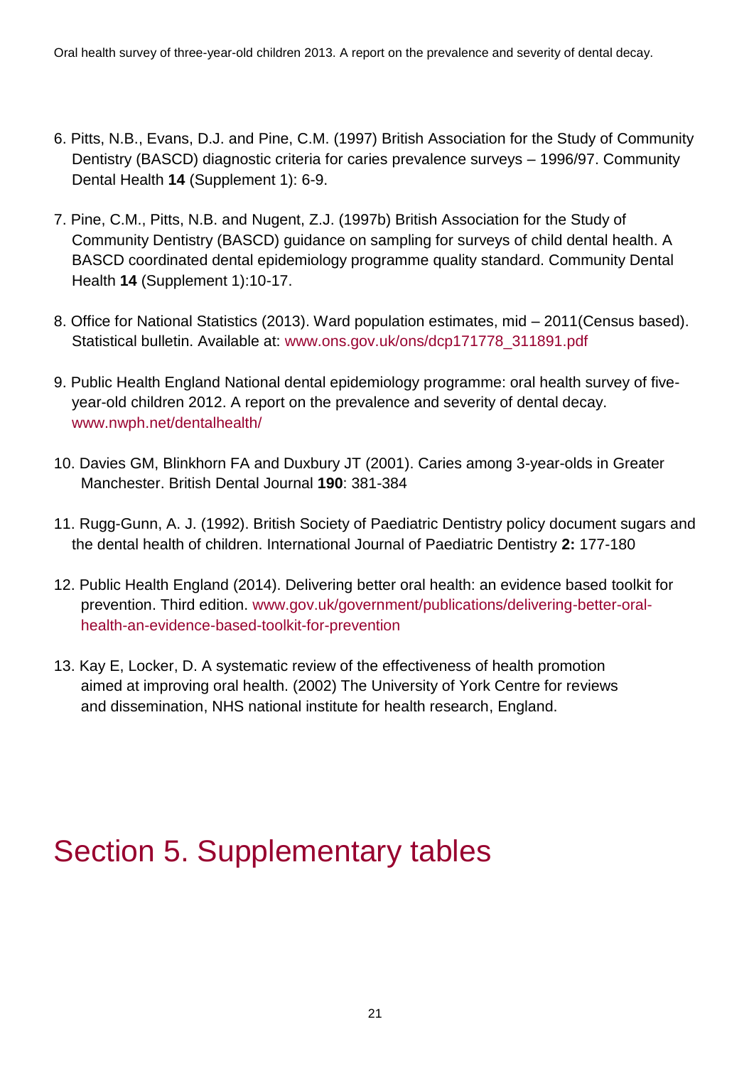6. Pitts, N.B., Evans, D.J. and Pine, C.M. (1997) British Association for the Study of Community Dentistry (BASCD) diagnostic criteria for caries prevalence surveys – 1996/97. Community Dental Health **14** (Supplement 1): 6-9.

7. Pine, C.M., Pitts, N.B. and Nugent, Z.J. (1997b) British Association for the Study of Community Dentistry (BASCD) guidance on sampling for surveys of child dental health. A BASCD coordinated dental epidemiology programme quality standard. Community Dental Health **14** (Supplement 1):10-17.

8. Office for National Statistics (2013). Ward population estimates, mid – 2011(Census based). Statistical bulletin. Available at: www.ons.gov.uk/ons/dcp171778_311891.pdf

9. Public Health England National dental epidemiology programme: oral health survey of five-year-old children 2012. A report on the prevalence and severity of dental decay. www.nwph.net/dentalhealth/

10. Davies GM, Blinkhorn FA and Duxbury JT (2001). Caries among 3-year-olds in Greater Manchester. British Dental Journal **190**: 381-384

11. Rugg-Gunn, A. J. (1992). British Society of Paediatric Dentistry policy document sugars and the dental health of children. International Journal of Paediatric Dentistry **2:** 177-180

12. Public Health England (2014). Delivering better oral health: an evidence based toolkit for prevention. Third edition. www.gov.uk/government/publications/delivering-better-oral-health-an-evidence-based-toolkit-for-prevention

13. Kay E, Locker, D. A systematic review of the effectiveness of health promotion aimed at improving oral health. (2002) The University of York Centre for reviews and dissemination, NHS national institute for health research, England.

# Section 5. Supplementary tables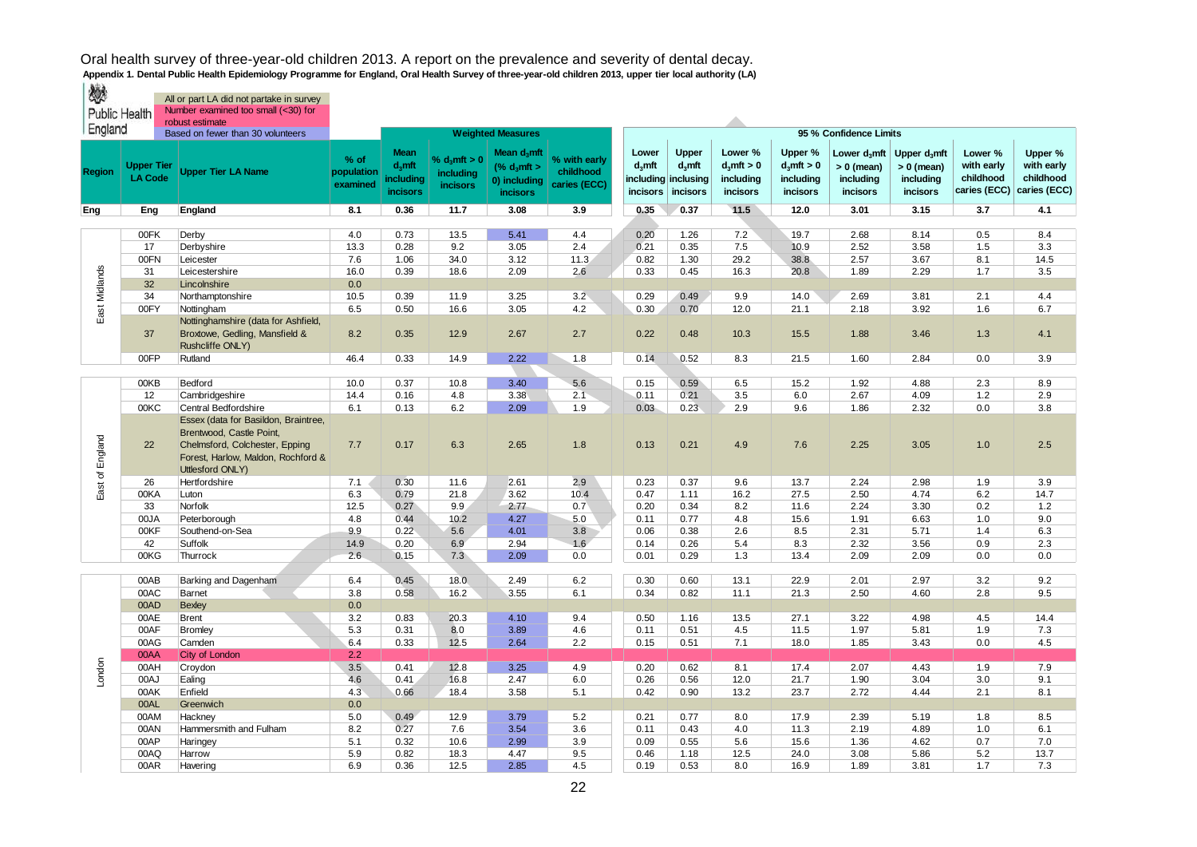# Oral health survey of three-year-old children 2013. A report on the prevalence and severity of dental decay.

**Appendix 1. Dental Public Health Epidemiology Programme for England, Oral Health Survey of three-year-old children 2013, upper tier local authority (LA)**

Public Health England

Key:
- All or part LA did not partake in survey
- Number examined too small (<30) for robust estimate
- Based on fewer than 30 volunteers

| Region | Upper Tier LA Code | Upper Tier LA Name | % of population examined | Weighted Measures | | | | 95 % Confidence Limits | | | | | | | |
|---|---|---|---|---|---|---|---|---|---|---|---|---|---|---|---|
| | | | | Mean $d_3mft$ including incisors | % $d_3mft > 0$ including incisors | Mean $d_3mft$ (% $d_3mft > 0$) including incisors | % with early childhood caries (ECC) | Lower $d_3mft$ including incisors | Upper $d_3mft$ inclusing incisors | Lower % $d_3mft > 0$ including incisors | Upper % $d_3mft > 0$ including incisors | Lower $d_3mft > 0$ (mean) including incisors | Upper $d_3mft > 0$ (mean) including incisors | Lower % with early childhood caries (ECC) | Upper % with early childhood caries (ECC) |
| Eng | Eng | England | 8.1 | 0.36 | 11.7 | 3.08 | 3.9 | 0.35 | 0.37 | 11.5 | 12.0 | 3.01 | 3.15 | 3.7 | 4.1 |
| East Midlands | 00FK | Derby | 4.0 | 0.73 | 13.5 | 5.41 | 4.4 | 0.20 | 1.26 | 7.2 | 19.7 | 2.68 | 8.14 | 0.5 | 8.4 |
| East Midlands | 17 | Derbyshire | 13.3 | 0.28 | 9.2 | 3.05 | 2.4 | 0.21 | 0.35 | 7.5 | 10.9 | 2.52 | 3.58 | 1.5 | 3.3 |
| East Midlands | 00FN | Leicester | 7.6 | 1.06 | 34.0 | 3.12 | 11.3 | 0.82 | 1.30 | 29.2 | 38.8 | 2.57 | 3.67 | 8.1 | 14.5 |
| East Midlands | 31 | Leicestershire | 16.0 | 0.39 | 18.6 | 2.09 | 2.6 | 0.33 | 0.45 | 16.3 | 20.8 | 1.89 | 2.29 | 1.7 | 3.5 |
| East Midlands | 32 | Lincolnshire | 0.0 | | | | | | | | | | | | |
| East Midlands | 34 | Northamptonshire | 10.5 | 0.39 | 11.9 | 3.25 | 3.2 | 0.29 | 0.49 | 9.9 | 14.0 | 2.69 | 3.81 | 2.1 | 4.4 |
| East Midlands | 00FY | Nottingham | 6.5 | 0.50 | 16.6 | 3.05 | 4.2 | 0.30 | 0.70 | 12.0 | 21.1 | 2.18 | 3.92 | 1.6 | 6.7 |
| East Midlands | 37 | Nottinghamshire (data for Ashfield, Broxtowe, Gedling, Mansfield & Rushcliffe ONLY) | 8.2 | 0.35 | 12.9 | 2.67 | 2.7 | 0.22 | 0.48 | 10.3 | 15.5 | 1.88 | 3.46 | 1.3 | 4.1 |
| East Midlands | 00FP | Rutland | 46.4 | 0.33 | 14.9 | 2.22 | 1.8 | 0.14 | 0.52 | 8.3 | 21.5 | 1.60 | 2.84 | 0.0 | 3.9 |
| East of England | 00KB | Bedford | 10.0 | 0.37 | 10.8 | 3.40 | 5.6 | 0.15 | 0.59 | 6.5 | 15.2 | 1.92 | 4.88 | 2.3 | 8.9 |
| East of England | 12 | Cambridgeshire | 14.4 | 0.16 | 4.8 | 3.38 | 2.1 | 0.11 | 0.21 | 3.5 | 6.0 | 2.67 | 4.09 | 1.2 | 2.9 |
| East of England | 00KC | Central Bedfordshire | 6.1 | 0.13 | 6.2 | 2.09 | 1.9 | 0.03 | 0.23 | 2.9 | 9.6 | 1.86 | 2.32 | 0.0 | 3.8 |
| East of England | 22 | Essex (data for Basildon, Braintree, Brentwood, Castle Point, Chelmsford, Colchester, Epping Forest, Harlow, Maldon, Rochford & Uttlesford ONLY) | 7.7 | 0.17 | 6.3 | 2.65 | 1.8 | 0.13 | 0.21 | 4.9 | 7.6 | 2.25 | 3.05 | 1.0 | 2.5 |
| East of England | 26 | Hertfordshire | 7.1 | 0.30 | 11.6 | 2.61 | 2.9 | 0.23 | 0.37 | 9.6 | 13.7 | 2.24 | 2.98 | 1.9 | 3.9 |
| East of England | 00KA | Luton | 6.3 | 0.79 | 21.8 | 3.62 | 10.4 | 0.47 | 1.11 | 16.2 | 27.5 | 2.50 | 4.74 | 6.2 | 14.7 |
| East of England | 33 | Norfolk | 12.5 | 0.27 | 9.9 | 2.77 | 0.7 | 0.20 | 0.34 | 8.2 | 11.6 | 2.24 | 3.30 | 0.2 | 1.2 |
| East of England | 00JA | Peterborough | 4.8 | 0.44 | 10.2 | 4.27 | 5.0 | 0.11 | 0.77 | 4.8 | 15.6 | 1.91 | 6.63 | 1.0 | 9.0 |
| East of England | 00KF | Southend-on-Sea | 9.9 | 0.22 | 5.6 | 4.01 | 3.8 | 0.06 | 0.38 | 2.6 | 8.5 | 2.31 | 5.71 | 1.4 | 6.3 |
| East of England | 42 | Suffolk | 14.9 | 0.20 | 6.9 | 2.94 | 1.6 | 0.14 | 0.26 | 5.4 | 8.3 | 2.32 | 3.56 | 0.9 | 2.3 |
| East of England | 00KG | Thurrock | 2.6 | 0.15 | 7.3 | 2.09 | 0.0 | 0.01 | 0.29 | 1.3 | 13.4 | 2.09 | 2.09 | 0.0 | 0.0 |
| London | 00AB | Barking and Dagenham | 6.4 | 0.45 | 18.0 | 2.49 | 6.2 | 0.30 | 0.60 | 13.1 | 22.9 | 2.01 | 2.97 | 3.2 | 9.2 |
| London | 00AC | Barnet | 3.8 | 0.58 | 16.2 | 3.55 | 6.1 | 0.34 | 0.82 | 11.1 | 21.3 | 2.50 | 4.60 | 2.8 | 9.5 |
| London | 00AD | Bexley | 0.0 | | | | | | | | | | | | |
| London | 00AE | Brent | 3.2 | 0.83 | 20.3 | 4.10 | 9.4 | 0.50 | 1.16 | 13.5 | 27.1 | 3.22 | 4.98 | 4.5 | 14.4 |
| London | 00AF | Bromley | 5.3 | 0.31 | 8.0 | 3.89 | 4.6 | 0.11 | 0.51 | 4.5 | 11.5 | 1.97 | 5.81 | 1.9 | 7.3 |
| London | 00AG | Camden | 6.4 | 0.33 | 12.5 | 2.64 | 2.2 | 0.15 | 0.51 | 7.1 | 18.0 | 1.85 | 3.43 | 0.0 | 4.5 |
| London | 00AA | City of London | 2.2 | | | | | | | | | | | | |
| London | 00AH | Croydon | 3.5 | 0.41 | 12.8 | 3.25 | 4.9 | 0.20 | 0.62 | 8.1 | 17.4 | 2.07 | 4.43 | 1.9 | 7.9 |
| London | 00AJ | Ealing | 4.6 | 0.41 | 16.8 | 2.47 | 6.0 | 0.26 | 0.56 | 12.0 | 21.7 | 1.90 | 3.04 | 3.0 | 9.1 |
| London | 00AK | Enfield | 4.3 | 0.66 | 18.4 | 3.58 | 5.1 | 0.42 | 0.90 | 13.2 | 23.7 | 2.72 | 4.44 | 2.1 | 8.1 |
| London | 00AL | Greenwich | 0.0 | | | | | | | | | | | | |
| London | 00AM | Hackney | 5.0 | 0.49 | 12.9 | 3.79 | 5.2 | 0.21 | 0.77 | 8.0 | 17.9 | 2.39 | 5.19 | 1.8 | 8.5 |
| London | 00AN | Hammersmith and Fulham | 8.2 | 0.27 | 7.6 | 3.54 | 3.6 | 0.11 | 0.43 | 4.0 | 11.3 | 2.19 | 4.89 | 1.0 | 6.1 |
| London | 00AP | Haringey | 5.1 | 0.32 | 10.6 | 2.99 | 3.9 | 0.09 | 0.55 | 5.6 | 15.6 | 1.36 | 4.62 | 0.7 | 7.0 |
| London | 00AQ | Harrow | 5.9 | 0.82 | 18.3 | 4.47 | 9.5 | 0.46 | 1.18 | 12.5 | 24.0 | 3.08 | 5.86 | 5.2 | 13.7 |
| London | 00AR | Havering | 6.9 | 0.36 | 12.5 | 2.85 | 4.5 | 0.19 | 0.53 | 8.0 | 16.9 | 1.89 | 3.81 | 1.7 | 7.3 |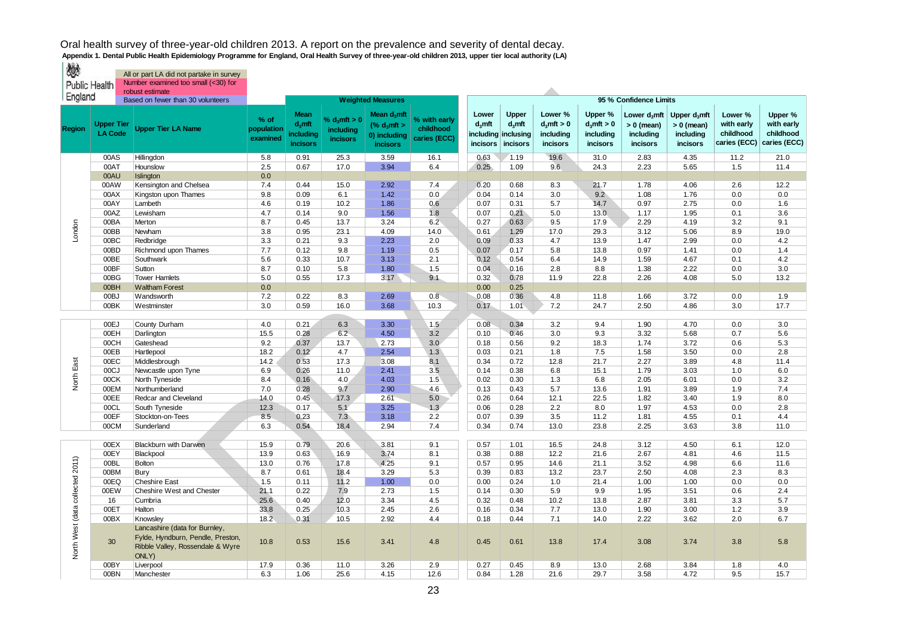# Oral health survey of three-year-old children 2013. A report on the prevalence and severity of dental decay.

**Appendix 1. Dental Public Health Epidemiology Programme for England, Oral Health Survey of three-year-old children 2013, upper tier local authority (LA)**

Public Health England

Key:
- All or part LA did not partake in survey
- Number examined too small (<30) for robust estimate
- Based on fewer than 30 volunteers

| Region | Upper Tier LA Code | Upper Tier LA Name | % of population examined | Weighted Measures | | | | 95 % Confidence Limits | | | | | | | |
|---|---|---|---|---|---|---|---|---|---|---|---|---|---|---|---|
| | | | | Mean $d_3mft$ including incisors | % $d_3mft > 0$ including incisors | Mean $d_3mft$ (% $d_3mft$ > 0) including incisors | % with early childhood caries (ECC) | Lower $d_3mft$ including incisors | Upper $d_3mft$ inclusing incisors | Lower % $d_3mft > 0$ including incisors | Upper % $d_3mft > 0$ including incisors | Lower $d_3mft$ > 0 (mean) including incisors | Upper $d_3mft$ > 0 (mean) including incisors | Lower % with early childhood caries (ECC) | Upper % with early childhood caries (ECC) |
| London | 00AS | Hillingdon | 5.8 | 0.91 | 25.3 | 3.59 | 16.1 | 0.63 | 1.19 | 19.6 | 31.0 | 2.83 | 4.35 | 11.2 | 21.0 |
| London | 00AT | Hounslow | 2.5 | 0.67 | 17.0 | 3.94 | 6.4 | 0.25 | 1.09 | 9.6 | 24.3 | 2.23 | 5.65 | 1.5 | 11.4 |
| London | 00AU | Islington | 0.0 | | | | | | | | | | | | |
| London | 00AW | Kensington and Chelsea | 7.4 | 0.44 | 15.0 | 2.92 | 7.4 | 0.20 | 0.68 | 8.3 | 21.7 | 1.78 | 4.06 | 2.6 | 12.2 |
| London | 00AX | Kingston upon Thames | 9.8 | 0.09 | 6.1 | 1.42 | 0.0 | 0.04 | 0.14 | 3.0 | 9.2 | 1.08 | 1.76 | 0.0 | 0.0 |
| London | 00AY | Lambeth | 4.6 | 0.19 | 10.2 | 1.86 | 0.6 | 0.07 | 0.31 | 5.7 | 14.7 | 0.97 | 2.75 | 0.0 | 1.6 |
| London | 00AZ | Lewisham | 4.7 | 0.14 | 9.0 | 1.56 | 1.8 | 0.07 | 0.21 | 5.0 | 13.0 | 1.17 | 1.95 | 0.1 | 3.6 |
| London | 00BA | Merton | 8.7 | 0.45 | 13.7 | 3.24 | 6.2 | 0.27 | 0.63 | 9.5 | 17.9 | 2.29 | 4.19 | 3.2 | 9.1 |
| London | 00BB | Newham | 3.8 | 0.95 | 23.1 | 4.09 | 14.0 | 0.61 | 1.29 | 17.0 | 29.3 | 3.12 | 5.06 | 8.9 | 19.0 |
| London | 00BC | Redbridge | 3.3 | 0.21 | 9.3 | 2.23 | 2.0 | 0.09 | 0.33 | 4.7 | 13.9 | 1.47 | 2.99 | 0.0 | 4.2 |
| London | 00BD | Richmond upon Thames | 7.7 | 0.12 | 9.8 | 1.19 | 0.5 | 0.07 | 0.17 | 5.8 | 13.8 | 0.97 | 1.41 | 0.0 | 1.4 |
| London | 00BE | Southwark | 5.6 | 0.33 | 10.7 | 3.13 | 2.1 | 0.12 | 0.54 | 6.4 | 14.9 | 1.59 | 4.67 | 0.1 | 4.2 |
| London | 00BF | Sutton | 8.7 | 0.10 | 5.8 | 1.80 | 1.5 | 0.04 | 0.16 | 2.8 | 8.8 | 1.38 | 2.22 | 0.0 | 3.0 |
| London | 00BG | Tower Hamlets | 5.0 | 0.55 | 17.3 | 3.17 | 9.1 | 0.32 | 0.78 | 11.9 | 22.8 | 2.26 | 4.08 | 5.0 | 13.2 |
| London | 00BH | Waltham Forest | 0.0 | | | | | 0.00 | 0.25 | | | | | | |
| London | 00BJ | Wandsworth | 7.2 | 0.22 | 8.3 | 2.69 | 0.8 | 0.08 | 0.36 | 4.8 | 11.8 | 1.66 | 3.72 | 0.0 | 1.9 |
| London | 00BK | Westminster | 3.0 | 0.59 | 16.0 | 3.68 | 10.3 | 0.17 | 1.01 | 7.2 | 24.7 | 2.50 | 4.86 | 3.0 | 17.7 |
| North East | 00EJ | County Durham | 4.0 | 0.21 | 6.3 | 3.30 | 1.5 | 0.08 | 0.34 | 3.2 | 9.4 | 1.90 | 4.70 | 0.0 | 3.0 |
| North East | 00EH | Darlington | 15.5 | 0.28 | 6.2 | 4.50 | 3.2 | 0.10 | 0.46 | 3.0 | 9.3 | 3.32 | 5.68 | 0.7 | 5.6 |
| North East | 00CH | Gateshead | 9.2 | 0.37 | 13.7 | 2.73 | 3.0 | 0.18 | 0.56 | 9.2 | 18.3 | 1.74 | 3.72 | 0.6 | 5.3 |
| North East | 00EB | Hartlepool | 18.2 | 0.12 | 4.7 | 2.54 | 1.3 | 0.03 | 0.21 | 1.8 | 7.5 | 1.58 | 3.50 | 0.0 | 2.8 |
| North East | 00EC | Middlesbrough | 14.2 | 0.53 | 17.3 | 3.08 | 8.1 | 0.34 | 0.72 | 12.8 | 21.7 | 2.27 | 3.89 | 4.8 | 11.4 |
| North East | 00CJ | Newcastle upon Tyne | 6.9 | 0.26 | 11.0 | 2.41 | 3.5 | 0.14 | 0.38 | 6.8 | 15.1 | 1.79 | 3.03 | 1.0 | 6.0 |
| North East | 00CK | North Tyneside | 8.4 | 0.16 | 4.0 | 4.03 | 1.5 | 0.02 | 0.30 | 1.3 | 6.8 | 2.05 | 6.01 | 0.0 | 3.2 |
| North East | 00EM | Northumberland | 7.0 | 0.28 | 9.7 | 2.90 | 4.6 | 0.13 | 0.43 | 5.7 | 13.6 | 1.91 | 3.89 | 1.9 | 7.4 |
| North East | 00EE | Redcar and Cleveland | 14.0 | 0.45 | 17.3 | 2.61 | 5.0 | 0.26 | 0.64 | 12.1 | 22.5 | 1.82 | 3.40 | 1.9 | 8.0 |
| North East | 00CL | South Tyneside | 12.3 | 0.17 | 5.1 | 3.25 | 1.3 | 0.06 | 0.28 | 2.2 | 8.0 | 1.97 | 4.53 | 0.0 | 2.8 |
| North East | 00EF | Stockton-on-Tees | 8.5 | 0.23 | 7.3 | 3.18 | 2.2 | 0.07 | 0.39 | 3.5 | 11.2 | 1.81 | 4.55 | 0.1 | 4.4 |
| North East | 00CM | Sunderland | 6.3 | 0.54 | 18.4 | 2.94 | 7.4 | 0.34 | 0.74 | 13.0 | 23.8 | 2.25 | 3.63 | 3.8 | 11.0 |
| North West (data collected 2011) | 00EX | Blackburn with Darwen | 15.9 | 0.79 | 20.6 | 3.81 | 9.1 | 0.57 | 1.01 | 16.5 | 24.8 | 3.12 | 4.50 | 6.1 | 12.0 |
| North West (data collected 2011) | 00EY | Blackpool | 13.9 | 0.63 | 16.9 | 3.74 | 8.1 | 0.38 | 0.88 | 12.2 | 21.6 | 2.67 | 4.81 | 4.6 | 11.5 |
| North West (data collected 2011) | 00BL | Bolton | 13.0 | 0.76 | 17.8 | 4.25 | 9.1 | 0.57 | 0.95 | 14.6 | 21.1 | 3.52 | 4.98 | 6.6 | 11.6 |
| North West (data collected 2011) | 00BM | Bury | 8.7 | 0.61 | 18.4 | 3.29 | 5.3 | 0.39 | 0.83 | 13.2 | 23.7 | 2.50 | 4.08 | 2.3 | 8.3 |
| North West (data collected 2011) | 00EQ | Cheshire East | 1.5 | 0.11 | 11.2 | 1.00 | 0.0 | 0.00 | 0.24 | 1.0 | 21.4 | 1.00 | 1.00 | 0.0 | 0.0 |
| North West (data collected 2011) | 00EW | Cheshire West and Chester | 21.1 | 0.22 | 7.9 | 2.73 | 1.5 | 0.14 | 0.30 | 5.9 | 9.9 | 1.95 | 3.51 | 0.6 | 2.4 |
| North West (data collected 2011) | 16 | Cumbria | 25.6 | 0.40 | 12.0 | 3.34 | 4.5 | 0.32 | 0.48 | 10.2 | 13.8 | 2.87 | 3.81 | 3.3 | 5.7 |
| North West (data collected 2011) | 00ET | Halton | 33.8 | 0.25 | 10.3 | 2.45 | 2.6 | 0.16 | 0.34 | 7.7 | 13.0 | 1.90 | 3.00 | 1.2 | 3.9 |
| North West (data collected 2011) | 00BX | Knowsley | 18.2 | 0.31 | 10.5 | 2.92 | 4.4 | 0.18 | 0.44 | 7.1 | 14.0 | 2.22 | 3.62 | 2.0 | 6.7 |
| North West (data collected 2011) | 30 | Lancashire (data for Burnley, Fylde, Hyndburn, Pendle, Preston, Ribble Valley, Rossendale & Wyre ONLY) | 10.8 | 0.53 | 15.6 | 3.41 | 4.8 | 0.45 | 0.61 | 13.8 | 17.4 | 3.08 | 3.74 | 3.8 | 5.8 |
| North West (data collected 2011) | 00BY | Liverpool | 17.9 | 0.36 | 11.0 | 3.26 | 2.9 | 0.27 | 0.45 | 8.9 | 13.0 | 2.68 | 3.84 | 1.8 | 4.0 |
| North West (data collected 2011) | 00BN | Manchester | 6.3 | 1.06 | 25.6 | 4.15 | 12.6 | 0.84 | 1.28 | 21.6 | 29.7 | 3.58 | 4.72 | 9.5 | 15.7 |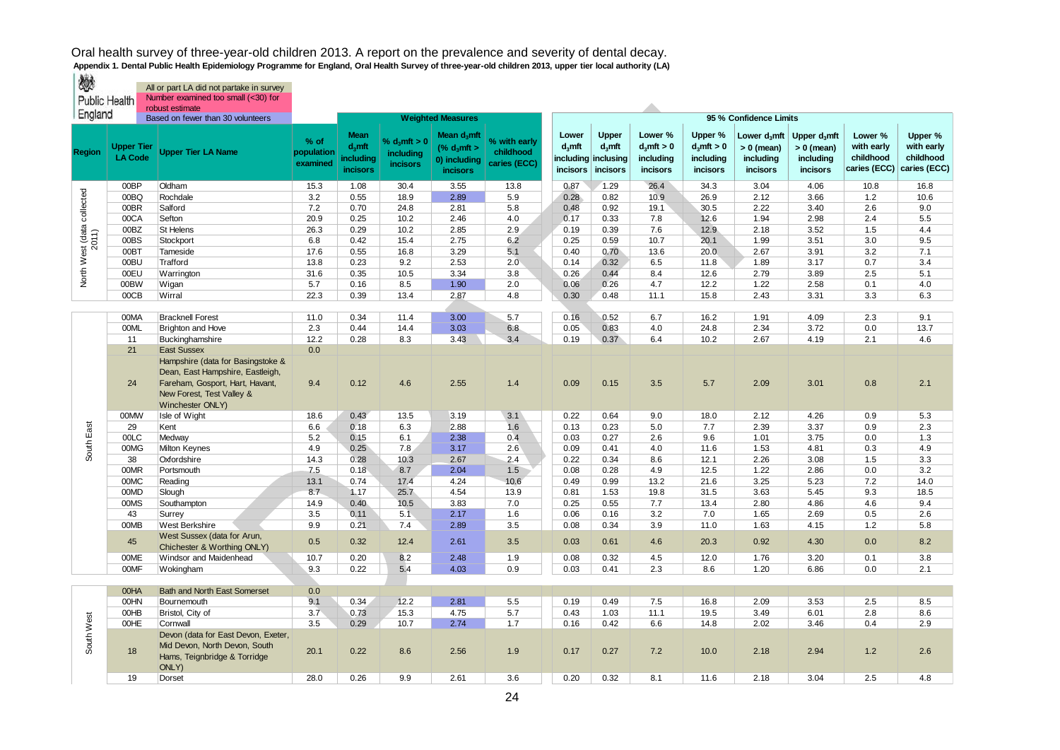# Oral health survey of three-year-old children 2013. A report on the prevalence and severity of dental decay.

**Appendix 1. Dental Public Health Epidemiology Programme for England, Oral Health Survey of three-year-old children 2013, upper tier local authority (LA)**

Public Health England

- All or part LA did not partake in survey
- Number examined too small (<30) for robust estimate
- Based on fewer than 30 volunteers

| Region | Upper Tier LA Code | Upper Tier LA Name | % of population examined | Weighted Measures: Mean $d_3mft$ including incisors | Weighted Measures: % $d_3mft > 0$ including incisors | Weighted Measures: Mean $d_3mft$ (% $d_3mft > 0$) including incisors | Weighted Measures: % with early childhood caries (ECC) | 95 % Confidence Limits: Lower $d_3mft$ including incisors | 95 % Confidence Limits: Upper $d_3mft$ inclusing incisors | 95 % Confidence Limits: Lower % $d_3mft > 0$ including incisors | 95 % Confidence Limits: Upper % $d_3mft > 0$ including incisors | 95 % Confidence Limits: Lower $d_3mft > 0$ (mean) including incisors | 95 % Confidence Limits: Upper $d_3mft > 0$ (mean) including incisors | 95 % Confidence Limits: Lower % with early childhood caries (ECC) | 95 % Confidence Limits: Upper % with early childhood caries (ECC) |
|---|---|---|---|---|---|---|---|---|---|---|---|---|---|---|---|
| North West (data collected 2011) | 00BP | Oldham | 15.3 | 1.08 | 30.4 | 3.55 | 13.8 | 0.87 | 1.29 | 26.4 | 34.3 | 3.04 | 4.06 | 10.8 | 16.8 |
| | 00BQ | Rochdale | 3.2 | 0.55 | 18.9 | 2.89 | 5.9 | 0.28 | 0.82 | 10.9 | 26.9 | 2.12 | 3.66 | 1.2 | 10.6 |
| | 00BR | Salford | 7.2 | 0.70 | 24.8 | 2.81 | 5.8 | 0.48 | 0.92 | 19.1 | 30.5 | 2.22 | 3.40 | 2.6 | 9.0 |
| | 00CA | Sefton | 20.9 | 0.25 | 10.2 | 2.46 | 4.0 | 0.17 | 0.33 | 7.8 | 12.6 | 1.94 | 2.98 | 2.4 | 5.5 |
| | 00BZ | St Helens | 26.3 | 0.29 | 10.2 | 2.85 | 2.9 | 0.19 | 0.39 | 7.6 | 12.9 | 2.18 | 3.52 | 1.5 | 4.4 |
| | 00BS | Stockport | 6.8 | 0.42 | 15.4 | 2.75 | 6.2 | 0.25 | 0.59 | 10.7 | 20.1 | 1.99 | 3.51 | 3.0 | 9.5 |
| | 00BT | Tameside | 17.6 | 0.55 | 16.8 | 3.29 | 5.1 | 0.40 | 0.70 | 13.6 | 20.0 | 2.67 | 3.91 | 3.2 | 7.1 |
| | 00BU | Trafford | 13.8 | 0.23 | 9.2 | 2.53 | 2.0 | 0.14 | 0.32 | 6.5 | 11.8 | 1.89 | 3.17 | 0.7 | 3.4 |
| | 00EU | Warrington | 31.6 | 0.35 | 10.5 | 3.34 | 3.8 | 0.26 | 0.44 | 8.4 | 12.6 | 2.79 | 3.89 | 2.5 | 5.1 |
| | 00BW | Wigan | 5.7 | 0.16 | 8.5 | 1.90 | 2.0 | 0.06 | 0.26 | 4.7 | 12.2 | 1.22 | 2.58 | 0.1 | 4.0 |
| | 00CB | Wirral | 22.3 | 0.39 | 13.4 | 2.87 | 4.8 | 0.30 | 0.48 | 11.1 | 15.8 | 2.43 | 3.31 | 3.3 | 6.3 |
| South East | 00MA | Bracknell Forest | 11.0 | 0.34 | 11.4 | 3.00 | 5.7 | 0.16 | 0.52 | 6.7 | 16.2 | 1.91 | 4.09 | 2.3 | 9.1 |
| | 00ML | Brighton and Hove | 2.3 | 0.44 | 14.4 | 3.03 | 6.8 | 0.05 | 0.83 | 4.0 | 24.8 | 2.34 | 3.72 | 0.0 | 13.7 |
| | 11 | Buckinghamshire | 12.2 | 0.28 | 8.3 | 3.43 | 3.4 | 0.19 | 0.37 | 6.4 | 10.2 | 2.67 | 4.19 | 2.1 | 4.6 |
| | 21 | East Sussex | 0.0 | | | | | | | | | | | | |
| | 24 | Hampshire (data for Basingstoke & Dean, East Hampshire, Eastleigh, Fareham, Gosport, Hart, Havant, New Forest, Test Valley & Winchester ONLY) | 9.4 | 0.12 | 4.6 | 2.55 | 1.4 | 0.09 | 0.15 | 3.5 | 5.7 | 2.09 | 3.01 | 0.8 | 2.1 |
| | 00MW | Isle of Wight | 18.6 | 0.43 | 13.5 | 3.19 | 3.1 | 0.22 | 0.64 | 9.0 | 18.0 | 2.12 | 4.26 | 0.9 | 5.3 |
| | 29 | Kent | 6.6 | 0.18 | 6.3 | 2.88 | 1.6 | 0.13 | 0.23 | 5.0 | 7.7 | 2.39 | 3.37 | 0.9 | 2.3 |
| | 00LC | Medway | 5.2 | 0.15 | 6.1 | 2.38 | 0.4 | 0.03 | 0.27 | 2.6 | 9.6 | 1.01 | 3.75 | 0.0 | 1.3 |
| | 00MG | Milton Keynes | 4.9 | 0.25 | 7.8 | 3.17 | 2.6 | 0.09 | 0.41 | 4.0 | 11.6 | 1.53 | 4.81 | 0.3 | 4.9 |
| | 38 | Oxfordshire | 14.3 | 0.28 | 10.3 | 2.67 | 2.4 | 0.22 | 0.34 | 8.6 | 12.1 | 2.26 | 3.08 | 1.5 | 3.3 |
| | 00MR | Portsmouth | 7.5 | 0.18 | 8.7 | 2.04 | 1.5 | 0.08 | 0.28 | 4.9 | 12.5 | 1.22 | 2.86 | 0.0 | 3.2 |
| | 00MC | Reading | 13.1 | 0.74 | 17.4 | 4.24 | 10.6 | 0.49 | 0.99 | 13.2 | 21.6 | 3.25 | 5.23 | 7.2 | 14.0 |
| | 00MD | Slough | 8.7 | 1.17 | 25.7 | 4.54 | 13.9 | 0.81 | 1.53 | 19.8 | 31.5 | 3.63 | 5.45 | 9.3 | 18.5 |
| | 00MS | Southampton | 14.9 | 0.40 | 10.5 | 3.83 | 7.0 | 0.25 | 0.55 | 7.7 | 13.4 | 2.80 | 4.86 | 4.6 | 9.4 |
| | 43 | Surrey | 3.5 | 0.11 | 5.1 | 2.17 | 1.6 | 0.06 | 0.16 | 3.2 | 7.0 | 1.65 | 2.69 | 0.5 | 2.6 |
| | 00MB | West Berkshire | 9.9 | 0.21 | 7.4 | 2.89 | 3.5 | 0.08 | 0.34 | 3.9 | 11.0 | 1.63 | 4.15 | 1.2 | 5.8 |
| | 45 | West Sussex (data for Arun, Chichester & Worthing ONLY) | 0.5 | 0.32 | 12.4 | 2.61 | 3.5 | 0.03 | 0.61 | 4.6 | 20.3 | 0.92 | 4.30 | 0.0 | 8.2 |
| | 00ME | Windsor and Maidenhead | 10.7 | 0.20 | 8.2 | 2.48 | 1.9 | 0.08 | 0.32 | 4.5 | 12.0 | 1.76 | 3.20 | 0.1 | 3.8 |
| | 00MF | Wokingham | 9.3 | 0.22 | 5.4 | 4.03 | 0.9 | 0.03 | 0.41 | 2.3 | 8.6 | 1.20 | 6.86 | 0.0 | 2.1 |
| South West | 00HA | Bath and North East Somerset | 0.0 | | | | | | | | | | | | |
| | 00HN | Bournemouth | 9.1 | 0.34 | 12.2 | 2.81 | 5.5 | 0.19 | 0.49 | 7.5 | 16.8 | 2.09 | 3.53 | 2.5 | 8.5 |
| | 00HB | Bristol, City of | 3.7 | 0.73 | 15.3 | 4.75 | 5.7 | 0.43 | 1.03 | 11.1 | 19.5 | 3.49 | 6.01 | 2.8 | 8.6 |
| | 00HE | Cornwall | 3.5 | 0.29 | 10.7 | 2.74 | 1.7 | 0.16 | 0.42 | 6.6 | 14.8 | 2.02 | 3.46 | 0.4 | 2.9 |
| | 18 | Devon (data for East Devon, Exeter, Mid Devon, North Devon, South Hams, Teignbridge & Torridge ONLY) | 20.1 | 0.22 | 8.6 | 2.56 | 1.9 | 0.17 | 0.27 | 7.2 | 10.0 | 2.18 | 2.94 | 1.2 | 2.6 |
| | 19 | Dorset | 28.0 | 0.26 | 9.9 | 2.61 | 3.6 | 0.20 | 0.32 | 8.1 | 11.6 | 2.18 | 3.04 | 2.5 | 4.8 |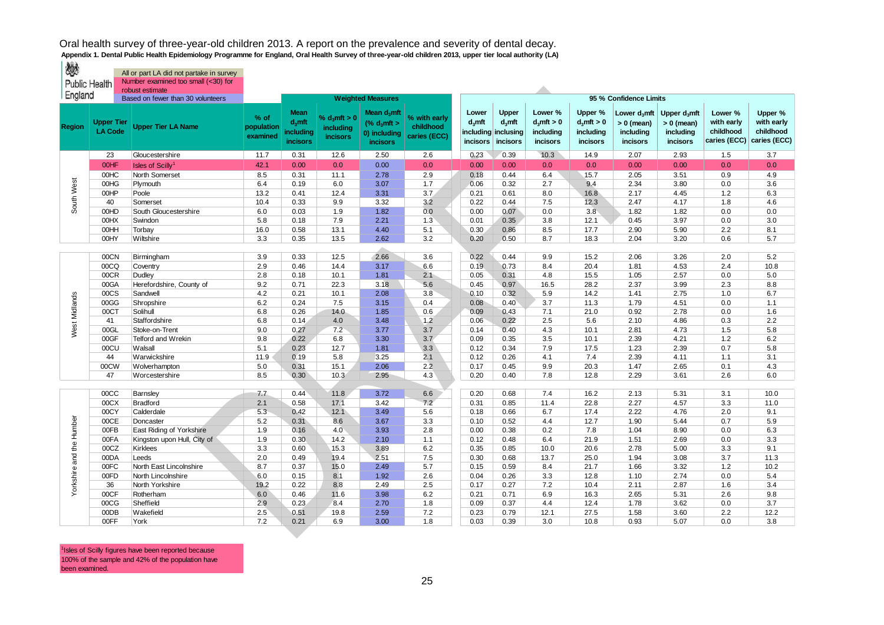# Oral health survey of three-year-old children 2013. A report on the prevalence and severity of dental decay.

**Appendix 1. Dental Public Health Epidemiology Programme for England, Oral Health Survey of three-year-old children 2013, upper tier local authority (LA)**

Public Health England

- All or part LA did not partake in survey
- Number examined too small (<30) for robust estimate
- Based on fewer than 30 volunteers

| Region | Upper Tier LA Code | Upper Tier LA Name | % of population examined | Weighted Measures | | | | 95 % Confidence Limits | | | | | | | |
|---|---|---|---|---|---|---|---|---|---|---|---|---|---|---|---|
| | | | | Mean $d_3mft$ including incisors | % $d_3mft > 0$ including incisors | Mean $d_3mft$ (% $d_3mft > 0$) including incisors | % with early childhood caries (ECC) | Lower $d_3mft$ including incisors | Upper $d_3mft$ inclusing incisors | Lower % $d_3mft > 0$ including incisors | Upper % $d_3mft > 0$ including incisors | Lower $d_3mft > 0$ (mean) including incisors | Upper $d_3mft > 0$ (mean) including incisors | Lower % with early childhood caries (ECC) | Upper % with early childhood caries (ECC) |
| South West | 23 | Gloucestershire | 11.7 | 0.31 | 12.6 | 2.50 | 2.6 | 0.23 | 0.39 | 10.3 | 14.9 | 2.07 | 2.93 | 1.5 | 3.7 |
| South West | 00HF | Isles of Scilly[1] | 42.1 | 0.00 | 0.0 | 0.00 | 0.0 | 0.00 | 0.00 | 0.0 | 0.0 | 0.00 | 0.00 | 0.0 | 0.0 |
| South West | 00HC | North Somerset | 8.5 | 0.31 | 11.1 | 2.78 | 2.9 | 0.18 | 0.44 | 6.4 | 15.7 | 2.05 | 3.51 | 0.9 | 4.9 |
| South West | 00HG | Plymouth | 6.4 | 0.19 | 6.0 | 3.07 | 1.7 | 0.06 | 0.32 | 2.7 | 9.4 | 2.34 | 3.80 | 0.0 | 3.6 |
| South West | 00HP | Poole | 13.2 | 0.41 | 12.4 | 3.31 | 3.7 | 0.21 | 0.61 | 8.0 | 16.8 | 2.17 | 4.45 | 1.2 | 6.3 |
| South West | 40 | Somerset | 10.4 | 0.33 | 9.9 | 3.32 | 3.2 | 0.22 | 0.44 | 7.5 | 12.3 | 2.47 | 4.17 | 1.8 | 4.6 |
| South West | 00HD | South Gloucestershire | 6.0 | 0.03 | 1.9 | 1.82 | 0.0 | 0.00 | 0.07 | 0.0 | 3.8 | 1.82 | 1.82 | 0.0 | 0.0 |
| South West | 00HX | Swindon | 5.8 | 0.18 | 7.9 | 2.21 | 1.3 | 0.01 | 0.35 | 3.8 | 12.1 | 0.45 | 3.97 | 0.0 | 3.0 |
| South West | 00HH | Torbay | 16.0 | 0.58 | 13.1 | 4.40 | 5.1 | 0.30 | 0.86 | 8.5 | 17.7 | 2.90 | 5.90 | 2.2 | 8.1 |
| South West | 00HY | Wiltshire | 3.3 | 0.35 | 13.5 | 2.62 | 3.2 | 0.20 | 0.50 | 8.7 | 18.3 | 2.04 | 3.20 | 0.6 | 5.7 |
| West Midlands | 00CN | Birmingham | 3.9 | 0.33 | 12.5 | 2.66 | 3.6 | 0.22 | 0.44 | 9.9 | 15.2 | 2.06 | 3.26 | 2.0 | 5.2 |
| West Midlands | 00CQ | Coventry | 2.9 | 0.46 | 14.4 | 3.17 | 6.6 | 0.19 | 0.73 | 8.4 | 20.4 | 1.81 | 4.53 | 2.4 | 10.8 |
| West Midlands | 00CR | Dudley | 2.8 | 0.18 | 10.1 | 1.81 | 2.1 | 0.05 | 0.31 | 4.8 | 15.5 | 1.05 | 2.57 | 0.0 | 5.0 |
| West Midlands | 00GA | Herefordshire, County of | 9.2 | 0.71 | 22.3 | 3.18 | 5.6 | 0.45 | 0.97 | 16.5 | 28.2 | 2.37 | 3.99 | 2.3 | 8.8 |
| West Midlands | 00CS | Sandwell | 4.2 | 0.21 | 10.1 | 2.08 | 3.8 | 0.10 | 0.32 | 5.9 | 14.2 | 1.41 | 2.75 | 1.0 | 6.7 |
| West Midlands | 00GG | Shropshire | 6.2 | 0.24 | 7.5 | 3.15 | 0.4 | 0.08 | 0.40 | 3.7 | 11.3 | 1.79 | 4.51 | 0.0 | 1.1 |
| West Midlands | 00CT | Solihull | 6.8 | 0.26 | 14.0 | 1.85 | 0.6 | 0.09 | 0.43 | 7.1 | 21.0 | 0.92 | 2.78 | 0.0 | 1.6 |
| West Midlands | 41 | Staffordshire | 6.8 | 0.14 | 4.0 | 3.48 | 1.2 | 0.06 | 0.22 | 2.5 | 5.6 | 2.10 | 4.86 | 0.3 | 2.2 |
| West Midlands | 00GL | Stoke-on-Trent | 9.0 | 0.27 | 7.2 | 3.77 | 3.7 | 0.14 | 0.40 | 4.3 | 10.1 | 2.81 | 4.73 | 1.5 | 5.8 |
| West Midlands | 00GF | Telford and Wrekin | 9.8 | 0.22 | 6.8 | 3.30 | 3.7 | 0.09 | 0.35 | 3.5 | 10.1 | 2.39 | 4.21 | 1.2 | 6.2 |
| West Midlands | 00CU | Walsall | 5.1 | 0.23 | 12.7 | 1.81 | 3.3 | 0.12 | 0.34 | 7.9 | 17.5 | 1.23 | 2.39 | 0.7 | 5.8 |
| West Midlands | 44 | Warwickshire | 11.9 | 0.19 | 5.8 | 3.25 | 2.1 | 0.12 | 0.26 | 4.1 | 7.4 | 2.39 | 4.11 | 1.1 | 3.1 |
| West Midlands | 00CW | Wolverhampton | 5.0 | 0.31 | 15.1 | 2.06 | 2.2 | 0.17 | 0.45 | 9.9 | 20.3 | 1.47 | 2.65 | 0.1 | 4.3 |
| West Midlands | 47 | Worcestershire | 8.5 | 0.30 | 10.3 | 2.95 | 4.3 | 0.20 | 0.40 | 7.8 | 12.8 | 2.29 | 3.61 | 2.6 | 6.0 |
| Yorkshire and the Humber | 00CC | Barnsley | 7.7 | 0.44 | 11.8 | 3.72 | 6.6 | 0.20 | 0.68 | 7.4 | 16.2 | 2.13 | 5.31 | 3.1 | 10.0 |
| Yorkshire and the Humber | 00CX | Bradford | 2.1 | 0.58 | 17.1 | 3.42 | 7.2 | 0.31 | 0.85 | 11.4 | 22.8 | 2.27 | 4.57 | 3.3 | 11.0 |
| Yorkshire and the Humber | 00CY | Calderdale | 5.3 | 0.42 | 12.1 | 3.49 | 5.6 | 0.18 | 0.66 | 6.7 | 17.4 | 2.22 | 4.76 | 2.0 | 9.1 |
| Yorkshire and the Humber | 00CE | Doncaster | 5.2 | 0.31 | 8.6 | 3.67 | 3.3 | 0.10 | 0.52 | 4.4 | 12.7 | 1.90 | 5.44 | 0.7 | 5.9 |
| Yorkshire and the Humber | 00FB | East Riding of Yorkshire | 1.9 | 0.16 | 4.0 | 3.93 | 2.8 | 0.00 | 0.38 | 0.2 | 7.8 | 1.04 | 8.90 | 0.0 | 6.3 |
| Yorkshire and the Humber | 00FA | Kingston upon Hull, City of | 1.9 | 0.30 | 14.2 | 2.10 | 1.1 | 0.12 | 0.48 | 6.4 | 21.9 | 1.51 | 2.69 | 0.0 | 3.3 |
| Yorkshire and the Humber | 00CZ | Kirklees | 3.3 | 0.60 | 15.3 | 3.89 | 6.2 | 0.35 | 0.85 | 10.0 | 20.6 | 2.78 | 5.00 | 3.3 | 9.1 |
| Yorkshire and the Humber | 00DA | Leeds | 2.0 | 0.49 | 19.4 | 2.51 | 7.5 | 0.30 | 0.68 | 13.7 | 25.0 | 1.94 | 3.08 | 3.7 | 11.3 |
| Yorkshire and the Humber | 00FC | North East Lincolnshire | 8.7 | 0.37 | 15.0 | 2.49 | 5.7 | 0.15 | 0.59 | 8.4 | 21.7 | 1.66 | 3.32 | 1.2 | 10.2 |
| Yorkshire and the Humber | 00FD | North Lincolnshire | 6.0 | 0.15 | 8.1 | 1.92 | 2.6 | 0.04 | 0.26 | 3.3 | 12.8 | 1.10 | 2.74 | 0.0 | 5.4 |
| Yorkshire and the Humber | 36 | North Yorkshire | 19.2 | 0.22 | 8.8 | 2.49 | 2.5 | 0.17 | 0.27 | 7.2 | 10.4 | 2.11 | 2.87 | 1.6 | 3.4 |
| Yorkshire and the Humber | 00CF | Rotherham | 6.0 | 0.46 | 11.6 | 3.98 | 6.2 | 0.21 | 0.71 | 6.9 | 16.3 | 2.65 | 5.31 | 2.6 | 9.8 |
| Yorkshire and the Humber | 00CG | Sheffield | 2.9 | 0.23 | 8.4 | 2.70 | 1.8 | 0.09 | 0.37 | 4.4 | 12.4 | 1.78 | 3.62 | 0.0 | 3.7 |
| Yorkshire and the Humber | 00DB | Wakefield | 2.5 | 0.51 | 19.8 | 2.59 | 7.2 | 0.23 | 0.79 | 12.1 | 27.5 | 1.58 | 3.60 | 2.2 | 12.2 |
| Yorkshire and the Humber | 00FF | York | 7.2 | 0.21 | 6.9 | 3.00 | 1.8 | 0.03 | 0.39 | 3.0 | 10.8 | 0.93 | 5.07 | 0.0 | 3.8 |

[1]Isles of Scilly figures have been reported because 100% of the sample and 42% of the population have been examined.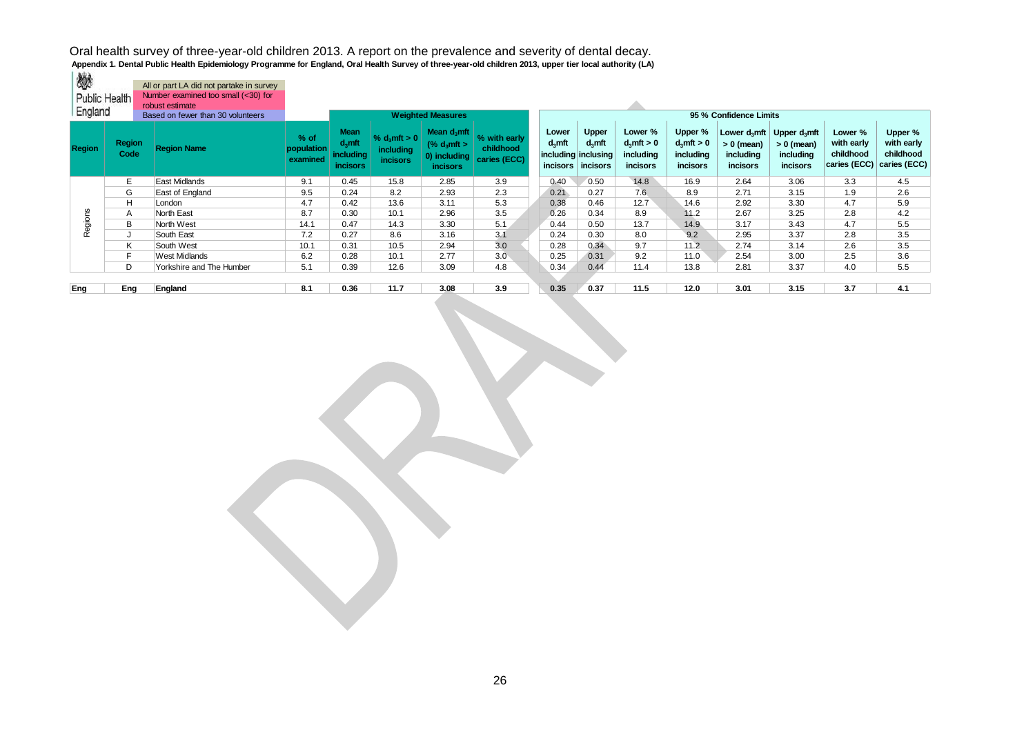Oral health survey of three-year-old children 2013. A report on the prevalence and severity of dental decay.

**Appendix 1. Dental Public Health Epidemiology Programme for England, Oral Health Survey of three-year-old children 2013, upper tier local authority (LA)**

Public Health England

| Key |
|---|
| All or part LA did not partake in survey |
| Number examined too small (<30) for robust estimate |
| Based on fewer than 30 volunteers |

| Region | Region Code | Region Name | % of population examined | Weighted Measures | | | | 95 % Confidence Limits | | | | | | | |
|---|---|---|---|---|---|---|---|---|---|---|---|---|---|---|---|
| | | | | Mean $d_3mft$ including incisors | % $d_3mft > 0$ including incisors | Mean $d_3mft$ (% $d_3mft > 0$) including incisors | % with early childhood caries (ECC) | Lower $d_3mft$ including incisors | Upper $d_3mft$ inclusing incisors | Lower % $d_3mft > 0$ including incisors | Upper % $d_3mft > 0$ including incisors | Lower $d_3mft > 0$ (mean) including incisors | Upper $d_3mft > 0$ (mean) including incisors | Lower % with early childhood caries (ECC) | Upper % with early childhood caries (ECC) |
| Regions | E | East Midlands | 9.1 | 0.45 | 15.8 | 2.85 | 3.9 | 0.40 | 0.50 | 14.8 | 16.9 | 2.64 | 3.06 | 3.3 | 4.5 |
| | G | East of England | 9.5 | 0.24 | 8.2 | 2.93 | 2.3 | 0.21 | 0.27 | 7.6 | 8.9 | 2.71 | 3.15 | 1.9 | 2.6 |
| | H | London | 4.7 | 0.42 | 13.6 | 3.11 | 5.3 | 0.38 | 0.46 | 12.7 | 14.6 | 2.92 | 3.30 | 4.7 | 5.9 |
| | A | North East | 8.7 | 0.30 | 10.1 | 2.96 | 3.5 | 0.26 | 0.34 | 8.9 | 11.2 | 2.67 | 3.25 | 2.8 | 4.2 |
| | B | North West | 14.1 | 0.47 | 14.3 | 3.30 | 5.1 | 0.44 | 0.50 | 13.7 | 14.9 | 3.17 | 3.43 | 4.7 | 5.5 |
| | J | South East | 7.2 | 0.27 | 8.6 | 3.16 | 3.1 | 0.24 | 0.30 | 8.0 | 9.2 | 2.95 | 3.37 | 2.8 | 3.5 |
| | K | South West | 10.1 | 0.31 | 10.5 | 2.94 | 3.0 | 0.28 | 0.34 | 9.7 | 11.2 | 2.74 | 3.14 | 2.6 | 3.5 |
| | F | West Midlands | 6.2 | 0.28 | 10.1 | 2.77 | 3.0 | 0.25 | 0.31 | 9.2 | 11.0 | 2.54 | 3.00 | 2.5 | 3.6 |
| | D | Yorkshire and The Humber | 5.1 | 0.39 | 12.6 | 3.09 | 4.8 | 0.34 | 0.44 | 11.4 | 13.8 | 2.81 | 3.37 | 4.0 | 5.5 |
| **Eng** | **Eng** | **England** | **8.1** | **0.36** | **11.7** | **3.08** | **3.9** | **0.35** | **0.37** | **11.5** | **12.0** | **3.01** | **3.15** | **3.7** | **4.1** |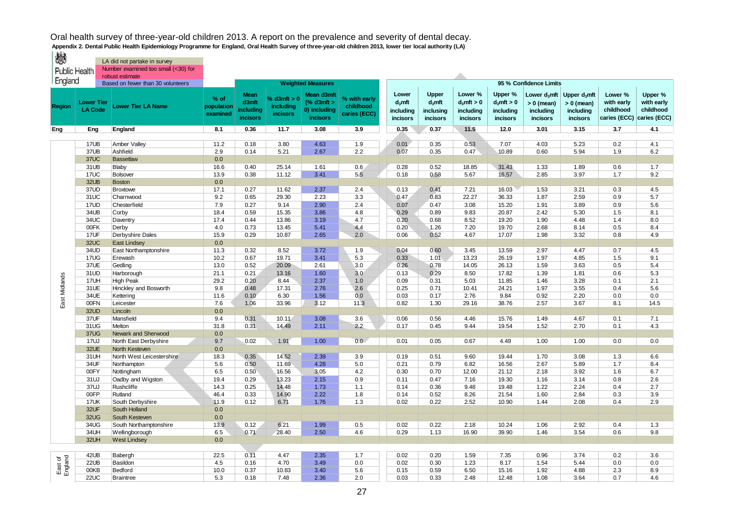# Oral health survey of three-year-old children 2013. A report on the prevalence and severity of dental decay.

**Appendix 2. Dental Public Health Epidemiology Programme for England, Oral Health Survey of three-year-old children 2013, lower tier local authority (LA)**

Public Health England

Key:
- LA did not partake in survey
- Number examined too small (<30) for robust estimate
- Based on fewer than 30 volunteers

| Region | Lower Tier LA Code | Lower Tier LA Name | % of population examined | Weighted Measures | | | | 95 % Confidence Limits | | | | | | | |
|---|---|---|---|---|---|---|---|---|---|---|---|---|---|---|---|
| | | | | Mean d3mft including incisors | % d3mft > 0 including incisors | Mean d3mft (% d3mft > 0) including incisors | % with early childhood caries (ECC) | Lower $d_3$mft including incisors | Upper $d_3$mft inclusing incisors | Lower % $d_3$mft > 0 including incisors | Upper % $d_3$mft > 0 including incisors | Lower $d_3$mft > 0 (mean) including incisors | Upper $d_3$mft > 0 (mean) including incisors | Lower % with early childhood caries (ECC) | Upper % with early childhood caries (ECC) |
| Eng | Eng | England | 8.1 | 0.36 | 11.7 | 3.08 | 3.9 | 0.35 | 0.37 | 11.5 | 12.0 | 3.01 | 3.15 | 3.7 | 4.1 |
| East Midlands | 17UB | Amber Valley | 11.2 | 0.18 | 3.80 | 4.63 | 1.9 | 0.01 | 0.35 | 0.53 | 7.07 | 4.03 | 5.23 | 0.2 | 4.1 |
| East Midlands | 37UB | Ashfield | 2.9 | 0.14 | 5.21 | 2.67 | 2.2 | 0.07 | 0.35 | 0.47 | 10.89 | 0.60 | 5.94 | 1.9 | 6.2 |
| East Midlands | 37UC | Bassetlaw | 0.0 | | | | | | | | | | | | |
| East Midlands | 31UB | Blaby | 16.6 | 0.40 | 25.14 | 1.61 | 0.6 | 0.28 | 0.52 | 18.85 | 31.43 | 1.33 | 1.89 | 0.6 | 1.7 |
| East Midlands | 17UC | Bolsover | 13.9 | 0.38 | 11.12 | 3.41 | 5.5 | 0.18 | 0.58 | 5.67 | 16.57 | 2.85 | 3.97 | 1.7 | 9.2 |
| East Midlands | 32UB | Boston | 0.0 | | | | | | | | | | | | |
| East Midlands | 37UD | Broxtowe | 17.1 | 0.27 | 11.62 | 2.37 | 2.4 | 0.13 | 0.41 | 7.21 | 16.03 | 1.53 | 3.21 | 0.3 | 4.5 |
| East Midlands | 31UC | Charnwood | 9.2 | 0.65 | 29.30 | 2.23 | 3.3 | 0.47 | 0.83 | 22.27 | 36.33 | 1.87 | 2.59 | 0.9 | 5.7 |
| East Midlands | 17UD | Chesterfield | 7.9 | 0.27 | 9.14 | 2.90 | 2.4 | 0.07 | 0.47 | 3.08 | 15.20 | 1.91 | 3.89 | 0.9 | 5.6 |
| East Midlands | 34UB | Corby | 18.4 | 0.59 | 15.35 | 3.86 | 4.8 | 0.29 | 0.89 | 9.83 | 20.87 | 2.42 | 5.30 | 1.5 | 8.1 |
| East Midlands | 34UC | Daventry | 17.4 | 0.44 | 13.86 | 3.19 | 4.7 | 0.20 | 0.68 | 8.52 | 19.20 | 1.90 | 4.48 | 1.4 | 8.0 |
| East Midlands | 00FK | Derby | 4.0 | 0.73 | 13.45 | 5.41 | 4.4 | 0.20 | 1.26 | 7.20 | 19.70 | 2.68 | 8.14 | 0.5 | 8.4 |
| East Midlands | 17UF | Derbyshire Dales | 15.9 | 0.29 | 10.87 | 2.65 | 2.0 | 0.06 | 0.52 | 4.67 | 17.07 | 1.98 | 3.32 | 0.8 | 4.9 |
| East Midlands | 32UC | East Lindsey | 0.0 | | | | | | | | | | | | |
| East Midlands | 34UD | East Northamptonshire | 11.3 | 0.32 | 8.52 | 3.72 | 1.9 | 0.04 | 0.60 | 3.45 | 13.59 | 2.97 | 4.47 | 0.7 | 4.5 |
| East Midlands | 17UG | Erewash | 10.2 | 0.67 | 19.71 | 3.41 | 5.3 | 0.33 | 1.01 | 13.23 | 26.19 | 1.97 | 4.85 | 1.5 | 9.1 |
| East Midlands | 37UE | Gedling | 13.0 | 0.52 | 20.09 | 2.61 | 3.0 | 0.26 | 0.78 | 14.05 | 26.13 | 1.59 | 3.63 | 0.5 | 5.4 |
| East Midlands | 31UD | Harborough | 21.1 | 0.21 | 13.16 | 1.60 | 3.0 | 0.13 | 0.29 | 8.50 | 17.82 | 1.39 | 1.81 | 0.6 | 5.3 |
| East Midlands | 17UH | High Peak | 29.2 | 0.20 | 8.44 | 2.37 | 1.0 | 0.09 | 0.31 | 5.03 | 11.85 | 1.46 | 3.28 | 0.1 | 2.1 |
| East Midlands | 31UE | Hinckley and Bosworth | 9.8 | 0.48 | 17.31 | 2.76 | 2.6 | 0.25 | 0.71 | 10.41 | 24.21 | 1.97 | 3.55 | 0.4 | 5.6 |
| East Midlands | 34UE | Kettering | 11.6 | 0.10 | 6.30 | 1.56 | 0.0 | 0.03 | 0.17 | 2.76 | 9.84 | 0.92 | 2.20 | 0.0 | 0.0 |
| East Midlands | 00FN | Leicester | 7.6 | 1.06 | 33.96 | 3.12 | 11.3 | 0.82 | 1.30 | 29.16 | 38.76 | 2.57 | 3.67 | 8.1 | 14.5 |
| East Midlands | 32UD | Lincoln | 0.0 | | | | | | | | | | | | |
| East Midlands | 37UF | Mansfield | 9.4 | 0.31 | 10.11 | 3.08 | 3.6 | 0.06 | 0.56 | 4.46 | 15.76 | 1.49 | 4.67 | 0.1 | 7.1 |
| East Midlands | 31UG | Melton | 31.8 | 0.31 | 14.49 | 2.11 | 2.2 | 0.17 | 0.45 | 9.44 | 19.54 | 1.52 | 2.70 | 0.1 | 4.3 |
| East Midlands | 37UG | Newark and Sherwood | 0.0 | | | | | | | | | | | | |
| East Midlands | 17UJ | North East Derbyshire | 9.7 | 0.02 | 1.91 | 1.00 | 0.0 | 0.01 | 0.05 | 0.67 | 4.49 | 1.00 | 1.00 | 0.0 | 0.0 |
| East Midlands | 32UE | North Kesteven | 0.0 | | | | | | | | | | | | |
| East Midlands | 31UH | North West Leicestershire | 18.3 | 0.35 | 14.52 | 2.39 | 3.9 | 0.19 | 0.51 | 9.60 | 19.44 | 1.70 | 3.08 | 1.3 | 6.6 |
| East Midlands | 34UF | Northampton | 5.6 | 0.50 | 11.69 | 4.28 | 5.0 | 0.21 | 0.79 | 6.82 | 16.56 | 2.67 | 5.89 | 1.7 | 8.4 |
| East Midlands | 00FY | Nottingham | 6.5 | 0.50 | 16.56 | 3.05 | 4.2 | 0.30 | 0.70 | 12.00 | 21.12 | 2.18 | 3.92 | 1.6 | 6.7 |
| East Midlands | 31UJ | Oadby and Wigston | 19.4 | 0.29 | 13.23 | 2.15 | 0.9 | 0.11 | 0.47 | 7.16 | 19.30 | 1.16 | 3.14 | 0.8 | 2.6 |
| East Midlands | 37UJ | Rushcliffe | 14.3 | 0.25 | 14.48 | 1.73 | 1.1 | 0.14 | 0.36 | 9.48 | 19.48 | 1.22 | 2.24 | 0.4 | 2.7 |
| East Midlands | 00FP | Rutland | 46.4 | 0.33 | 14.90 | 2.22 | 1.8 | 0.14 | 0.52 | 8.26 | 21.54 | 1.60 | 2.84 | 0.3 | 3.9 |
| East Midlands | 17UK | South Derbyshire | 11.9 | 0.12 | 6.71 | 1.76 | 1.3 | 0.02 | 0.22 | 2.52 | 10.90 | 1.44 | 2.08 | 0.4 | 2.9 |
| East Midlands | 32UF | South Holland | 0.0 | | | | | | | | | | | | |
| East Midlands | 32UG | South Kesteven | 0.0 | | | | | | | | | | | | |
| East Midlands | 34UG | South Northamptonshire | 13.9 | 0.12 | 6.21 | 1.99 | 0.5 | 0.02 | 0.22 | 2.18 | 10.24 | 1.06 | 2.92 | 0.4 | 1.3 |
| East Midlands | 34UH | Wellingborough | 6.5 | 0.71 | 28.40 | 2.50 | 4.6 | 0.29 | 1.13 | 16.90 | 39.90 | 1.46 | 3.54 | 0.6 | 9.8 |
| East Midlands | 32UH | West Lindsey | 0.0 | | | | | | | | | | | | |
| East of England | 42UB | Babergh | 22.5 | 0.11 | 4.47 | 2.35 | 1.7 | 0.02 | 0.20 | 1.59 | 7.35 | 0.96 | 3.74 | 0.2 | 3.6 |
| East of England | 22UB | Basildon | 4.5 | 0.16 | 4.70 | 3.49 | 0.0 | 0.02 | 0.30 | 1.23 | 8.17 | 1.54 | 5.44 | 0.0 | 0.0 |
| East of England | 00KB | Bedford | 10.0 | 0.37 | 10.83 | 3.40 | 5.6 | 0.15 | 0.59 | 6.50 | 15.16 | 1.92 | 4.88 | 2.3 | 8.9 |
| East of England | 22UC | Braintree | 5.3 | 0.18 | 7.48 | 2.36 | 2.0 | 0.03 | 0.33 | 2.48 | 12.48 | 1.08 | 3.64 | 0.7 | 4.6 |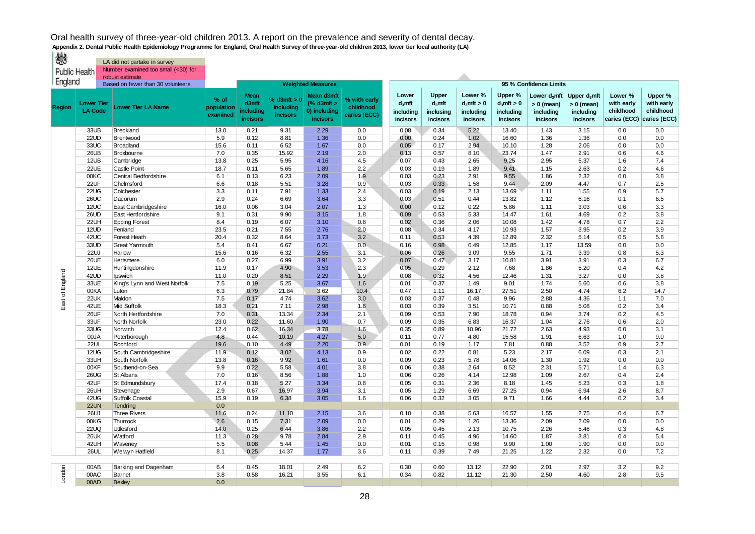# Oral health survey of three-year-old children 2013. A report on the prevalence and severity of dental decay.

**Appendix 2. Dental Public Health Epidemiology Programme for England, Oral Health Survey of three-year-old children 2013, lower tier local authority (LA)**

Public Health England

Key:
- LA did not partake in survey
- Number examined too small (<30) for robust estimate
- Based on fewer than 30 volunteers

| Region | Lower Tier LA Code | Lower Tier LA Name | % of population examined | Weighted Measures: Mean d3mft including incisors | % d3mft > 0 including incisors | Mean d3mft (% d3mft > 0) including incisors | % with early childhood caries (ECC) | 95 % Confidence Limits: Lower $d_3$mft including incisors | Upper $d_3$mft inclusing incisors | Lower % $d_3$mft > 0 including incisors | Upper % $d_3$mft > 0 including incisors | Lower $d_3$mft > 0 (mean) including incisors | Upper $d_3$mft > 0 (mean) including incisors | Lower % with early childhood caries (ECC) | Upper % with early childhood caries (ECC) |
|---|---|---|---|---|---|---|---|---|---|---|---|---|---|---|---|
| East of England | 33UB | Breckland | 13.0 | 0.21 | 9.31 | 2.29 | 0.0 | 0.08 | 0.34 | 5.22 | 13.40 | 1.43 | 3.15 | 0.0 | 0.0 |
| | 22UD | Brentwood | 5.9 | 0.12 | 8.81 | 1.36 | 0.0 | 0.00 | 0.24 | 1.02 | 16.60 | 1.36 | 1.36 | 0.0 | 0.0 |
| | 33UC | Broadland | 15.6 | 0.11 | 6.52 | 1.67 | 0.0 | 0.05 | 0.17 | 2.94 | 10.10 | 1.28 | 2.06 | 0.0 | 0.0 |
| | 26UB | Broxbourne | 7.0 | 0.35 | 15.92 | 2.19 | 2.0 | 0.13 | 0.57 | 8.10 | 23.74 | 1.47 | 2.91 | 0.6 | 4.6 |
| | 12UB | Cambridge | 13.8 | 0.25 | 5.95 | 4.16 | 4.5 | 0.07 | 0.43 | 2.65 | 9.25 | 2.95 | 5.37 | 1.6 | 7.4 |
| | 22UE | Castle Point | 18.7 | 0.11 | 5.65 | 1.89 | 2.2 | 0.03 | 0.19 | 1.89 | 9.41 | 1.15 | 2.63 | 0.2 | 4.6 |
| | 00KC | Central Bedfordshire | 6.1 | 0.13 | 6.23 | 2.09 | 1.9 | 0.03 | 0.23 | 2.91 | 9.55 | 1.86 | 2.32 | 0.0 | 3.8 |
| | 22UF | Chelmsford | 6.6 | 0.18 | 5.51 | 3.28 | 0.9 | 0.03 | 0.33 | 1.58 | 9.44 | 2.09 | 4.47 | 0.7 | 2.5 |
| | 22UG | Colchester | 3.3 | 0.11 | 7.91 | 1.33 | 2.4 | 0.03 | 0.19 | 2.13 | 13.69 | 1.11 | 1.55 | 0.9 | 5.7 |
| | 26UC | Dacorum | 2.9 | 0.24 | 6.69 | 3.64 | 3.3 | 0.03 | 0.51 | 0.44 | 13.82 | 1.12 | 6.16 | 0.1 | 6.5 |
| | 12UC | East Cambridgeshire | 16.0 | 0.06 | 3.04 | 2.07 | 1.3 | 0.00 | 0.12 | 0.22 | 5.86 | 1.11 | 3.03 | 0.6 | 3.3 |
| | 26UD | East Hertfordshire | 9.1 | 0.31 | 9.90 | 3.15 | 1.8 | 0.09 | 0.53 | 5.33 | 14.47 | 1.61 | 4.69 | 0.2 | 3.8 |
| | 22UH | Epping Forest | 8.4 | 0.19 | 6.07 | 3.10 | 0.8 | 0.02 | 0.36 | 2.06 | 10.08 | 1.42 | 4.78 | 0.7 | 2.2 |
| | 12UD | Fenland | 23.5 | 0.21 | 7.55 | 2.76 | 2.0 | 0.08 | 0.34 | 4.17 | 10.93 | 1.57 | 3.95 | 0.2 | 3.9 |
| | 42UC | Forest Heath | 20.4 | 0.32 | 8.64 | 3.73 | 3.2 | 0.11 | 0.53 | 4.39 | 12.89 | 2.32 | 5.14 | 0.5 | 5.8 |
| | 33UD | Great Yarmouth | 5.4 | 0.41 | 6.67 | 6.21 | 0.0 | 0.16 | 0.98 | 0.49 | 12.85 | 1.17 | 13.59 | 0.0 | 0.0 |
| | 22UJ | Harlow | 15.6 | 0.16 | 6.32 | 2.55 | 3.1 | 0.06 | 0.26 | 3.09 | 9.55 | 1.71 | 3.39 | 0.8 | 5.3 |
| | 26UE | Hertsmere | 6.0 | 0.27 | 6.99 | 3.91 | 3.2 | 0.07 | 0.47 | 3.17 | 10.81 | 3.91 | 3.91 | 0.3 | 6.7 |
| | 12UE | Huntingdonshire | 11.9 | 0.17 | 4.90 | 3.53 | 2.3 | 0.05 | 0.29 | 2.12 | 7.68 | 1.86 | 5.20 | 0.4 | 4.2 |
| | 42UD | Ipswich | 11.0 | 0.20 | 8.51 | 2.29 | 1.9 | 0.08 | 0.32 | 4.56 | 12.46 | 1.31 | 3.27 | 0.0 | 3.8 |
| | 33UE | King's Lynn and West Norfolk | 7.5 | 0.19 | 5.25 | 3.67 | 1.6 | 0.01 | 0.37 | 1.49 | 9.01 | 1.74 | 5.60 | 0.6 | 3.8 |
| | 00KA | Luton | 6.3 | 0.79 | 21.84 | 3.62 | 10.4 | 0.47 | 1.11 | 16.17 | 27.51 | 2.50 | 4.74 | 6.2 | 14.7 |
| | 22UK | Maldon | 7.5 | 0.17 | 4.74 | 3.62 | 3.0 | 0.03 | 0.37 | 0.48 | 9.96 | 2.88 | 4.36 | 1.1 | 7.0 |
| | 42UE | Mid Suffolk | 18.3 | 0.21 | 7.11 | 2.98 | 1.6 | 0.03 | 0.39 | 3.51 | 10.71 | 0.88 | 5.08 | 0.2 | 3.4 |
| | 26UF | North Hertfordshire | 7.0 | 0.31 | 13.34 | 2.34 | 2.1 | 0.09 | 0.53 | 7.90 | 18.78 | 0.94 | 3.74 | 0.2 | 4.5 |
| | 33UF | North Norfolk | 23.0 | 0.22 | 11.60 | 1.90 | 0.7 | 0.09 | 0.35 | 6.83 | 16.37 | 1.04 | 2.76 | 0.6 | 2.0 |
| | 33UG | Norwich | 12.4 | 0.62 | 16.34 | 3.78 | 1.6 | 0.35 | 0.89 | 10.96 | 21.72 | 2.63 | 4.93 | 0.0 | 3.1 |
| | 00JA | Peterborough | 4.8 | 0.44 | 10.19 | 4.27 | 5.0 | 0.11 | 0.77 | 4.80 | 15.58 | 1.91 | 6.63 | 1.0 | 9.0 |
| | 22UL | Rochford | 19.6 | 0.10 | 4.49 | 2.20 | 0.9 | 0.01 | 0.19 | 1.17 | 7.81 | 0.88 | 3.52 | 0.9 | 2.7 |
| | 12UG | South Cambridgeshire | 11.9 | 0.12 | 3.02 | 4.13 | 0.9 | 0.02 | 0.22 | 0.81 | 5.23 | 2.17 | 6.09 | 0.3 | 2.1 |
| | 33UH | South Norfolk | 13.8 | 0.16 | 9.92 | 1.61 | 0.0 | 0.09 | 0.23 | 5.78 | 14.06 | 1.30 | 1.92 | 0.0 | 0.0 |
| | 00KF | Southend-on-Sea | 9.9 | 0.22 | 5.58 | 4.01 | 3.8 | 0.06 | 0.38 | 2.64 | 8.52 | 2.31 | 5.71 | 1.4 | 6.3 |
| | 26UG | St Albans | 7.0 | 0.16 | 8.56 | 1.88 | 1.0 | 0.06 | 0.26 | 4.14 | 12.98 | 1.09 | 2.67 | 0.4 | 2.4 |
| | 42UF | St Edmundsbury | 17.4 | 0.18 | 5.27 | 3.34 | 0.8 | 0.05 | 0.31 | 2.36 | 8.18 | 1.45 | 5.23 | 0.3 | 1.8 |
| | 26UH | Stevenage | 2.9 | 0.67 | 16.97 | 3.94 | 3.1 | 0.05 | 1.29 | 6.69 | 27.25 | 0.94 | 6.94 | 2.6 | 8.7 |
| | 42UG | Suffolk Coastal | 15.9 | 0.19 | 6.38 | 3.05 | 1.6 | 0.06 | 0.32 | 3.05 | 9.71 | 1.66 | 4.44 | 0.2 | 3.4 |
| | 22UN | Tendring | 0.0 | | | | | | | | | | | | |
| | 26UJ | Three Rivers | 11.6 | 0.24 | 11.10 | 2.15 | 3.6 | 0.10 | 0.38 | 5.63 | 16.57 | 1.55 | 2.75 | 0.4 | 6.7 |
| | 00KG | Thurrock | 2.6 | 0.15 | 7.31 | 2.09 | 0.0 | 0.01 | 0.29 | 1.26 | 13.36 | 2.09 | 2.09 | 0.0 | 0.0 |
| | 22UQ | Uttlesford | 14.0 | 0.25 | 6.44 | 3.86 | 2.2 | 0.05 | 0.45 | 2.13 | 10.75 | 2.26 | 5.46 | 0.3 | 4.8 |
| | 26UK | Watford | 11.3 | 0.28 | 9.78 | 2.84 | 2.9 | 0.11 | 0.45 | 4.96 | 14.60 | 1.87 | 3.81 | 0.4 | 5.4 |
| | 42UH | Waveney | 5.5 | 0.08 | 5.44 | 1.45 | 0.0 | 0.01 | 0.15 | 0.98 | 9.90 | 1.00 | 1.90 | 0.0 | 0.0 |
| | 26UL | Welwyn Hatfield | 8.1 | 0.25 | 14.37 | 1.77 | 3.6 | 0.11 | 0.39 | 7.49 | 21.25 | 1.22 | 2.32 | 0.0 | 7.2 |
| London | 00AB | Barking and Dagenham | 6.4 | 0.45 | 18.01 | 2.49 | 6.2 | 0.30 | 0.60 | 13.12 | 22.90 | 2.01 | 2.97 | 3.2 | 9.2 |
| | 00AC | Barnet | 3.8 | 0.58 | 16.21 | 3.55 | 6.1 | 0.34 | 0.82 | 11.12 | 21.30 | 2.50 | 4.60 | 2.8 | 9.5 |
| | 00AD | Bexley | 0.0 | | | | | | | | | | | | |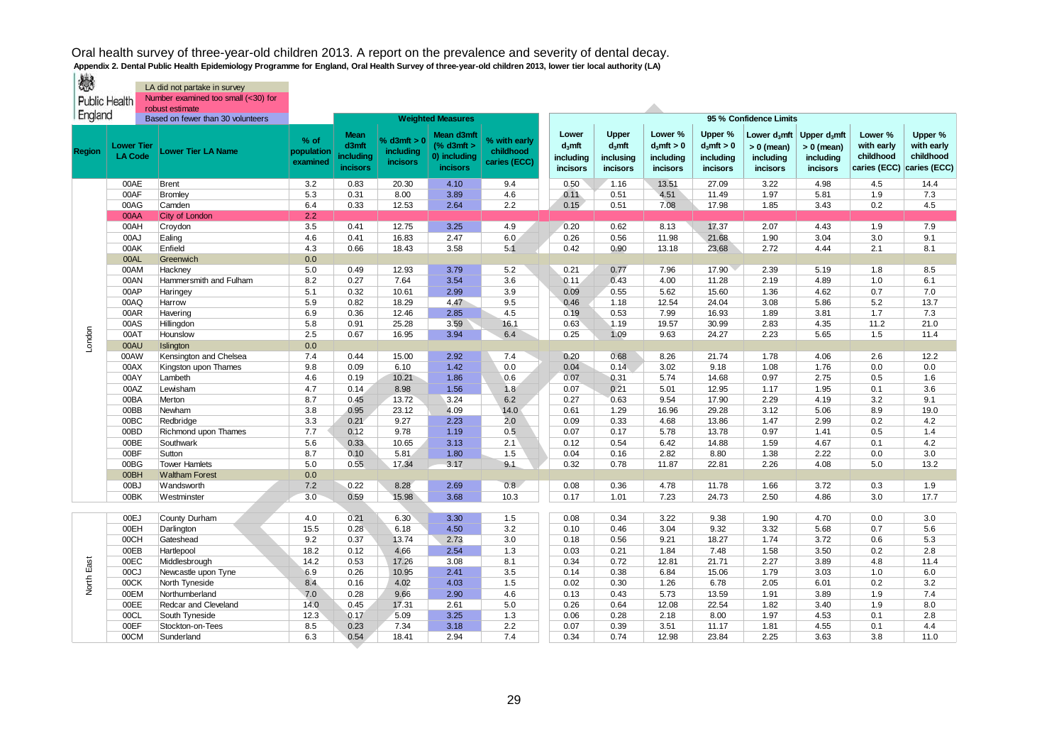# Oral health survey of three-year-old children 2013. A report on the prevalence and severity of dental decay.

**Appendix 2. Dental Public Health Epidemiology Programme for England, Oral Health Survey of three-year-old children 2013, lower tier local authority (LA)**

Public Health England

- LA did not partake in survey
- Number examined too small (<30) for robust estimate
- Based on fewer than 30 volunteers

| Region | Lower Tier LA Code | Lower Tier LA Name | % of population examined | Weighted Measures: Mean d3mft including incisors | % d3mft > 0 including incisors | Mean d3mft (% d3mft > 0) including incisors | % with early childhood caries (ECC) | 95 % Confidence Limits: Lower $d_3$mft including incisors | Upper $d_3$mft inclusing incisors | Lower % $d_3$mft > 0 including incisors | Upper % $d_3$mft > 0 including incisors | Lower $d_3$mft > 0 (mean) including incisors | Upper $d_3$mft > 0 (mean) including incisors | Lower % with early childhood caries (ECC) | Upper % with early childhood caries (ECC) |
|---|---|---|---|---|---|---|---|---|---|---|---|---|---|---|---|
| London | 00AE | Brent | 3.2 | 0.83 | 20.30 | 4.10 | 9.4 | 0.50 | 1.16 | 13.51 | 27.09 | 3.22 | 4.98 | 4.5 | 14.4 |
| London | 00AF | Bromley | 5.3 | 0.31 | 8.00 | 3.89 | 4.6 | 0.11 | 0.51 | 4.51 | 11.49 | 1.97 | 5.81 | 1.9 | 7.3 |
| London | 00AG | Camden | 6.4 | 0.33 | 12.53 | 2.64 | 2.2 | 0.15 | 0.51 | 7.08 | 17.98 | 1.85 | 3.43 | 0.2 | 4.5 |
| London | 00AA | City of London | 2.2 | | | | | | | | | | | | |
| London | 00AH | Croydon | 3.5 | 0.41 | 12.75 | 3.25 | 4.9 | 0.20 | 0.62 | 8.13 | 17.37 | 2.07 | 4.43 | 1.9 | 7.9 |
| London | 00AJ | Ealing | 4.6 | 0.41 | 16.83 | 2.47 | 6.0 | 0.26 | 0.56 | 11.98 | 21.68 | 1.90 | 3.04 | 3.0 | 9.1 |
| London | 00AK | Enfield | 4.3 | 0.66 | 18.43 | 3.58 | 5.1 | 0.42 | 0.90 | 13.18 | 23.68 | 2.72 | 4.44 | 2.1 | 8.1 |
| London | 00AL | Greenwich | 0.0 | | | | | | | | | | | | |
| London | 00AM | Hackney | 5.0 | 0.49 | 12.93 | 3.79 | 5.2 | 0.21 | 0.77 | 7.96 | 17.90 | 2.39 | 5.19 | 1.8 | 8.5 |
| London | 00AN | Hammersmith and Fulham | 8.2 | 0.27 | 7.64 | 3.54 | 3.6 | 0.11 | 0.43 | 4.00 | 11.28 | 2.19 | 4.89 | 1.0 | 6.1 |
| London | 00AP | Haringey | 5.1 | 0.32 | 10.61 | 2.99 | 3.9 | 0.09 | 0.55 | 5.62 | 15.60 | 1.36 | 4.62 | 0.7 | 7.0 |
| London | 00AQ | Harrow | 5.9 | 0.82 | 18.29 | 4.47 | 9.5 | 0.46 | 1.18 | 12.54 | 24.04 | 3.08 | 5.86 | 5.2 | 13.7 |
| London | 00AR | Havering | 6.9 | 0.36 | 12.46 | 2.85 | 4.5 | 0.19 | 0.53 | 7.99 | 16.93 | 1.89 | 3.81 | 1.7 | 7.3 |
| London | 00AS | Hillingdon | 5.8 | 0.91 | 25.28 | 3.59 | 16.1 | 0.63 | 1.19 | 19.57 | 30.99 | 2.83 | 4.35 | 11.2 | 21.0 |
| London | 00AT | Hounslow | 2.5 | 0.67 | 16.95 | 3.94 | 6.4 | 0.25 | 1.09 | 9.63 | 24.27 | 2.23 | 5.65 | 1.5 | 11.4 |
| London | 00AU | Islington | 0.0 | | | | | | | | | | | | |
| London | 00AW | Kensington and Chelsea | 7.4 | 0.44 | 15.00 | 2.92 | 7.4 | 0.20 | 0.68 | 8.26 | 21.74 | 1.78 | 4.06 | 2.6 | 12.2 |
| London | 00AX | Kingston upon Thames | 9.8 | 0.09 | 6.10 | 1.42 | 0.0 | 0.04 | 0.14 | 3.02 | 9.18 | 1.08 | 1.76 | 0.0 | 0.0 |
| London | 00AY | Lambeth | 4.6 | 0.19 | 10.21 | 1.86 | 0.6 | 0.07 | 0.31 | 5.74 | 14.68 | 0.97 | 2.75 | 0.5 | 1.6 |
| London | 00AZ | Lewisham | 4.7 | 0.14 | 8.98 | 1.56 | 1.8 | 0.07 | 0.21 | 5.01 | 12.95 | 1.17 | 1.95 | 0.1 | 3.6 |
| London | 00BA | Merton | 8.7 | 0.45 | 13.72 | 3.24 | 6.2 | 0.27 | 0.63 | 9.54 | 17.90 | 2.29 | 4.19 | 3.2 | 9.1 |
| London | 00BB | Newham | 3.8 | 0.95 | 23.12 | 4.09 | 14.0 | 0.61 | 1.29 | 16.96 | 29.28 | 3.12 | 5.06 | 8.9 | 19.0 |
| London | 00BC | Redbridge | 3.3 | 0.21 | 9.27 | 2.23 | 2.0 | 0.09 | 0.33 | 4.68 | 13.86 | 1.47 | 2.99 | 0.2 | 4.2 |
| London | 00BD | Richmond upon Thames | 7.7 | 0.12 | 9.78 | 1.19 | 0.5 | 0.07 | 0.17 | 5.78 | 13.78 | 0.97 | 1.41 | 0.5 | 1.4 |
| London | 00BE | Southwark | 5.6 | 0.33 | 10.65 | 3.13 | 2.1 | 0.12 | 0.54 | 6.42 | 14.88 | 1.59 | 4.67 | 0.1 | 4.2 |
| London | 00BF | Sutton | 8.7 | 0.10 | 5.81 | 1.80 | 1.5 | 0.04 | 0.16 | 2.82 | 8.80 | 1.38 | 2.22 | 0.0 | 3.0 |
| London | 00BG | Tower Hamlets | 5.0 | 0.55 | 17.34 | 3.17 | 9.1 | 0.32 | 0.78 | 11.87 | 22.81 | 2.26 | 4.08 | 5.0 | 13.2 |
| London | 00BH | Waltham Forest | 0.0 | | | | | | | | | | | | |
| London | 00BJ | Wandsworth | 7.2 | 0.22 | 8.28 | 2.69 | 0.8 | 0.08 | 0.36 | 4.78 | 11.78 | 1.66 | 3.72 | 0.3 | 1.9 |
| London | 00BK | Westminster | 3.0 | 0.59 | 15.98 | 3.68 | 10.3 | 0.17 | 1.01 | 7.23 | 24.73 | 2.50 | 4.86 | 3.0 | 17.7 |
| North East | 00EJ | County Durham | 4.0 | 0.21 | 6.30 | 3.30 | 1.5 | 0.08 | 0.34 | 3.22 | 9.38 | 1.90 | 4.70 | 0.0 | 3.0 |
| North East | 00EH | Darlington | 15.5 | 0.28 | 6.18 | 4.50 | 3.2 | 0.10 | 0.46 | 3.04 | 9.32 | 3.32 | 5.68 | 0.7 | 5.6 |
| North East | 00CH | Gateshead | 9.2 | 0.37 | 13.74 | 2.73 | 3.0 | 0.18 | 0.56 | 9.21 | 18.27 | 1.74 | 3.72 | 0.6 | 5.3 |
| North East | 00EB | Hartlepool | 18.2 | 0.12 | 4.66 | 2.54 | 1.3 | 0.03 | 0.21 | 1.84 | 7.48 | 1.58 | 3.50 | 0.2 | 2.8 |
| North East | 00EC | Middlesbrough | 14.2 | 0.53 | 17.26 | 3.08 | 8.1 | 0.34 | 0.72 | 12.81 | 21.71 | 2.27 | 3.89 | 4.8 | 11.4 |
| North East | 00CJ | Newcastle upon Tyne | 6.9 | 0.26 | 10.95 | 2.41 | 3.5 | 0.14 | 0.38 | 6.84 | 15.06 | 1.79 | 3.03 | 1.0 | 6.0 |
| North East | 00CK | North Tyneside | 8.4 | 0.16 | 4.02 | 4.03 | 1.5 | 0.02 | 0.30 | 1.26 | 6.78 | 2.05 | 6.01 | 0.2 | 3.2 |
| North East | 00EM | Northumberland | 7.0 | 0.28 | 9.66 | 2.90 | 4.6 | 0.13 | 0.43 | 5.73 | 13.59 | 1.91 | 3.89 | 1.9 | 7.4 |
| North East | 00EE | Redcar and Cleveland | 14.0 | 0.45 | 17.31 | 2.61 | 5.0 | 0.26 | 0.64 | 12.08 | 22.54 | 1.82 | 3.40 | 1.9 | 8.0 |
| North East | 00CL | South Tyneside | 12.3 | 0.17 | 5.09 | 3.25 | 1.3 | 0.06 | 0.28 | 2.18 | 8.00 | 1.97 | 4.53 | 0.1 | 2.8 |
| North East | 00EF | Stockton-on-Tees | 8.5 | 0.23 | 7.34 | 3.18 | 2.2 | 0.07 | 0.39 | 3.51 | 11.17 | 1.81 | 4.55 | 0.1 | 4.4 |
| North East | 00CM | Sunderland | 6.3 | 0.54 | 18.41 | 2.94 | 7.4 | 0.34 | 0.74 | 12.98 | 23.84 | 2.25 | 3.63 | 3.8 | 11.0 |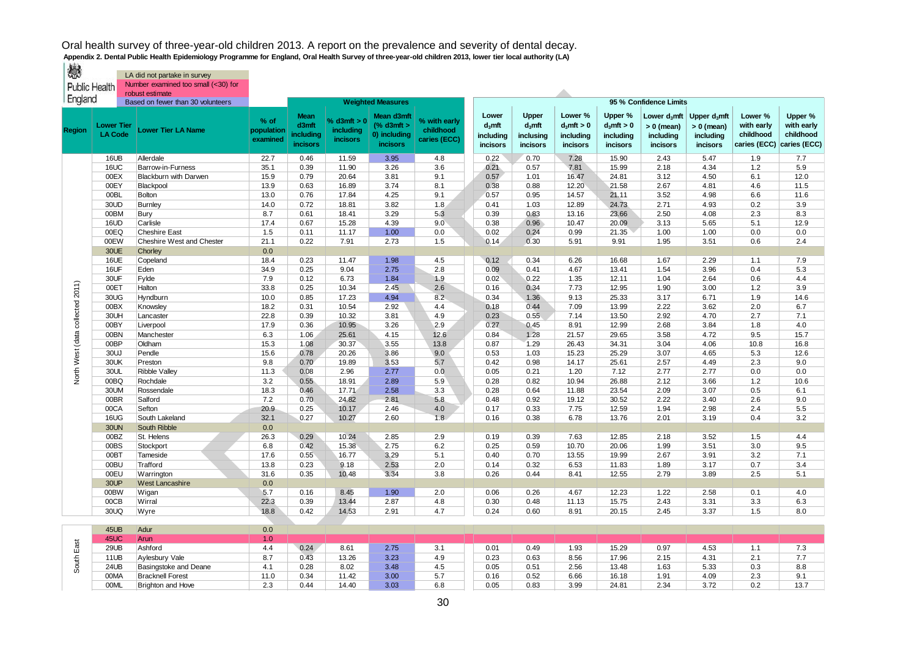# Oral health survey of three-year-old children 2013. A report on the prevalence and severity of dental decay.

**Appendix 2. Dental Public Health Epidemiology Programme for England, Oral Health Survey of three-year-old children 2013, lower tier local authority (LA)**

Public Health England

- LA did not partake in survey
- Number examined too small (<30) for robust estimate
- Based on fewer than 30 volunteers

| Region | Lower Tier LA Code | Lower Tier LA Name | % of population examined | Weighted Measures: Mean d3mft including incisors | Weighted Measures: % d3mft > 0 including incisors | Weighted Measures: Mean d3mft (% d3mft > 0) including incisors | Weighted Measures: % with early childhood caries (ECC) | 95 % Confidence Limits: Lower $d_3$mft including incisors | 95 % Confidence Limits: Upper $d_3$mft inclusing incisors | 95 % Confidence Limits: Lower % $d_3$mft > 0 including incisors | 95 % Confidence Limits: Upper % $d_3$mft > 0 including incisors | 95 % Confidence Limits: Lower $d_3$mft > 0 (mean) including incisors | 95 % Confidence Limits: Upper $d_3$mft > 0 (mean) including incisors | 95 % Confidence Limits: Lower % with early childhood caries (ECC) | 95 % Confidence Limits: Upper % with early childhood caries (ECC) |
|---|---|---|---|---|---|---|---|---|---|---|---|---|---|---|---|
| North West (data collected 2011) | 16UB | Allerdale | 22.7 | 0.46 | 11.59 | 3.95 | 4.8 | 0.22 | 0.70 | 7.28 | 15.90 | 2.43 | 5.47 | 1.9 | 7.7 |
| | 16UC | Barrow-in-Furness | 35.1 | 0.39 | 11.90 | 3.26 | 3.6 | 0.21 | 0.57 | 7.81 | 15.99 | 2.18 | 4.34 | 1.2 | 5.9 |
| | 00EX | Blackburn with Darwen | 15.9 | 0.79 | 20.64 | 3.81 | 9.1 | 0.57 | 1.01 | 16.47 | 24.81 | 3.12 | 4.50 | 6.1 | 12.0 |
| | 00EY | Blackpool | 13.9 | 0.63 | 16.89 | 3.74 | 8.1 | 0.38 | 0.88 | 12.20 | 21.58 | 2.67 | 4.81 | 4.6 | 11.5 |
| | 00BL | Bolton | 13.0 | 0.76 | 17.84 | 4.25 | 9.1 | 0.57 | 0.95 | 14.57 | 21.11 | 3.52 | 4.98 | 6.6 | 11.6 |
| | 30UD | Burnley | 14.0 | 0.72 | 18.81 | 3.82 | 1.8 | 0.41 | 1.03 | 12.89 | 24.73 | 2.71 | 4.93 | 0.2 | 3.9 |
| | 00BM | Bury | 8.7 | 0.61 | 18.41 | 3.29 | 5.3 | 0.39 | 0.83 | 13.16 | 23.66 | 2.50 | 4.08 | 2.3 | 8.3 |
| | 16UD | Carlisle | 17.4 | 0.67 | 15.28 | 4.39 | 9.0 | 0.38 | 0.96 | 10.47 | 20.09 | 3.13 | 5.65 | 5.1 | 12.9 |
| | 00EQ | Cheshire East | 1.5 | 0.11 | 11.17 | 1.00 | 0.0 | 0.02 | 0.24 | 0.99 | 21.35 | 1.00 | 1.00 | 0.0 | 0.0 |
| | 00EW | Cheshire West and Chester | 21.1 | 0.22 | 7.91 | 2.73 | 1.5 | 0.14 | 0.30 | 5.91 | 9.91 | 1.95 | 3.51 | 0.6 | 2.4 |
| | 30UE | Chorley | 0.0 | | | | | | | | | | | | |
| | 16UE | Copeland | 18.4 | 0.23 | 11.47 | 1.98 | 4.5 | 0.12 | 0.34 | 6.26 | 16.68 | 1.67 | 2.29 | 1.1 | 7.9 |
| | 16UF | Eden | 34.9 | 0.25 | 9.04 | 2.75 | 2.8 | 0.09 | 0.41 | 4.67 | 13.41 | 1.54 | 3.96 | 0.4 | 5.3 |
| | 30UF | Fylde | 7.9 | 0.12 | 6.73 | 1.84 | 1.9 | 0.02 | 0.22 | 1.35 | 12.11 | 1.04 | 2.64 | 0.6 | 4.4 |
| | 00ET | Halton | 33.8 | 0.25 | 10.34 | 2.45 | 2.6 | 0.16 | 0.34 | 7.73 | 12.95 | 1.90 | 3.00 | 1.2 | 3.9 |
| | 30UG | Hyndburn | 10.0 | 0.85 | 17.23 | 4.94 | 8.2 | 0.34 | 1.36 | 9.13 | 25.33 | 3.17 | 6.71 | 1.9 | 14.6 |
| | 00BX | Knowsley | 18.2 | 0.31 | 10.54 | 2.92 | 4.4 | 0.18 | 0.44 | 7.09 | 13.99 | 2.22 | 3.62 | 2.0 | 6.7 |
| | 30UH | Lancaster | 22.8 | 0.39 | 10.32 | 3.81 | 4.9 | 0.23 | 0.55 | 7.14 | 13.50 | 2.92 | 4.70 | 2.7 | 7.1 |
| | 00BY | Liverpool | 17.9 | 0.36 | 10.95 | 3.26 | 2.9 | 0.27 | 0.45 | 8.91 | 12.99 | 2.68 | 3.84 | 1.8 | 4.0 |
| | 00BN | Manchester | 6.3 | 1.06 | 25.61 | 4.15 | 12.6 | 0.84 | 1.28 | 21.57 | 29.65 | 3.58 | 4.72 | 9.5 | 15.7 |
| | 00BP | Oldham | 15.3 | 1.08 | 30.37 | 3.55 | 13.8 | 0.87 | 1.29 | 26.43 | 34.31 | 3.04 | 4.06 | 10.8 | 16.8 |
| | 30UJ | Pendle | 15.6 | 0.78 | 20.26 | 3.86 | 9.0 | 0.53 | 1.03 | 15.23 | 25.29 | 3.07 | 4.65 | 5.3 | 12.6 |
| | 30UK | Preston | 9.8 | 0.70 | 19.89 | 3.53 | 5.7 | 0.42 | 0.98 | 14.17 | 25.61 | 2.57 | 4.49 | 2.3 | 9.0 |
| | 30UL | Ribble Valley | 11.3 | 0.08 | 2.96 | 2.77 | 0.0 | 0.05 | 0.21 | 1.20 | 7.12 | 2.77 | 2.77 | 0.0 | 0.0 |
| | 00BQ | Rochdale | 3.2 | 0.55 | 18.91 | 2.89 | 5.9 | 0.28 | 0.82 | 10.94 | 26.88 | 2.12 | 3.66 | 1.2 | 10.6 |
| | 30UM | Rossendale | 18.3 | 0.46 | 17.71 | 2.58 | 3.3 | 0.28 | 0.64 | 11.88 | 23.54 | 2.09 | 3.07 | 0.5 | 6.1 |
| | 00BR | Salford | 7.2 | 0.70 | 24.82 | 2.81 | 5.8 | 0.48 | 0.92 | 19.12 | 30.52 | 2.22 | 3.40 | 2.6 | 9.0 |
| | 00CA | Sefton | 20.9 | 0.25 | 10.17 | 2.46 | 4.0 | 0.17 | 0.33 | 7.75 | 12.59 | 1.94 | 2.98 | 2.4 | 5.5 |
| | 16UG | South Lakeland | 32.1 | 0.27 | 10.27 | 2.60 | 1.8 | 0.16 | 0.38 | 6.78 | 13.76 | 2.01 | 3.19 | 0.4 | 3.2 |
| | 30UN | South Ribble | 0.0 | | | | | | | | | | | | |
| | 00BZ | St. Helens | 26.3 | 0.29 | 10.24 | 2.85 | 2.9 | 0.19 | 0.39 | 7.63 | 12.85 | 2.18 | 3.52 | 1.5 | 4.4 |
| | 00BS | Stockport | 6.8 | 0.42 | 15.38 | 2.75 | 6.2 | 0.25 | 0.59 | 10.70 | 20.06 | 1.99 | 3.51 | 3.0 | 9.5 |
| | 00BT | Tameside | 17.6 | 0.55 | 16.77 | 3.29 | 5.1 | 0.40 | 0.70 | 13.55 | 19.99 | 2.67 | 3.91 | 3.2 | 7.1 |
| | 00BU | Trafford | 13.8 | 0.23 | 9.18 | 2.53 | 2.0 | 0.14 | 0.32 | 6.53 | 11.83 | 1.89 | 3.17 | 0.7 | 3.4 |
| | 00EU | Warrington | 31.6 | 0.35 | 10.48 | 3.34 | 3.8 | 0.26 | 0.44 | 8.41 | 12.55 | 2.79 | 3.89 | 2.5 | 5.1 |
| | 30UP | West Lancashire | 0.0 | | | | | | | | | | | | |
| | 00BW | Wigan | 5.7 | 0.16 | 8.45 | 1.90 | 2.0 | 0.06 | 0.26 | 4.67 | 12.23 | 1.22 | 2.58 | 0.1 | 4.0 |
| | 00CB | Wirral | 22.3 | 0.39 | 13.44 | 2.87 | 4.8 | 0.30 | 0.48 | 11.13 | 15.75 | 2.43 | 3.31 | 3.3 | 6.3 |
| | 30UQ | Wyre | 18.8 | 0.42 | 14.53 | 2.91 | 4.7 | 0.24 | 0.60 | 8.91 | 20.15 | 2.45 | 3.37 | 1.5 | 8.0 |
| South East | 45UB | Adur | 0.0 | | | | | | | | | | | | |
| | 45UC | Arun | 1.0 | | | | | | | | | | | | |
| | 29UB | Ashford | 4.4 | 0.24 | 8.61 | 2.75 | 3.1 | 0.01 | 0.49 | 1.93 | 15.29 | 0.97 | 4.53 | 1.1 | 7.3 |
| | 11UB | Aylesbury Vale | 8.7 | 0.43 | 13.26 | 3.23 | 4.9 | 0.23 | 0.63 | 8.56 | 17.96 | 2.15 | 4.31 | 2.1 | 7.7 |
| | 24UB | Basingstoke and Deane | 4.1 | 0.28 | 8.02 | 3.48 | 4.5 | 0.05 | 0.51 | 2.56 | 13.48 | 1.63 | 5.33 | 0.3 | 8.8 |
| | 00MA | Bracknell Forest | 11.0 | 0.34 | 11.42 | 3.00 | 5.7 | 0.16 | 0.52 | 6.66 | 16.18 | 1.91 | 4.09 | 2.3 | 9.1 |
| | 00ML | Brighton and Hove | 2.3 | 0.44 | 14.40 | 3.03 | 6.8 | 0.05 | 0.83 | 3.99 | 24.81 | 2.34 | 3.72 | 0.2 | 13.7 |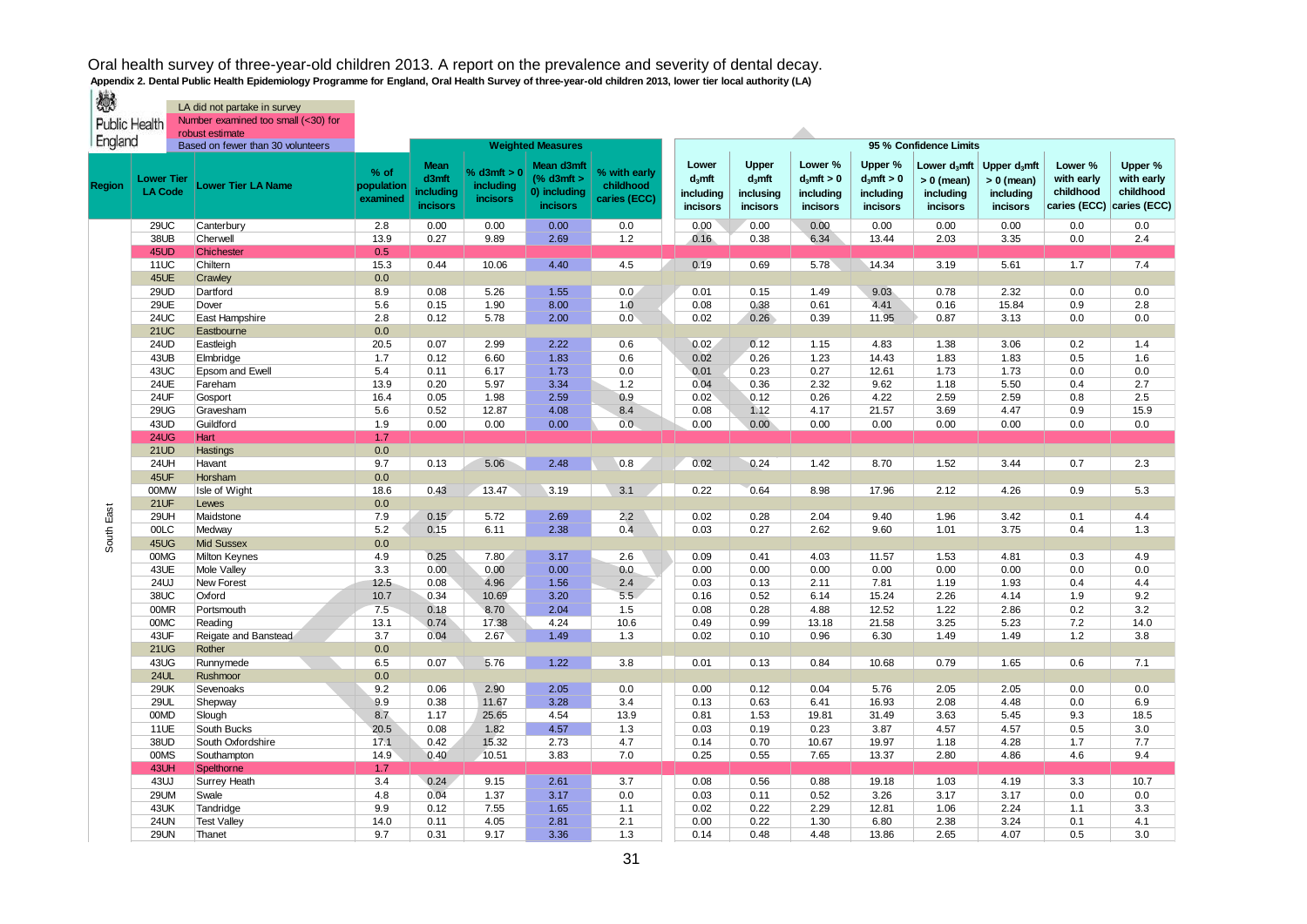# Oral health survey of three-year-old children 2013. A report on the prevalence and severity of dental decay.

**Appendix 2. Dental Public Health Epidemiology Programme for England, Oral Health Survey of three-year-old children 2013, lower tier local authority (LA)**

Public Health England

- LA did not partake in survey
- Number examined too small (<30) for robust estimate
- Based on fewer than 30 volunteers

| Region | Lower Tier LA Code | Lower Tier LA Name | % of population examined | Weighted Measures: Mean d3mft including incisors | Weighted Measures: % d3mft > 0 including incisors | Weighted Measures: Mean d3mft (% d3mft > 0) including incisors | Weighted Measures: % with early childhood caries (ECC) | 95 % Confidence Limits: Lower $d_3$mft including incisors | Upper $d_3$mft inclusing incisors | Lower % $d_3$mft > 0 including incisors | Upper % $d_3$mft > 0 including incisors | Lower $d_3$mft > 0 (mean) including incisors | Upper $d_3$mft > 0 (mean) including incisors | Lower % with early childhood caries (ECC) | Upper % with early childhood caries (ECC) |
|---|---|---|---|---|---|---|---|---|---|---|---|---|---|---|---|
| South East | 29UC | Canterbury | 2.8 | 0.00 | 0.00 | 0.00 | 0.0 | 0.00 | 0.00 | 0.00 | 0.00 | 0.00 | 0.00 | 0.0 | 0.0 |
| | 38UB | Cherwell | 13.9 | 0.27 | 9.89 | 2.69 | 1.2 | 0.16 | 0.38 | 6.34 | 13.44 | 2.03 | 3.35 | 0.0 | 2.4 |
| | 45UD | Chichester | 0.5 | | | | | | | | | | | | |
| | 11UC | Chiltern | 15.3 | 0.44 | 10.06 | 4.40 | 4.5 | 0.19 | 0.69 | 5.78 | 14.34 | 3.19 | 5.61 | 1.7 | 7.4 |
| | 45UE | Crawley | 0.0 | | | | | | | | | | | | |
| | 29UD | Dartford | 8.9 | 0.08 | 5.26 | 1.55 | 0.0 | 0.01 | 0.15 | 1.49 | 9.03 | 0.78 | 2.32 | 0.0 | 0.0 |
| | 29UE | Dover | 5.6 | 0.15 | 1.90 | 8.00 | 1.0 | 0.08 | 0.38 | 0.61 | 4.41 | 0.16 | 15.84 | 0.9 | 2.8 |
| | 24UC | East Hampshire | 2.8 | 0.12 | 5.78 | 2.00 | 0.0 | 0.02 | 0.26 | 0.39 | 11.95 | 0.87 | 3.13 | 0.0 | 0.0 |
| | 21UC | Eastbourne | 0.0 | | | | | | | | | | | | |
| | 24UD | Eastleigh | 20.5 | 0.07 | 2.99 | 2.22 | 0.6 | 0.02 | 0.12 | 1.15 | 4.83 | 1.38 | 3.06 | 0.2 | 1.4 |
| | 43UB | Elmbridge | 1.7 | 0.12 | 6.60 | 1.83 | 0.6 | 0.02 | 0.26 | 1.23 | 14.43 | 1.83 | 1.83 | 0.5 | 1.6 |
| | 43UC | Epsom and Ewell | 5.4 | 0.11 | 6.17 | 1.73 | 0.0 | 0.01 | 0.23 | 0.27 | 12.61 | 1.73 | 1.73 | 0.0 | 0.0 |
| | 24UE | Fareham | 13.9 | 0.20 | 5.97 | 3.34 | 1.2 | 0.04 | 0.36 | 2.32 | 9.62 | 1.18 | 5.50 | 0.4 | 2.7 |
| | 24UF | Gosport | 16.4 | 0.05 | 1.98 | 2.59 | 0.9 | 0.02 | 0.12 | 0.26 | 4.22 | 2.59 | 2.59 | 0.8 | 2.5 |
| | 29UG | Gravesham | 5.6 | 0.52 | 12.87 | 4.08 | 8.4 | 0.08 | 1.12 | 4.17 | 21.57 | 3.69 | 4.47 | 0.9 | 15.9 |
| | 43UD | Guildford | 1.9 | 0.00 | 0.00 | 0.00 | 0.0 | 0.00 | 0.00 | 0.00 | 0.00 | 0.00 | 0.00 | 0.0 | 0.0 |
| | 24UG | Hart | 1.7 | | | | | | | | | | | | |
| | 21UD | Hastings | 0.0 | | | | | | | | | | | | |
| | 24UH | Havant | 9.7 | 0.13 | 5.06 | 2.48 | 0.8 | 0.02 | 0.24 | 1.42 | 8.70 | 1.52 | 3.44 | 0.7 | 2.3 |
| | 45UF | Horsham | 0.0 | | | | | | | | | | | | |
| | 00MW | Isle of Wight | 18.6 | 0.43 | 13.47 | 3.19 | 3.1 | 0.22 | 0.64 | 8.98 | 17.96 | 2.12 | 4.26 | 0.9 | 5.3 |
| | 21UF | Lewes | 0.0 | | | | | | | | | | | | |
| | 29UH | Maidstone | 7.9 | 0.15 | 5.72 | 2.69 | 2.2 | 0.02 | 0.28 | 2.04 | 9.40 | 1.96 | 3.42 | 0.1 | 4.4 |
| | 00LC | Medway | 5.2 | 0.15 | 6.11 | 2.38 | 0.4 | 0.03 | 0.27 | 2.62 | 9.60 | 1.01 | 3.75 | 0.4 | 1.3 |
| | 45UG | Mid Sussex | 0.0 | | | | | | | | | | | | |
| | 00MG | Milton Keynes | 4.9 | 0.25 | 7.80 | 3.17 | 2.6 | 0.09 | 0.41 | 4.03 | 11.57 | 1.53 | 4.81 | 0.3 | 4.9 |
| | 43UE | Mole Valley | 3.3 | 0.00 | 0.00 | 0.00 | 0.0 | 0.00 | 0.00 | 0.00 | 0.00 | 0.00 | 0.00 | 0.0 | 0.0 |
| | 24UJ | New Forest | 12.5 | 0.08 | 4.96 | 1.56 | 2.4 | 0.03 | 0.13 | 2.11 | 7.81 | 1.19 | 1.93 | 0.4 | 4.4 |
| | 38UC | Oxford | 10.7 | 0.34 | 10.69 | 3.20 | 5.5 | 0.16 | 0.52 | 6.14 | 15.24 | 2.26 | 4.14 | 1.9 | 9.2 |
| | 00MR | Portsmouth | 7.5 | 0.18 | 8.70 | 2.04 | 1.5 | 0.08 | 0.28 | 4.88 | 12.52 | 1.22 | 2.86 | 0.2 | 3.2 |
| | 00MC | Reading | 13.1 | 0.74 | 17.38 | 4.24 | 10.6 | 0.49 | 0.99 | 13.18 | 21.58 | 3.25 | 5.23 | 7.2 | 14.0 |
| | 43UF | Reigate and Banstead | 3.7 | 0.04 | 2.67 | 1.49 | 1.3 | 0.02 | 0.10 | 0.96 | 6.30 | 1.49 | 1.49 | 1.2 | 3.8 |
| | 21UG | Rother | 0.0 | | | | | | | | | | | | |
| | 43UG | Runnymede | 6.5 | 0.07 | 5.76 | 1.22 | 3.8 | 0.01 | 0.13 | 0.84 | 10.68 | 0.79 | 1.65 | 0.6 | 7.1 |
| | 24UL | Rushmoor | 0.0 | | | | | | | | | | | | |
| | 29UK | Sevenoaks | 9.2 | 0.06 | 2.90 | 2.05 | 0.0 | 0.00 | 0.12 | 0.04 | 5.76 | 2.05 | 2.05 | 0.0 | 0.0 |
| | 29UL | Shepway | 9.9 | 0.38 | 11.67 | 3.28 | 3.4 | 0.13 | 0.63 | 6.41 | 16.93 | 2.08 | 4.48 | 0.0 | 6.9 |
| | 00MD | Slough | 8.7 | 1.17 | 25.65 | 4.54 | 13.9 | 0.81 | 1.53 | 19.81 | 31.49 | 3.63 | 5.45 | 9.3 | 18.5 |
| | 11UE | South Bucks | 20.5 | 0.08 | 1.82 | 4.57 | 1.3 | 0.03 | 0.19 | 0.23 | 3.87 | 4.57 | 4.57 | 0.5 | 3.0 |
| | 38UD | South Oxfordshire | 17.1 | 0.42 | 15.32 | 2.73 | 4.7 | 0.14 | 0.70 | 10.67 | 19.97 | 1.18 | 4.28 | 1.7 | 7.7 |
| | 00MS | Southampton | 14.9 | 0.40 | 10.51 | 3.83 | 7.0 | 0.25 | 0.55 | 7.65 | 13.37 | 2.80 | 4.86 | 4.6 | 9.4 |
| | 43UH | Spelthorne | 1.7 | | | | | | | | | | | | |
| | 43UJ | Surrey Heath | 3.4 | 0.24 | 9.15 | 2.61 | 3.7 | 0.08 | 0.56 | 0.88 | 19.18 | 1.03 | 4.19 | 3.3 | 10.7 |
| | 29UM | Swale | 4.8 | 0.04 | 1.37 | 3.17 | 0.0 | 0.03 | 0.11 | 0.52 | 3.26 | 3.17 | 3.17 | 0.0 | 0.0 |
| | 43UK | Tandridge | 9.9 | 0.12 | 7.55 | 1.65 | 1.1 | 0.02 | 0.22 | 2.29 | 12.81 | 1.06 | 2.24 | 1.1 | 3.3 |
| | 24UN | Test Valley | 14.0 | 0.11 | 4.05 | 2.81 | 2.1 | 0.00 | 0.22 | 1.30 | 6.80 | 2.38 | 3.24 | 0.1 | 4.1 |
| | 29UN | Thanet | 9.7 | 0.31 | 9.17 | 3.36 | 1.3 | 0.14 | 0.48 | 4.48 | 13.86 | 2.65 | 4.07 | 0.5 | 3.0 |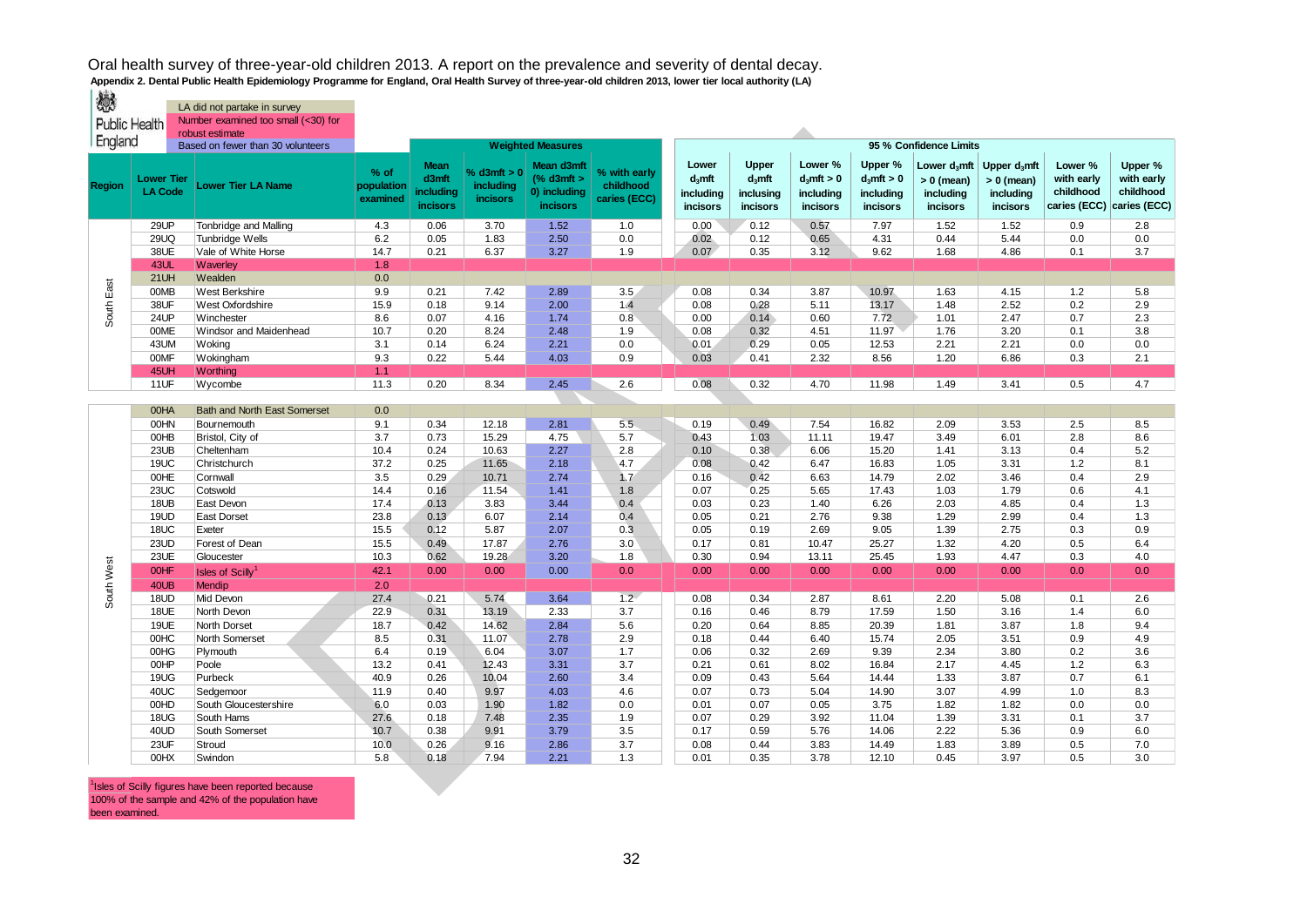# Oral health survey of three-year-old children 2013. A report on the prevalence and severity of dental decay.

**Appendix 2. Dental Public Health Epidemiology Programme for England, Oral Health Survey of three-year-old children 2013, lower tier local authority (LA)**

Public Health England

- LA did not partake in survey
- Number examined too small (<30) for robust estimate
- Based on fewer than 30 volunteers

| Region | Lower Tier LA Code | Lower Tier LA Name | % of population examined | Weighted Measures: Mean d3mft including incisors | % d3mft > 0 including incisors | Mean d3mft (% d3mft > 0) including incisors | % with early childhood caries (ECC) | 95 % Confidence Limits: Lower $d_3$mft including incisors | Upper $d_3$mft inclusing incisors | Lower % $d_3$mft > 0 including incisors | Upper % $d_3$mft > 0 including incisors | Lower $d_3$mft > 0 (mean) including incisors | Upper $d_3$mft > 0 (mean) including incisors | Lower % with early childhood caries (ECC) | Upper % with early childhood caries (ECC) |
|---|---|---|---|---|---|---|---|---|---|---|---|---|---|---|---|
| South East | 29UP | Tonbridge and Malling | 4.3 | 0.06 | 3.70 | 1.52 | 1.0 | 0.00 | 0.12 | 0.57 | 7.97 | 1.52 | 1.52 | 0.9 | 2.8 |
| South East | 29UQ | Tunbridge Wells | 6.2 | 0.05 | 1.83 | 2.50 | 0.0 | 0.02 | 0.12 | 0.65 | 4.31 | 0.44 | 5.44 | 0.0 | 0.0 |
| South East | 38UE | Vale of White Horse | 14.7 | 0.21 | 6.37 | 3.27 | 1.9 | 0.07 | 0.35 | 3.12 | 9.62 | 1.68 | 4.86 | 0.1 | 3.7 |
| South East | 43UL | Waverley | 1.8 | | | | | | | | | | | | |
| South East | 21UH | Wealden | 0.0 | | | | | | | | | | | | |
| South East | 00MB | West Berkshire | 9.9 | 0.21 | 7.42 | 2.89 | 3.5 | 0.08 | 0.34 | 3.87 | 10.97 | 1.63 | 4.15 | 1.2 | 5.8 |
| South East | 38UF | West Oxfordshire | 15.9 | 0.18 | 9.14 | 2.00 | 1.4 | 0.08 | 0.28 | 5.11 | 13.17 | 1.48 | 2.52 | 0.2 | 2.9 |
| South East | 24UP | Winchester | 8.6 | 0.07 | 4.16 | 1.74 | 0.8 | 0.00 | 0.14 | 0.60 | 7.72 | 1.01 | 2.47 | 0.7 | 2.3 |
| South East | 00ME | Windsor and Maidenhead | 10.7 | 0.20 | 8.24 | 2.48 | 1.9 | 0.08 | 0.32 | 4.51 | 11.97 | 1.76 | 3.20 | 0.1 | 3.8 |
| South East | 43UM | Woking | 3.1 | 0.14 | 6.24 | 2.21 | 0.0 | 0.01 | 0.29 | 0.05 | 12.53 | 2.21 | 2.21 | 0.0 | 0.0 |
| South East | 00MF | Wokingham | 9.3 | 0.22 | 5.44 | 4.03 | 0.9 | 0.03 | 0.41 | 2.32 | 8.56 | 1.20 | 6.86 | 0.3 | 2.1 |
| South East | 45UH | Worthing | 1.1 | | | | | | | | | | | | |
| South East | 11UF | Wycombe | 11.3 | 0.20 | 8.34 | 2.45 | 2.6 | 0.08 | 0.32 | 4.70 | 11.98 | 1.49 | 3.41 | 0.5 | 4.7 |
| South West | 00HA | Bath and North East Somerset | 0.0 | | | | | | | | | | | | |
| South West | 00HN | Bournemouth | 9.1 | 0.34 | 12.18 | 2.81 | 5.5 | 0.19 | 0.49 | 7.54 | 16.82 | 2.09 | 3.53 | 2.5 | 8.5 |
| South West | 00HB | Bristol, City of | 3.7 | 0.73 | 15.29 | 4.75 | 5.7 | 0.43 | 1.03 | 11.11 | 19.47 | 3.49 | 6.01 | 2.8 | 8.6 |
| South West | 23UB | Cheltenham | 10.4 | 0.24 | 10.63 | 2.27 | 2.8 | 0.10 | 0.38 | 6.06 | 15.20 | 1.41 | 3.13 | 0.4 | 5.2 |
| South West | 19UC | Christchurch | 37.2 | 0.25 | 11.65 | 2.18 | 4.7 | 0.08 | 0.42 | 6.47 | 16.83 | 1.05 | 3.31 | 1.2 | 8.1 |
| South West | 00HE | Cornwall | 3.5 | 0.29 | 10.71 | 2.74 | 1.7 | 0.16 | 0.42 | 6.63 | 14.79 | 2.02 | 3.46 | 0.4 | 2.9 |
| South West | 23UC | Cotswold | 14.4 | 0.16 | 11.54 | 1.41 | 1.8 | 0.07 | 0.25 | 5.65 | 17.43 | 1.03 | 1.79 | 0.6 | 4.1 |
| South West | 18UB | East Devon | 17.4 | 0.13 | 3.83 | 3.44 | 0.4 | 0.03 | 0.23 | 1.40 | 6.26 | 2.03 | 4.85 | 0.4 | 1.3 |
| South West | 19UD | East Dorset | 23.8 | 0.13 | 6.07 | 2.14 | 0.4 | 0.05 | 0.21 | 2.76 | 9.38 | 1.29 | 2.99 | 0.4 | 1.3 |
| South West | 18UC | Exeter | 15.5 | 0.12 | 5.87 | 2.07 | 0.3 | 0.05 | 0.19 | 2.69 | 9.05 | 1.39 | 2.75 | 0.3 | 0.9 |
| South West | 23UD | Forest of Dean | 15.5 | 0.49 | 17.87 | 2.76 | 3.0 | 0.17 | 0.81 | 10.47 | 25.27 | 1.32 | 4.20 | 0.5 | 6.4 |
| South West | 23UE | Gloucester | 10.3 | 0.62 | 19.28 | 3.20 | 1.8 | 0.30 | 0.94 | 13.11 | 25.45 | 1.93 | 4.47 | 0.3 | 4.0 |
| South West | 00HF | Isles of Scilly[1] | 42.1 | 0.00 | 0.00 | 0.00 | 0.0 | 0.00 | 0.00 | 0.00 | 0.00 | 0.00 | 0.00 | 0.0 | 0.0 |
| South West | 40UB | Mendip | 2.0 | | | | | | | | | | | | |
| South West | 18UD | Mid Devon | 27.4 | 0.21 | 5.74 | 3.64 | 1.2 | 0.08 | 0.34 | 2.87 | 8.61 | 2.20 | 5.08 | 0.1 | 2.6 |
| South West | 18UE | North Devon | 22.9 | 0.31 | 13.19 | 2.33 | 3.7 | 0.16 | 0.46 | 8.79 | 17.59 | 1.50 | 3.16 | 1.4 | 6.0 |
| South West | 19UE | North Dorset | 18.7 | 0.42 | 14.62 | 2.84 | 5.6 | 0.20 | 0.64 | 8.85 | 20.39 | 1.81 | 3.87 | 1.8 | 9.4 |
| South West | 00HC | North Somerset | 8.5 | 0.31 | 11.07 | 2.78 | 2.9 | 0.18 | 0.44 | 6.40 | 15.74 | 2.05 | 3.51 | 0.9 | 4.9 |
| South West | 00HG | Plymouth | 6.4 | 0.19 | 6.04 | 3.07 | 1.7 | 0.06 | 0.32 | 2.69 | 9.39 | 2.34 | 3.80 | 0.2 | 3.6 |
| South West | 00HP | Poole | 13.2 | 0.41 | 12.43 | 3.31 | 3.7 | 0.21 | 0.61 | 8.02 | 16.84 | 2.17 | 4.45 | 1.2 | 6.3 |
| South West | 19UG | Purbeck | 40.9 | 0.26 | 10.04 | 2.60 | 3.4 | 0.09 | 0.43 | 5.64 | 14.44 | 1.33 | 3.87 | 0.7 | 6.1 |
| South West | 40UC | Sedgemoor | 11.9 | 0.40 | 9.97 | 4.03 | 4.6 | 0.07 | 0.73 | 5.04 | 14.90 | 3.07 | 4.99 | 1.0 | 8.3 |
| South West | 00HD | South Gloucestershire | 6.0 | 0.03 | 1.90 | 1.82 | 0.0 | 0.01 | 0.07 | 0.05 | 3.75 | 1.82 | 1.82 | 0.0 | 0.0 |
| South West | 18UG | South Hams | 27.6 | 0.18 | 7.48 | 2.35 | 1.9 | 0.07 | 0.29 | 3.92 | 11.04 | 1.39 | 3.31 | 0.1 | 3.7 |
| South West | 40UD | South Somerset | 10.7 | 0.38 | 9.91 | 3.79 | 3.5 | 0.17 | 0.59 | 5.76 | 14.06 | 2.22 | 5.36 | 0.9 | 6.0 |
| South West | 23UF | Stroud | 10.0 | 0.26 | 9.16 | 2.86 | 3.7 | 0.08 | 0.44 | 3.83 | 14.49 | 1.83 | 3.89 | 0.5 | 7.0 |
| South West | 00HX | Swindon | 5.8 | 0.18 | 7.94 | 2.21 | 1.3 | 0.01 | 0.35 | 3.78 | 12.10 | 0.45 | 3.97 | 0.5 | 3.0 |

[1]Isles of Scilly figures have been reported because 100% of the sample and 42% of the population have been examined.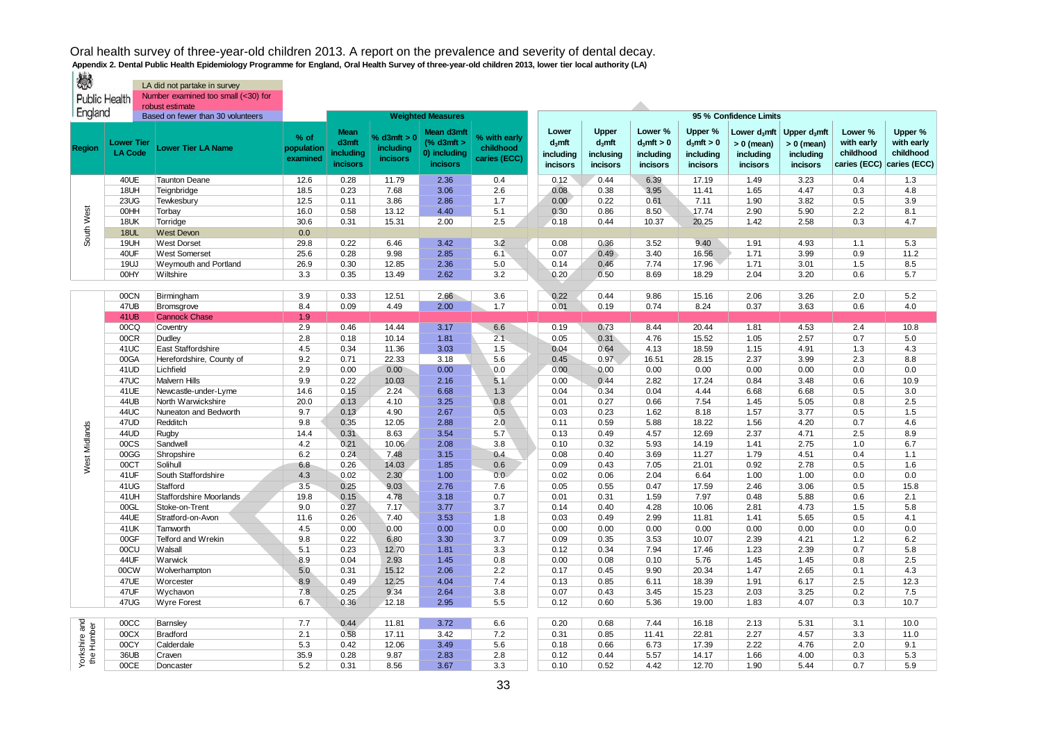# Oral health survey of three-year-old children 2013. A report on the prevalence and severity of dental decay.

**Appendix 2. Dental Public Health Epidemiology Programme for England, Oral Health Survey of three-year-old children 2013, lower tier local authority (LA)**

Public Health England

Key:
- LA did not partake in survey
- Number examined too small (<30) for robust estimate
- Based on fewer than 30 volunteers

| Region | Lower Tier LA Code | Lower Tier LA Name | % of population examined | Weighted Measures: Mean d3mft including incisors | Weighted Measures: % d3mft > 0 including incisors | Weighted Measures: Mean d3mft (% d3mft > 0) including incisors | Weighted Measures: % with early childhood caries (ECC) | 95 % Confidence Limits: Lower $d_3$mft including incisors | 95 % Confidence Limits: Upper $d_3$mft inclusing incisors | 95 % Confidence Limits: Lower % $d_3$mft > 0 including incisors | 95 % Confidence Limits: Upper % $d_3$mft > 0 including incisors | 95 % Confidence Limits: Lower $d_3$mft > 0 (mean) including incisors | 95 % Confidence Limits: Upper $d_3$mft > 0 (mean) including incisors | 95 % Confidence Limits: Lower % with early childhood caries (ECC) | 95 % Confidence Limits: Upper % with early childhood caries (ECC) |
|---|---|---|---|---|---|---|---|---|---|---|---|---|---|---|---|
| South West | 40UE | Taunton Deane | 12.6 | 0.28 | 11.79 | 2.36 | 0.4 | 0.12 | 0.44 | 6.39 | 17.19 | 1.49 | 3.23 | 0.4 | 1.3 |
| South West | 18UH | Teignbridge | 18.5 | 0.23 | 7.68 | 3.06 | 2.6 | 0.08 | 0.38 | 3.95 | 11.41 | 1.65 | 4.47 | 0.3 | 4.8 |
| South West | 23UG | Tewkesbury | 12.5 | 0.11 | 3.86 | 2.86 | 1.7 | 0.00 | 0.22 | 0.61 | 7.11 | 1.90 | 3.82 | 0.5 | 3.9 |
| South West | 00HH | Torbay | 16.0 | 0.58 | 13.12 | 4.40 | 5.1 | 0.30 | 0.86 | 8.50 | 17.74 | 2.90 | 5.90 | 2.2 | 8.1 |
| South West | 18UK | Torridge | 30.6 | 0.31 | 15.31 | 2.00 | 2.5 | 0.18 | 0.44 | 10.37 | 20.25 | 1.42 | 2.58 | 0.3 | 4.7 |
| South West | 18UL | West Devon | 0.0 | | | | | | | | | | | | |
| South West | 19UH | West Dorset | 29.8 | 0.22 | 6.46 | 3.42 | 3.2 | 0.08 | 0.36 | 3.52 | 9.40 | 1.91 | 4.93 | 1.1 | 5.3 |
| South West | 40UF | West Somerset | 25.6 | 0.28 | 9.98 | 2.85 | 6.1 | 0.07 | 0.49 | 3.40 | 16.56 | 1.71 | 3.99 | 0.9 | 11.2 |
| South West | 19UJ | Weymouth and Portland | 26.9 | 0.30 | 12.85 | 2.36 | 5.0 | 0.14 | 0.46 | 7.74 | 17.96 | 1.71 | 3.01 | 1.5 | 8.5 |
| South West | 00HY | Wiltshire | 3.3 | 0.35 | 13.49 | 2.62 | 3.2 | 0.20 | 0.50 | 8.69 | 18.29 | 2.04 | 3.20 | 0.6 | 5.7 |
| West Midlands | 00CN | Birmingham | 3.9 | 0.33 | 12.51 | 2.66 | 3.6 | 0.22 | 0.44 | 9.86 | 15.16 | 2.06 | 3.26 | 2.0 | 5.2 |
| West Midlands | 47UB | Bromsgrove | 8.4 | 0.09 | 4.49 | 2.00 | 1.7 | 0.01 | 0.19 | 0.74 | 8.24 | 0.37 | 3.63 | 0.6 | 4.0 |
| West Midlands | 41UB | Cannock Chase | 1.9 | | | | | | | | | | | | |
| West Midlands | 00CQ | Coventry | 2.9 | 0.46 | 14.44 | 3.17 | 6.6 | 0.19 | 0.73 | 8.44 | 20.44 | 1.81 | 4.53 | 2.4 | 10.8 |
| West Midlands | 00CR | Dudley | 2.8 | 0.18 | 10.14 | 1.81 | 2.1 | 0.05 | 0.31 | 4.76 | 15.52 | 1.05 | 2.57 | 0.7 | 5.0 |
| West Midlands | 41UC | East Staffordshire | 4.5 | 0.34 | 11.36 | 3.03 | 1.5 | 0.04 | 0.64 | 4.13 | 18.59 | 1.15 | 4.91 | 1.3 | 4.3 |
| West Midlands | 00GA | Herefordshire, County of | 9.2 | 0.71 | 22.33 | 3.18 | 5.6 | 0.45 | 0.97 | 16.51 | 28.15 | 2.37 | 3.99 | 2.3 | 8.8 |
| West Midlands | 41UD | Lichfield | 2.9 | 0.00 | 0.00 | 0.00 | 0.0 | 0.00 | 0.00 | 0.00 | 0.00 | 0.00 | 0.00 | 0.0 | 0.0 |
| West Midlands | 47UC | Malvern Hills | 9.9 | 0.22 | 10.03 | 2.16 | 5.1 | 0.00 | 0.44 | 2.82 | 17.24 | 0.84 | 3.48 | 0.6 | 10.9 |
| West Midlands | 41UE | Newcastle-under-Lyme | 14.6 | 0.15 | 2.24 | 6.68 | 1.3 | 0.04 | 0.34 | 0.04 | 4.44 | 6.68 | 6.68 | 0.5 | 3.0 |
| West Midlands | 44UB | North Warwickshire | 20.0 | 0.13 | 4.10 | 3.25 | 0.8 | 0.01 | 0.27 | 0.66 | 7.54 | 1.45 | 5.05 | 0.8 | 2.5 |
| West Midlands | 44UC | Nuneaton and Bedworth | 9.7 | 0.13 | 4.90 | 2.67 | 0.5 | 0.03 | 0.23 | 1.62 | 8.18 | 1.57 | 3.77 | 0.5 | 1.5 |
| West Midlands | 47UD | Redditch | 9.8 | 0.35 | 12.05 | 2.88 | 2.0 | 0.11 | 0.59 | 5.88 | 18.22 | 1.56 | 4.20 | 0.7 | 4.6 |
| West Midlands | 44UD | Rugby | 14.4 | 0.31 | 8.63 | 3.54 | 5.7 | 0.13 | 0.49 | 4.57 | 12.69 | 2.37 | 4.71 | 2.5 | 8.9 |
| West Midlands | 00CS | Sandwell | 4.2 | 0.21 | 10.06 | 2.08 | 3.8 | 0.10 | 0.32 | 5.93 | 14.19 | 1.41 | 2.75 | 1.0 | 6.7 |
| West Midlands | 00GG | Shropshire | 6.2 | 0.24 | 7.48 | 3.15 | 0.4 | 0.08 | 0.40 | 3.69 | 11.27 | 1.79 | 4.51 | 0.4 | 1.1 |
| West Midlands | 00CT | Solihull | 6.8 | 0.26 | 14.03 | 1.85 | 0.6 | 0.09 | 0.43 | 7.05 | 21.01 | 0.92 | 2.78 | 0.5 | 1.6 |
| West Midlands | 41UF | South Staffordshire | 4.3 | 0.02 | 2.30 | 1.00 | 0.0 | 0.02 | 0.06 | 2.04 | 6.64 | 1.00 | 1.00 | 0.0 | 0.0 |
| West Midlands | 41UG | Stafford | 3.5 | 0.25 | 9.03 | 2.76 | 7.6 | 0.05 | 0.55 | 0.47 | 17.59 | 2.46 | 3.06 | 0.5 | 15.8 |
| West Midlands | 41UH | Staffordshire Moorlands | 19.8 | 0.15 | 4.78 | 3.18 | 0.7 | 0.01 | 0.31 | 1.59 | 7.97 | 0.48 | 5.88 | 0.6 | 2.1 |
| West Midlands | 00GL | Stoke-on-Trent | 9.0 | 0.27 | 7.17 | 3.77 | 3.7 | 0.14 | 0.40 | 4.28 | 10.06 | 2.81 | 4.73 | 1.5 | 5.8 |
| West Midlands | 44UE | Stratford-on-Avon | 11.6 | 0.26 | 7.40 | 3.53 | 1.8 | 0.03 | 0.49 | 2.99 | 11.81 | 1.41 | 5.65 | 0.5 | 4.1 |
| West Midlands | 41UK | Tamworth | 4.5 | 0.00 | 0.00 | 0.00 | 0.0 | 0.00 | 0.00 | 0.00 | 0.00 | 0.00 | 0.00 | 0.0 | 0.0 |
| West Midlands | 00GF | Telford and Wrekin | 9.8 | 0.22 | 6.80 | 3.30 | 3.7 | 0.09 | 0.35 | 3.53 | 10.07 | 2.39 | 4.21 | 1.2 | 6.2 |
| West Midlands | 00CU | Walsall | 5.1 | 0.23 | 12.70 | 1.81 | 3.3 | 0.12 | 0.34 | 7.94 | 17.46 | 1.23 | 2.39 | 0.7 | 5.8 |
| West Midlands | 44UF | Warwick | 8.9 | 0.04 | 2.93 | 1.45 | 0.8 | 0.00 | 0.08 | 0.10 | 5.76 | 1.45 | 1.45 | 0.8 | 2.5 |
| West Midlands | 00CW | Wolverhampton | 5.0 | 0.31 | 15.12 | 2.06 | 2.2 | 0.17 | 0.45 | 9.90 | 20.34 | 1.47 | 2.65 | 0.1 | 4.3 |
| West Midlands | 47UE | Worcester | 8.9 | 0.49 | 12.25 | 4.04 | 7.4 | 0.13 | 0.85 | 6.11 | 18.39 | 1.91 | 6.17 | 2.5 | 12.3 |
| West Midlands | 47UF | Wychavon | 7.8 | 0.25 | 9.34 | 2.64 | 3.8 | 0.07 | 0.43 | 3.45 | 15.23 | 2.03 | 3.25 | 0.2 | 7.5 |
| West Midlands | 47UG | Wyre Forest | 6.7 | 0.36 | 12.18 | 2.95 | 5.5 | 0.12 | 0.60 | 5.36 | 19.00 | 1.83 | 4.07 | 0.3 | 10.7 |
| Yorkshire and the Humber | 00CC | Barnsley | 7.7 | 0.44 | 11.81 | 3.72 | 6.6 | 0.20 | 0.68 | 7.44 | 16.18 | 2.13 | 5.31 | 3.1 | 10.0 |
| Yorkshire and the Humber | 00CX | Bradford | 2.1 | 0.58 | 17.11 | 3.42 | 7.2 | 0.31 | 0.85 | 11.41 | 22.81 | 2.27 | 4.57 | 3.3 | 11.0 |
| Yorkshire and the Humber | 00CY | Calderdale | 5.3 | 0.42 | 12.06 | 3.49 | 5.6 | 0.18 | 0.66 | 6.73 | 17.39 | 2.22 | 4.76 | 2.0 | 9.1 |
| Yorkshire and the Humber | 36UB | Craven | 35.9 | 0.28 | 9.87 | 2.83 | 2.8 | 0.12 | 0.44 | 5.57 | 14.17 | 1.66 | 4.00 | 0.3 | 5.3 |
| Yorkshire and the Humber | 00CE | Doncaster | 5.2 | 0.31 | 8.56 | 3.67 | 3.3 | 0.10 | 0.52 | 4.42 | 12.70 | 1.90 | 5.44 | 0.7 | 5.9 |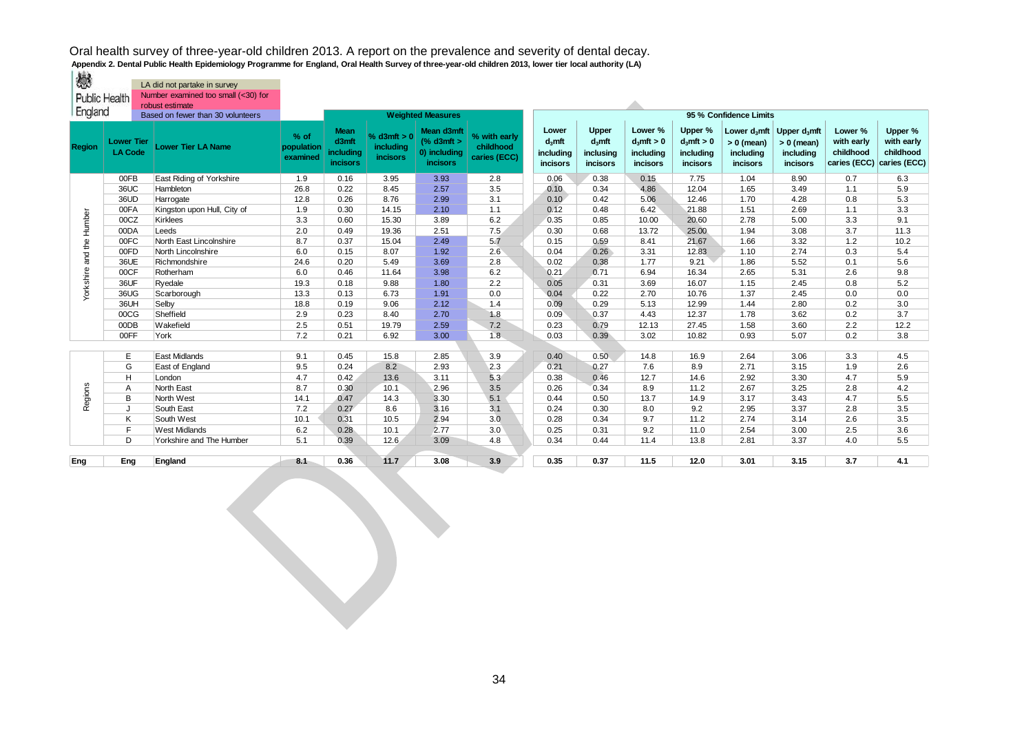# Oral health survey of three-year-old children 2013. A report on the prevalence and severity of dental decay.

**Appendix 2. Dental Public Health Epidemiology Programme for England, Oral Health Survey of three-year-old children 2013, lower tier local authority (LA)**

Public Health England

- LA did not partake in survey
- Number examined too small (<30) for robust estimate
- Based on fewer than 30 volunteers

| | | | | Weighted Measures | | | | 95 % Confidence Limits | | | | | | | |
|---|---|---|---|---|---|---|---|---|---|---|---|---|---|---|---|
| Region | Lower Tier LA Code | Lower Tier LA Name | % of population examined | Mean d3mft including incisors | % d3mft > 0 including incisors | Mean d3mft (% d3mft > 0) including incisors | % with early childhood caries (ECC) | Lower $d_3$mft including incisors | Upper $d_3$mft inclusing incisors | Lower % $d_3$mft > 0 including incisors | Upper % $d_3$mft > 0 including incisors | Lower $d_3$mft > 0 (mean) including incisors | Upper $d_3$mft > 0 (mean) including incisors | Lower % with early childhood caries (ECC) | Upper % with early childhood caries (ECC) |
| Yorkshire and the Humber | 00FB | East Riding of Yorkshire | 1.9 | 0.16 | 3.95 | 3.93 | 2.8 | 0.06 | 0.38 | 0.15 | 7.75 | 1.04 | 8.90 | 0.7 | 6.3 |
| | 36UC | Hambleton | 26.8 | 0.22 | 8.45 | 2.57 | 3.5 | 0.10 | 0.34 | 4.86 | 12.04 | 1.65 | 3.49 | 1.1 | 5.9 |
| | 36UD | Harrogate | 12.8 | 0.26 | 8.76 | 2.99 | 3.1 | 0.10 | 0.42 | 5.06 | 12.46 | 1.70 | 4.28 | 0.8 | 5.3 |
| | 00FA | Kingston upon Hull, City of | 1.9 | 0.30 | 14.15 | 2.10 | 1.1 | 0.12 | 0.48 | 6.42 | 21.88 | 1.51 | 2.69 | 1.1 | 3.3 |
| | 00CZ | Kirklees | 3.3 | 0.60 | 15.30 | 3.89 | 6.2 | 0.35 | 0.85 | 10.00 | 20.60 | 2.78 | 5.00 | 3.3 | 9.1 |
| | 00DA | Leeds | 2.0 | 0.49 | 19.36 | 2.51 | 7.5 | 0.30 | 0.68 | 13.72 | 25.00 | 1.94 | 3.08 | 3.7 | 11.3 |
| | 00FC | North East Lincolnshire | 8.7 | 0.37 | 15.04 | 2.49 | 5.7 | 0.15 | 0.59 | 8.41 | 21.67 | 1.66 | 3.32 | 1.2 | 10.2 |
| | 00FD | North Lincolnshire | 6.0 | 0.15 | 8.07 | 1.92 | 2.6 | 0.04 | 0.26 | 3.31 | 12.83 | 1.10 | 2.74 | 0.3 | 5.4 |
| | 36UE | Richmondshire | 24.6 | 0.20 | 5.49 | 3.69 | 2.8 | 0.02 | 0.38 | 1.77 | 9.21 | 1.86 | 5.52 | 0.1 | 5.6 |
| | 00CF | Rotherham | 6.0 | 0.46 | 11.64 | 3.98 | 6.2 | 0.21 | 0.71 | 6.94 | 16.34 | 2.65 | 5.31 | 2.6 | 9.8 |
| | 36UF | Ryedale | 19.3 | 0.18 | 9.88 | 1.80 | 2.2 | 0.05 | 0.31 | 3.69 | 16.07 | 1.15 | 2.45 | 0.8 | 5.2 |
| | 36UG | Scarborough | 13.3 | 0.13 | 6.73 | 1.91 | 0.0 | 0.04 | 0.22 | 2.70 | 10.76 | 1.37 | 2.45 | 0.0 | 0.0 |
| | 36UH | Selby | 18.8 | 0.19 | 9.06 | 2.12 | 1.4 | 0.09 | 0.29 | 5.13 | 12.99 | 1.44 | 2.80 | 0.2 | 3.0 |
| | 00CG | Sheffield | 2.9 | 0.23 | 8.40 | 2.70 | 1.8 | 0.09 | 0.37 | 4.43 | 12.37 | 1.78 | 3.62 | 0.2 | 3.7 |
| | 00DB | Wakefield | 2.5 | 0.51 | 19.79 | 2.59 | 7.2 | 0.23 | 0.79 | 12.13 | 27.45 | 1.58 | 3.60 | 2.2 | 12.2 |
| | 00FF | York | 7.2 | 0.21 | 6.92 | 3.00 | 1.8 | 0.03 | 0.39 | 3.02 | 10.82 | 0.93 | 5.07 | 0.2 | 3.8 |
| Regions | E | East Midlands | 9.1 | 0.45 | 15.8 | 2.85 | 3.9 | 0.40 | 0.50 | 14.8 | 16.9 | 2.64 | 3.06 | 3.3 | 4.5 |
| | G | East of England | 9.5 | 0.24 | 8.2 | 2.93 | 2.3 | 0.21 | 0.27 | 7.6 | 8.9 | 2.71 | 3.15 | 1.9 | 2.6 |
| | H | London | 4.7 | 0.42 | 13.6 | 3.11 | 5.3 | 0.38 | 0.46 | 12.7 | 14.6 | 2.92 | 3.30 | 4.7 | 5.9 |
| | A | North East | 8.7 | 0.30 | 10.1 | 2.96 | 3.5 | 0.26 | 0.34 | 8.9 | 11.2 | 2.67 | 3.25 | 2.8 | 4.2 |
| | B | North West | 14.1 | 0.47 | 14.3 | 3.30 | 5.1 | 0.44 | 0.50 | 13.7 | 14.9 | 3.17 | 3.43 | 4.7 | 5.5 |
| | J | South East | 7.2 | 0.27 | 8.6 | 3.16 | 3.1 | 0.24 | 0.30 | 8.0 | 9.2 | 2.95 | 3.37 | 2.8 | 3.5 |
| | K | South West | 10.1 | 0.31 | 10.5 | 2.94 | 3.0 | 0.28 | 0.34 | 9.7 | 11.2 | 2.74 | 3.14 | 2.6 | 3.5 |
| | F | West Midlands | 6.2 | 0.28 | 10.1 | 2.77 | 3.0 | 0.25 | 0.31 | 9.2 | 11.0 | 2.54 | 3.00 | 2.5 | 3.6 |
| | D | Yorkshire and The Humber | 5.1 | 0.39 | 12.6 | 3.09 | 4.8 | 0.34 | 0.44 | 11.4 | 13.8 | 2.81 | 3.37 | 4.0 | 5.5 |
| **Eng** | **Eng** | **England** | **8.1** | **0.36** | **11.7** | **3.08** | **3.9** | **0.35** | **0.37** | **11.5** | **12.0** | **3.01** | **3.15** | **3.7** | **4.1** |

DRAFT